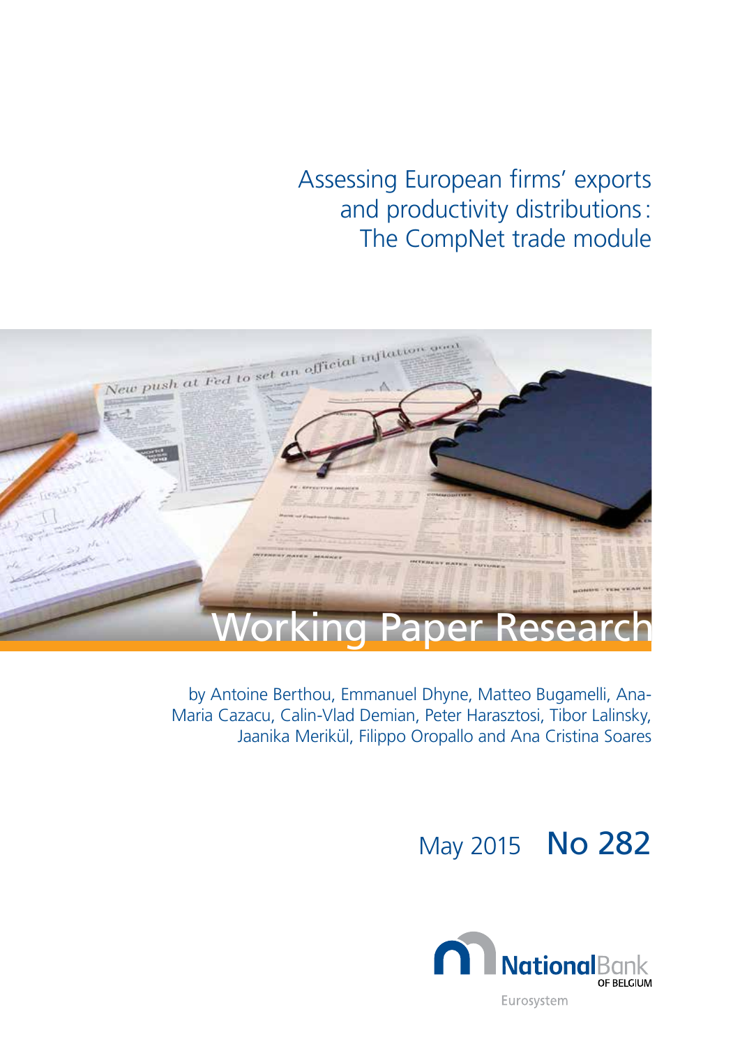# Assessing European firms' exports and productivity distributions: The CompNet trade module

Working Paper Research

by Antoine Berthou, Emmanuel Dhyne, Matteo Bugamelli, Ana-Maria Cazacu, Calin-Vlad Demian, Peter Harasztosi, Tibor Lalinsky, Jaanika Meriküll, Filippo Oropallo and Ana Cristina Soares

May 2015 **No 282**

NationalBank OF BELGIUM

Eurosystem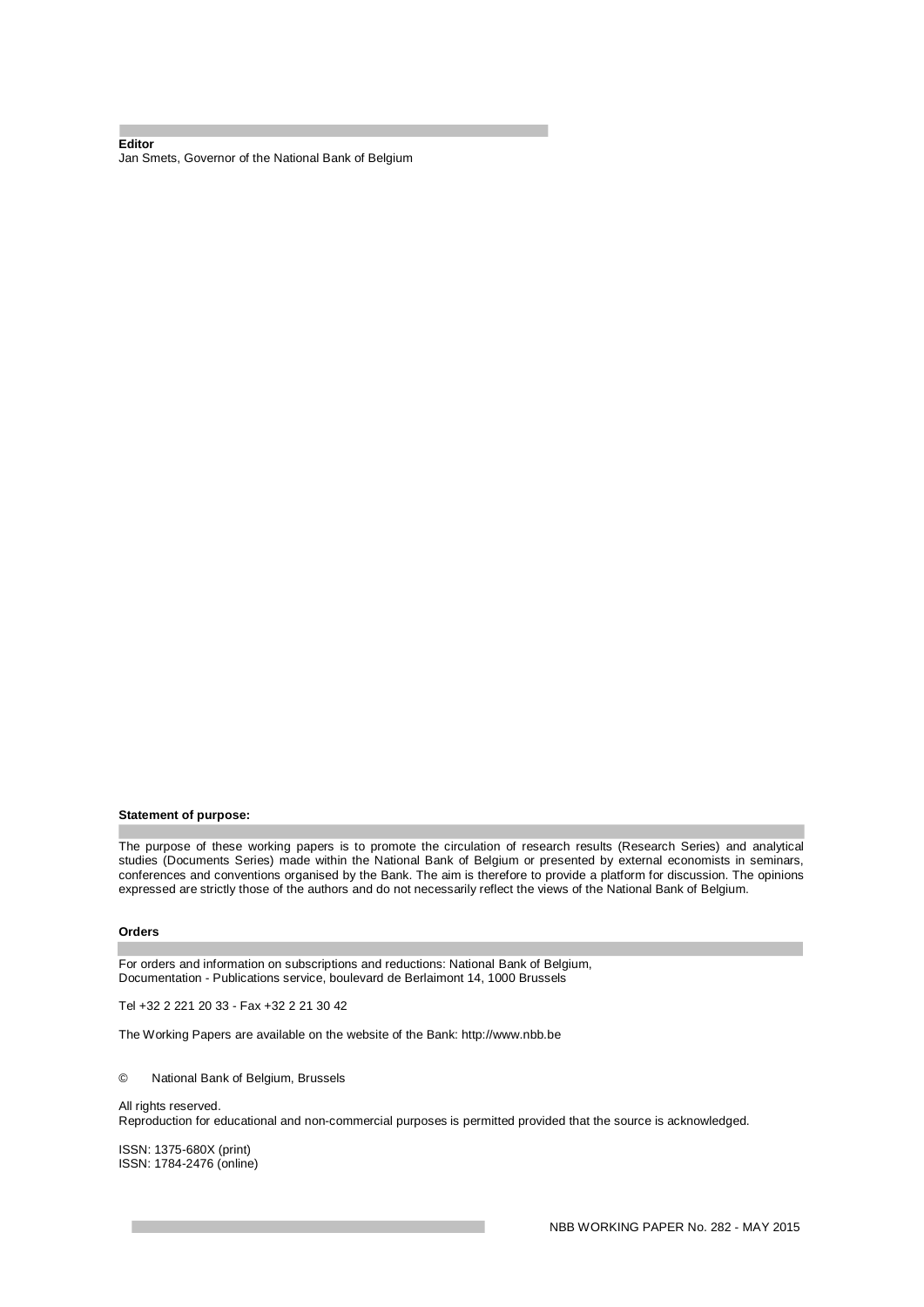**Editor**

Jan Smets, Governor of the National Bank of Belgium

**Statement of purpose:**

The purpose of these working papers is to promote the circulation of research results (Research Series) and analytical studies (Documents Series) made within the National Bank of Belgium or presented by external economists in seminars, conferences and conventions organised by the Bank. The aim is therefore to provide a platform for discussion. The opinions expressed are strictly those of the authors and do not necessarily reflect the views of the National Bank of Belgium.

**Orders**

For orders and information on subscriptions and reductions: National Bank of Belgium,
Documentation - Publications service, boulevard de Berlaimont 14, 1000 Brussels

Tel +32 2 221 20 33 - Fax +32 2 21 30 42

The Working Papers are available on the website of the Bank: http://www.nbb.be

© National Bank of Belgium, Brussels

All rights reserved.
Reproduction for educational and non-commercial purposes is permitted provided that the source is acknowledged.

ISSN: 1375-680X (print)
ISSN: 1784-2476 (online)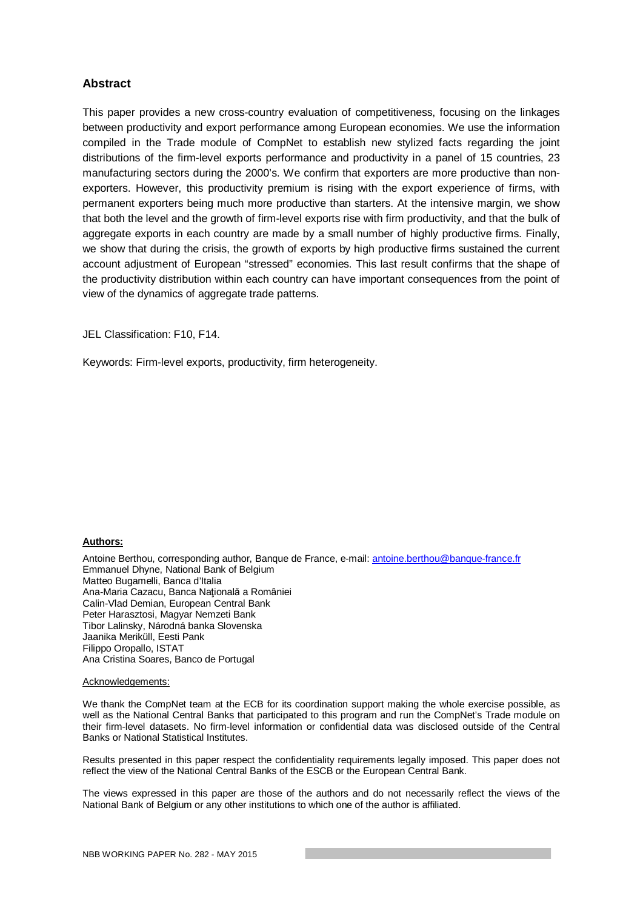## Abstract

This paper provides a new cross-country evaluation of competitiveness, focusing on the linkages between productivity and export performance among European economies. We use the information compiled in the Trade module of CompNet to establish new stylized facts regarding the joint distributions of the firm-level exports performance and productivity in a panel of 15 countries, 23 manufacturing sectors during the 2000's. We confirm that exporters are more productive than non-exporters. However, this productivity premium is rising with the export experience of firms, with permanent exporters being much more productive than starters. At the intensive margin, we show that both the level and the growth of firm-level exports rise with firm productivity, and that the bulk of aggregate exports in each country are made by a small number of highly productive firms. Finally, we show that during the crisis, the growth of exports by high productive firms sustained the current account adjustment of European "stressed" economies. This last result confirms that the shape of the productivity distribution within each country can have important consequences from the point of view of the dynamics of aggregate trade patterns.

JEL Classification: F10, F14.

Keywords: Firm-level exports, productivity, firm heterogeneity.

**Authors:**

Antoine Berthou, corresponding author, Banque de France, e-mail: antoine.berthou@banque-france.fr
Emmanuel Dhyne, National Bank of Belgium
Matteo Bugamelli, Banca d'Italia
Ana-Maria Cazacu, Banca Naţională a României
Calin-Vlad Demian, European Central Bank
Peter Harasztosi, Magyar Nemzeti Bank
Tibor Lalinsky, Národná banka Slovenska
Jaanika Meriküll, Eesti Pank
Filippo Oropallo, ISTAT
Ana Cristina Soares, Banco de Portugal

Acknowledgements:

We thank the CompNet team at the ECB for its coordination support making the whole exercise possible, as well as the National Central Banks that participated to this program and run the CompNet's Trade module on their firm-level datasets. No firm-level information or confidential data was disclosed outside of the Central Banks or National Statistical Institutes.

Results presented in this paper respect the confidentiality requirements legally imposed. This paper does not reflect the view of the National Central Banks of the ESCB or the European Central Bank.

The views expressed in this paper are those of the authors and do not necessarily reflect the views of the National Bank of Belgium or any other institutions to which one of the author is affiliated.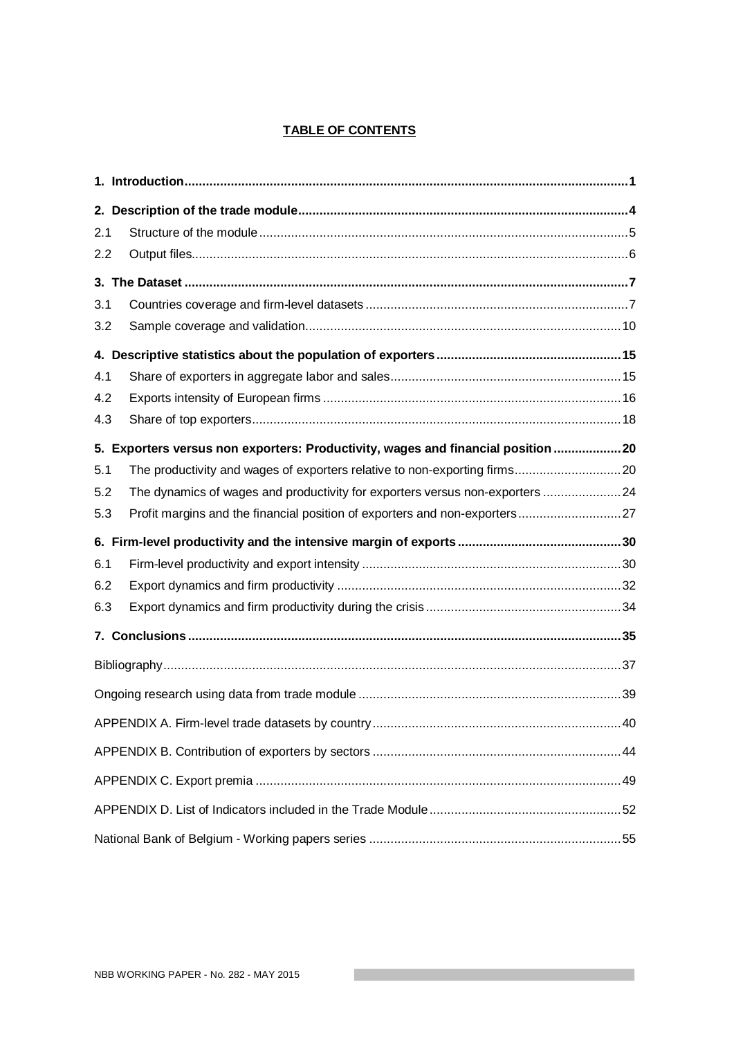# TABLE OF CONTENTS

| | | |
|---|---|---|
| **1.** | **Introduction** | **1** |
| **2.** | **Description of the trade module** | **4** |
| 2.1 | Structure of the module | 5 |
| 2.2 | Output files | 6 |
| **3.** | **The Dataset** | **7** |
| 3.1 | Countries coverage and firm-level datasets | 7 |
| 3.2 | Sample coverage and validation | 10 |
| **4.** | **Descriptive statistics about the population of exporters** | **15** |
| 4.1 | Share of exporters in aggregate labor and sales | 15 |
| 4.2 | Exports intensity of European firms | 16 |
| 4.3 | Share of top exporters | 18 |
| **5.** | **Exporters versus non exporters: Productivity, wages and financial position** | **20** |
| 5.1 | The productivity and wages of exporters relative to non-exporting firms | 20 |
| 5.2 | The dynamics of wages and productivity for exporters versus non-exporters | 24 |
| 5.3 | Profit margins and the financial position of exporters and non-exporters | 27 |
| **6.** | **Firm-level productivity and the intensive margin of exports** | **30** |
| 6.1 | Firm-level productivity and export intensity | 30 |
| 6.2 | Export dynamics and firm productivity | 32 |
| 6.3 | Export dynamics and firm productivity during the crisis | 34 |
| **7.** | **Conclusions** | **35** |
| | Bibliography | 37 |
| | Ongoing research using data from trade module | 39 |
| | APPENDIX A. Firm-level trade datasets by country | 40 |
| | APPENDIX B. Contribution of exporters by sectors | 44 |
| | APPENDIX C. Export premia | 49 |
| | APPENDIX D. List of Indicators included in the Trade Module | 52 |
| | National Bank of Belgium - Working papers series | 55 |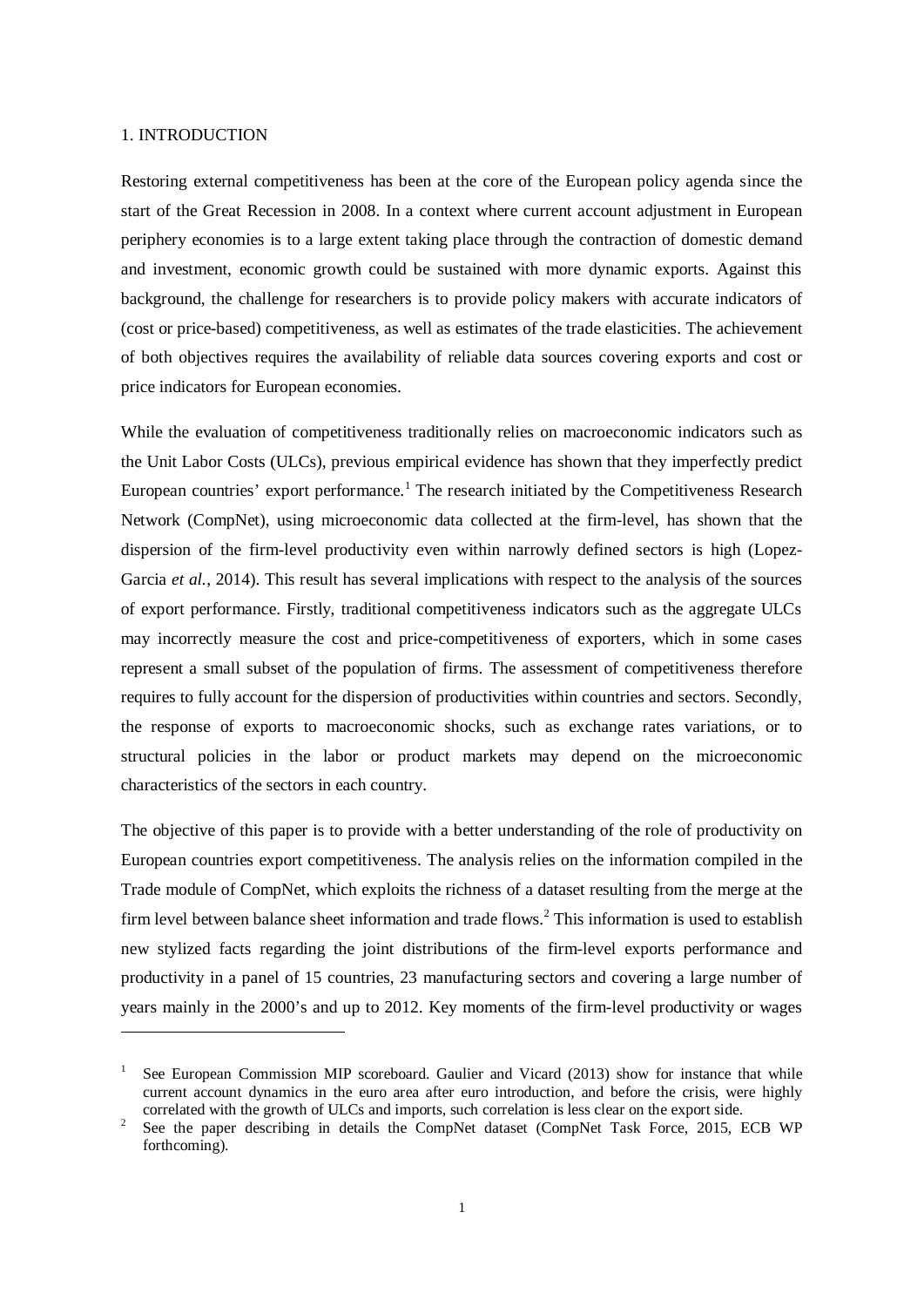# 1. INTRODUCTION

Restoring external competitiveness has been at the core of the European policy agenda since the start of the Great Recession in 2008. In a context where current account adjustment in European periphery economies is to a large extent taking place through the contraction of domestic demand and investment, economic growth could be sustained with more dynamic exports. Against this background, the challenge for researchers is to provide policy makers with accurate indicators of (cost or price-based) competitiveness, as well as estimates of the trade elasticities. The achievement of both objectives requires the availability of reliable data sources covering exports and cost or price indicators for European economies.

While the evaluation of competitiveness traditionally relies on macroeconomic indicators such as the Unit Labor Costs (ULCs), previous empirical evidence has shown that they imperfectly predict European countries' export performance.[1] The research initiated by the Competitiveness Research Network (CompNet), using microeconomic data collected at the firm-level, has shown that the dispersion of the firm-level productivity even within narrowly defined sectors is high (Lopez-Garcia *et al.*, 2014). This result has several implications with respect to the analysis of the sources of export performance. Firstly, traditional competitiveness indicators such as the aggregate ULCs may incorrectly measure the cost and price-competitiveness of exporters, which in some cases represent a small subset of the population of firms. The assessment of competitiveness therefore requires to fully account for the dispersion of productivities within countries and sectors. Secondly, the response of exports to macroeconomic shocks, such as exchange rates variations, or to structural policies in the labor or product markets may depend on the microeconomic characteristics of the sectors in each country.

The objective of this paper is to provide with a better understanding of the role of productivity on European countries export competitiveness. The analysis relies on the information compiled in the Trade module of CompNet, which exploits the richness of a dataset resulting from the merge at the firm level between balance sheet information and trade flows.[2] This information is used to establish new stylized facts regarding the joint distributions of the firm-level exports performance and productivity in a panel of 15 countries, 23 manufacturing sectors and covering a large number of years mainly in the 2000's and up to 2012. Key moments of the firm-level productivity or wages

---

[1] See European Commission MIP scoreboard. Gaulier and Vicard (2013) show for instance that while current account dynamics in the euro area after euro introduction, and before the crisis, were highly correlated with the growth of ULCs and imports, such correlation is less clear on the export side.

[2] See the paper describing in details the CompNet dataset (CompNet Task Force, 2015, ECB WP forthcoming).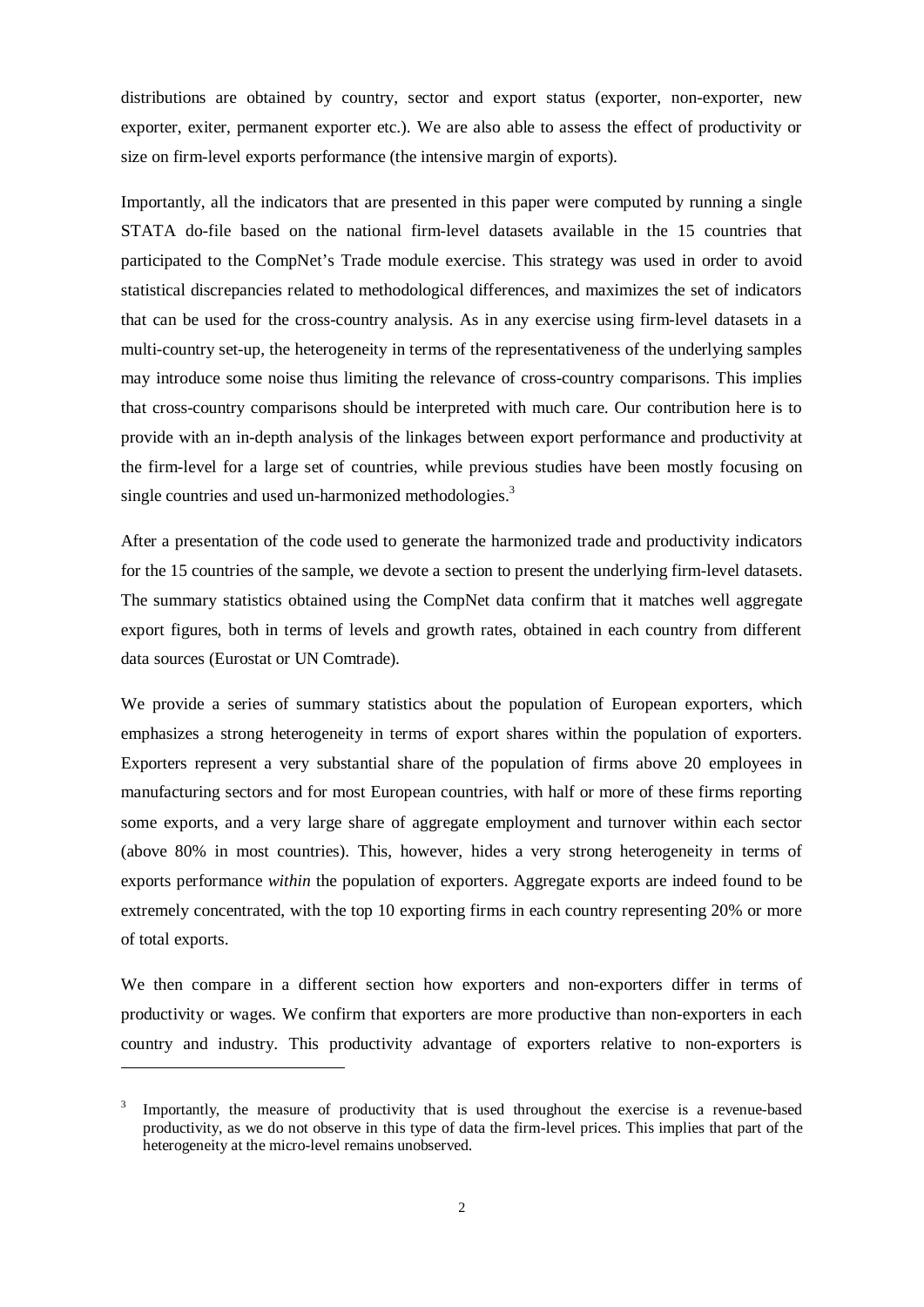distributions are obtained by country, sector and export status (exporter, non-exporter, new exporter, exiter, permanent exporter etc.). We are also able to assess the effect of productivity or size on firm-level exports performance (the intensive margin of exports).

Importantly, all the indicators that are presented in this paper were computed by running a single STATA do-file based on the national firm-level datasets available in the 15 countries that participated to the CompNet's Trade module exercise. This strategy was used in order to avoid statistical discrepancies related to methodological differences, and maximizes the set of indicators that can be used for the cross-country analysis. As in any exercise using firm-level datasets in a multi-country set-up, the heterogeneity in terms of the representativeness of the underlying samples may introduce some noise thus limiting the relevance of cross-country comparisons. This implies that cross-country comparisons should be interpreted with much care. Our contribution here is to provide with an in-depth analysis of the linkages between export performance and productivity at the firm-level for a large set of countries, while previous studies have been mostly focusing on single countries and used un-harmonized methodologies.[3]

After a presentation of the code used to generate the harmonized trade and productivity indicators for the 15 countries of the sample, we devote a section to present the underlying firm-level datasets. The summary statistics obtained using the CompNet data confirm that it matches well aggregate export figures, both in terms of levels and growth rates, obtained in each country from different data sources (Eurostat or UN Comtrade).

We provide a series of summary statistics about the population of European exporters, which emphasizes a strong heterogeneity in terms of export shares within the population of exporters. Exporters represent a very substantial share of the population of firms above 20 employees in manufacturing sectors and for most European countries, with half or more of these firms reporting some exports, and a very large share of aggregate employment and turnover within each sector (above 80% in most countries). This, however, hides a very strong heterogeneity in terms of exports performance *within* the population of exporters. Aggregate exports are indeed found to be extremely concentrated, with the top 10 exporting firms in each country representing 20% or more of total exports.

We then compare in a different section how exporters and non-exporters differ in terms of productivity or wages. We confirm that exporters are more productive than non-exporters in each country and industry. This productivity advantage of exporters relative to non-exporters is

---

[3] Importantly, the measure of productivity that is used throughout the exercise is a revenue-based productivity, as we do not observe in this type of data the firm-level prices. This implies that part of the heterogeneity at the micro-level remains unobserved.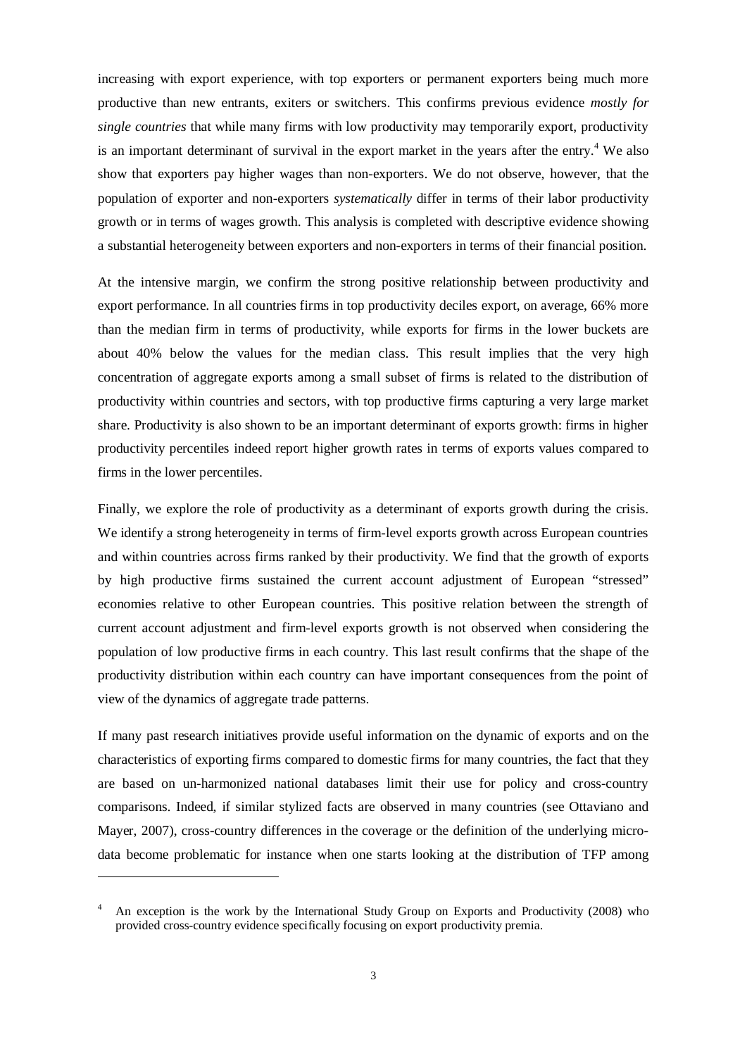increasing with export experience, with top exporters or permanent exporters being much more productive than new entrants, exiters or switchers. This confirms previous evidence *mostly for single countries* that while many firms with low productivity may temporarily export, productivity is an important determinant of survival in the export market in the years after the entry.[4] We also show that exporters pay higher wages than non-exporters. We do not observe, however, that the population of exporter and non-exporters *systematically* differ in terms of their labor productivity growth or in terms of wages growth. This analysis is completed with descriptive evidence showing a substantial heterogeneity between exporters and non-exporters in terms of their financial position.

At the intensive margin, we confirm the strong positive relationship between productivity and export performance. In all countries firms in top productivity deciles export, on average, 66% more than the median firm in terms of productivity, while exports for firms in the lower buckets are about 40% below the values for the median class. This result implies that the very high concentration of aggregate exports among a small subset of firms is related to the distribution of productivity within countries and sectors, with top productive firms capturing a very large market share. Productivity is also shown to be an important determinant of exports growth: firms in higher productivity percentiles indeed report higher growth rates in terms of exports values compared to firms in the lower percentiles.

Finally, we explore the role of productivity as a determinant of exports growth during the crisis. We identify a strong heterogeneity in terms of firm-level exports growth across European countries and within countries across firms ranked by their productivity. We find that the growth of exports by high productive firms sustained the current account adjustment of European "stressed" economies relative to other European countries. This positive relation between the strength of current account adjustment and firm-level exports growth is not observed when considering the population of low productive firms in each country. This last result confirms that the shape of the productivity distribution within each country can have important consequences from the point of view of the dynamics of aggregate trade patterns.

If many past research initiatives provide useful information on the dynamic of exports and on the characteristics of exporting firms compared to domestic firms for many countries, the fact that they are based on un-harmonized national databases limit their use for policy and cross-country comparisons. Indeed, if similar stylized facts are observed in many countries (see Ottaviano and Mayer, 2007), cross-country differences in the coverage or the definition of the underlying micro-data become problematic for instance when one starts looking at the distribution of TFP among

[4] An exception is the work by the International Study Group on Exports and Productivity (2008) who provided cross-country evidence specifically focusing on export productivity premia.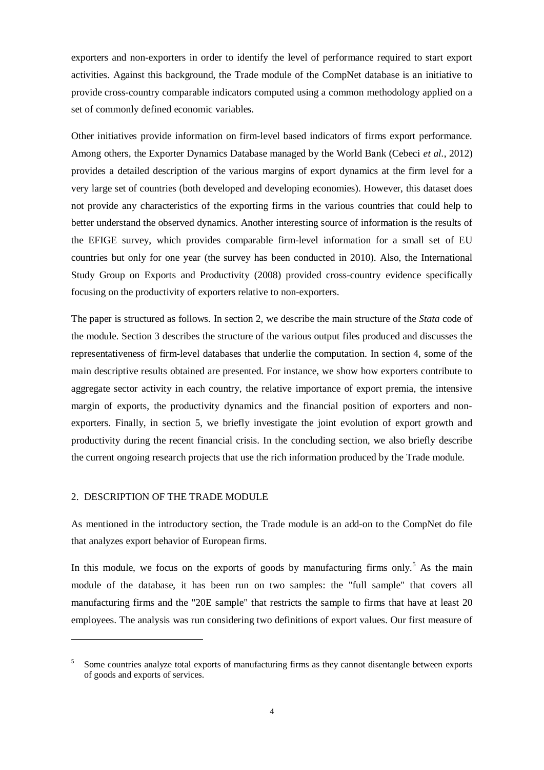exporters and non-exporters in order to identify the level of performance required to start export activities. Against this background, the Trade module of the CompNet database is an initiative to provide cross-country comparable indicators computed using a common methodology applied on a set of commonly defined economic variables.

Other initiatives provide information on firm-level based indicators of firms export performance. Among others, the Exporter Dynamics Database managed by the World Bank (Cebeci *et al.*, 2012) provides a detailed description of the various margins of export dynamics at the firm level for a very large set of countries (both developed and developing economies). However, this dataset does not provide any characteristics of the exporting firms in the various countries that could help to better understand the observed dynamics. Another interesting source of information is the results of the EFIGE survey, which provides comparable firm-level information for a small set of EU countries but only for one year (the survey has been conducted in 2010). Also, the International Study Group on Exports and Productivity (2008) provided cross-country evidence specifically focusing on the productivity of exporters relative to non-exporters.

The paper is structured as follows. In section 2, we describe the main structure of the *Stata* code of the module. Section 3 describes the structure of the various output files produced and discusses the representativeness of firm-level databases that underlie the computation. In section 4, some of the main descriptive results obtained are presented. For instance, we show how exporters contribute to aggregate sector activity in each country, the relative importance of export premia, the intensive margin of exports, the productivity dynamics and the financial position of exporters and non-exporters. Finally, in section 5, we briefly investigate the joint evolution of export growth and productivity during the recent financial crisis. In the concluding section, we also briefly describe the current ongoing research projects that use the rich information produced by the Trade module.

## 2. DESCRIPTION OF THE TRADE MODULE

As mentioned in the introductory section, the Trade module is an add-on to the CompNet do file that analyzes export behavior of European firms.

In this module, we focus on the exports of goods by manufacturing firms only.[5] As the main module of the database, it has been run on two samples: the "full sample" that covers all manufacturing firms and the "20E sample" that restricts the sample to firms that have at least 20 employees. The analysis was run considering two definitions of export values. Our first measure of

---

[5] Some countries analyze total exports of manufacturing firms as they cannot disentangle between exports of goods and exports of services.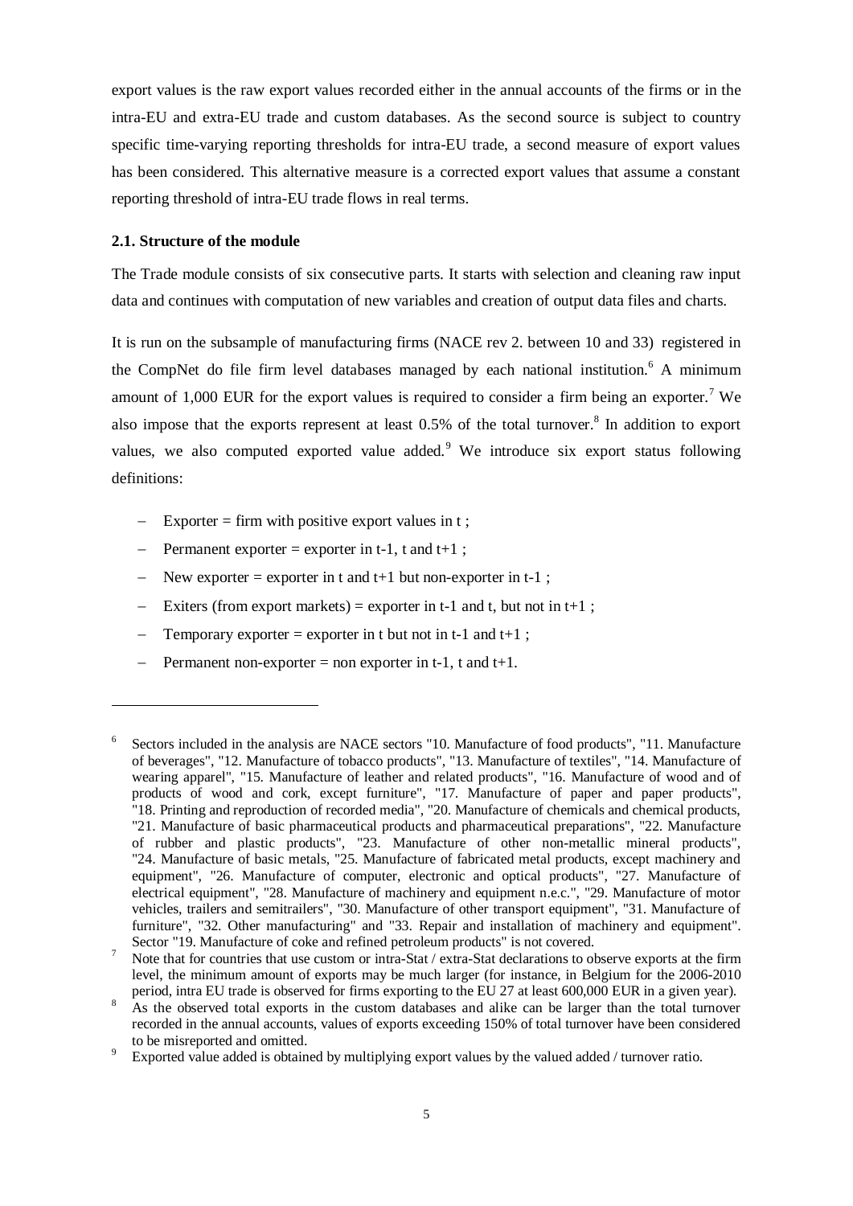export values is the raw export values recorded either in the annual accounts of the firms or in the intra-EU and extra-EU trade and custom databases. As the second source is subject to country specific time-varying reporting thresholds for intra-EU trade, a second measure of export values has been considered. This alternative measure is a corrected export values that assume a constant reporting threshold of intra-EU trade flows in real terms.

### 2.1. Structure of the module

The Trade module consists of six consecutive parts. It starts with selection and cleaning raw input data and continues with computation of new variables and creation of output data files and charts.

It is run on the subsample of manufacturing firms (NACE rev 2. between 10 and 33) registered in the CompNet do file firm level databases managed by each national institution.[6] A minimum amount of 1,000 EUR for the export values is required to consider a firm being an exporter.[7] We also impose that the exports represent at least 0.5% of the total turnover.[8] In addition to export values, we also computed exported value added.[9] We introduce six export status following definitions:

- Exporter = firm with positive export values in t ;
- Permanent exporter = exporter in t-1, t and t+1 ;
- New exporter = exporter in t and t+1 but non-exporter in t-1 ;
- Exiters (from export markets) = exporter in t-1 and t, but not in t+1 ;
- Temporary exporter = exporter in t but not in t-1 and t+1 ;
- Permanent non-exporter = non exporter in t-1, t and t+1.

---

[6] Sectors included in the analysis are NACE sectors "10. Manufacture of food products", "11. Manufacture of beverages", "12. Manufacture of tobacco products", "13. Manufacture of textiles", "14. Manufacture of wearing apparel", "15. Manufacture of leather and related products", "16. Manufacture of wood and of products of wood and cork, except furniture", "17. Manufacture of paper and paper products", "18. Printing and reproduction of recorded media", "20. Manufacture of chemicals and chemical products, "21. Manufacture of basic pharmaceutical products and pharmaceutical preparations", "22. Manufacture of rubber and plastic products", "23. Manufacture of other non-metallic mineral products", "24. Manufacture of basic metals, "25. Manufacture of fabricated metal products, except machinery and equipment", "26. Manufacture of computer, electronic and optical products", "27. Manufacture of electrical equipment", "28. Manufacture of machinery and equipment n.e.c.", "29. Manufacture of motor vehicles, trailers and semitrailers", "30. Manufacture of other transport equipment", "31. Manufacture of furniture", "32. Other manufacturing" and "33. Repair and installation of machinery and equipment". Sector "19. Manufacture of coke and refined petroleum products" is not covered.

[7] Note that for countries that use custom or intra-Stat / extra-Stat declarations to observe exports at the firm level, the minimum amount of exports may be much larger (for instance, in Belgium for the 2006-2010 period, intra EU trade is observed for firms exporting to the EU 27 at least 600,000 EUR in a given year).

[8] As the observed total exports in the custom databases and alike can be larger than the total turnover recorded in the annual accounts, values of exports exceeding 150% of total turnover have been considered to be misreported and omitted.

[9] Exported value added is obtained by multiplying export values by the valued added / turnover ratio.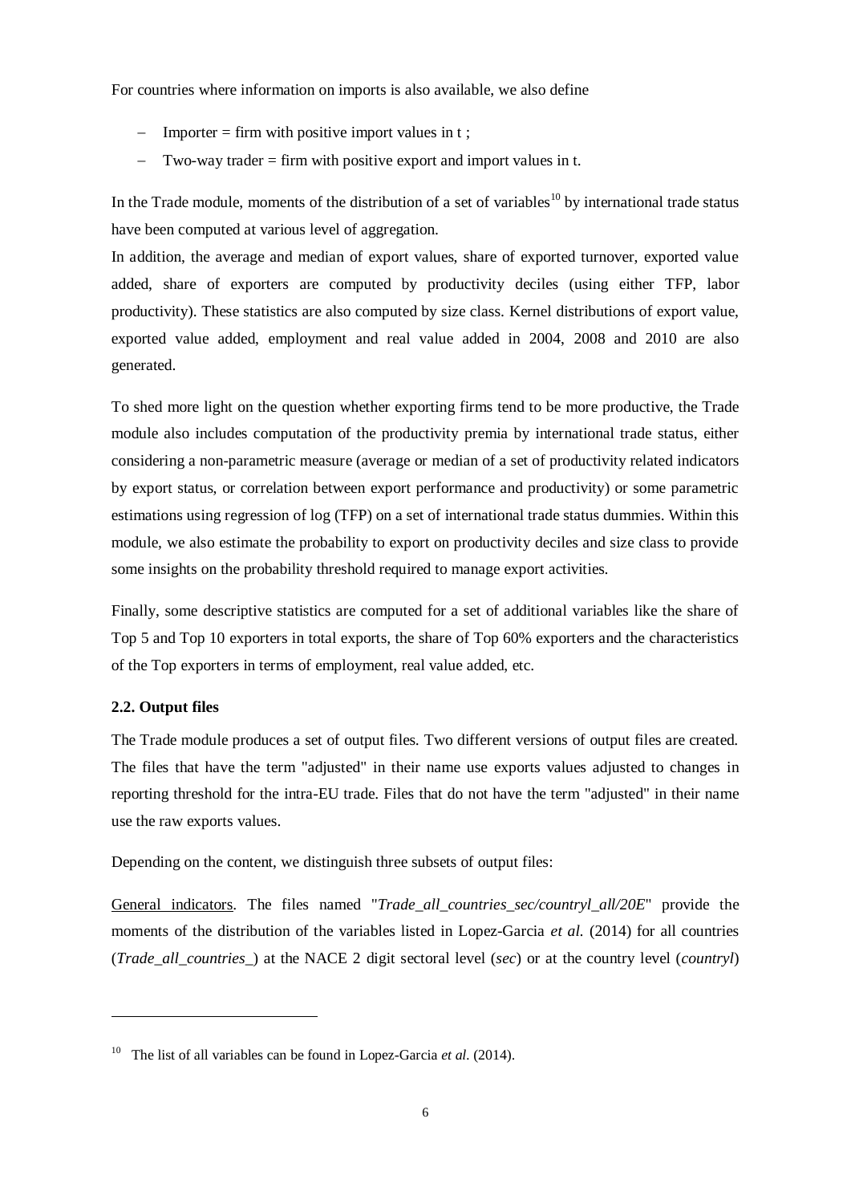For countries where information on imports is also available, we also define

- Importer = firm with positive import values in t ;
- Two-way trader = firm with positive export and import values in t.

In the Trade module, moments of the distribution of a set of variables[10] by international trade status have been computed at various level of aggregation.

In addition, the average and median of export values, share of exported turnover, exported value added, share of exporters are computed by productivity deciles (using either TFP, labor productivity). These statistics are also computed by size class. Kernel distributions of export value, exported value added, employment and real value added in 2004, 2008 and 2010 are also generated.

To shed more light on the question whether exporting firms tend to be more productive, the Trade module also includes computation of the productivity premia by international trade status, either considering a non-parametric measure (average or median of a set of productivity related indicators by export status, or correlation between export performance and productivity) or some parametric estimations using regression of log (TFP) on a set of international trade status dummies. Within this module, we also estimate the probability to export on productivity deciles and size class to provide some insights on the probability threshold required to manage export activities.

Finally, some descriptive statistics are computed for a set of additional variables like the share of Top 5 and Top 10 exporters in total exports, the share of Top 60% exporters and the characteristics of the Top exporters in terms of employment, real value added, etc.

**2.2. Output files**

The Trade module produces a set of output files. Two different versions of output files are created. The files that have the term "adjusted" in their name use exports values adjusted to changes in reporting threshold for the intra-EU trade. Files that do not have the term "adjusted" in their name use the raw exports values.

Depending on the content, we distinguish three subsets of output files:

General indicators. The files named "*Trade_all_countries_sec/countryl_all/20E*" provide the moments of the distribution of the variables listed in Lopez-Garcia *et al.* (2014) for all countries (*Trade_all_countries_*) at the NACE 2 digit sectoral level (*sec*) or at the country level (*countryl*)

[10] The list of all variables can be found in Lopez-Garcia *et al.* (2014).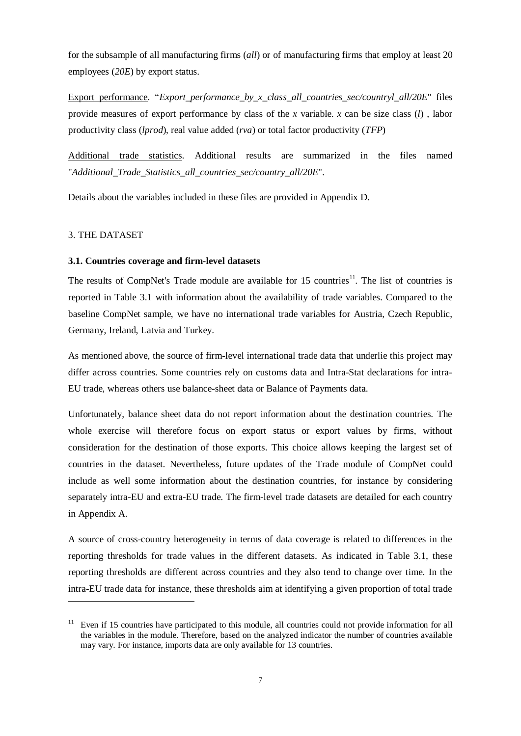for the subsample of all manufacturing firms (*all*) or of manufacturing firms that employ at least 20 employees (*20E*) by export status.

Export performance. "*Export_performance_by_x_class_all_countries_sec/countryl_all/20E*" files provide measures of export performance by class of the *x* variable. *x* can be size class (*l*) , labor productivity class (*lprod*), real value added (*rva*) or total factor productivity (*TFP*)

Additional trade statistics. Additional results are summarized in the files named "*Additional_Trade_Statistics_all_countries_sec/country_all/20E*".

Details about the variables included in these files are provided in Appendix D.

## 3. THE DATASET

### 3.1. Countries coverage and firm-level datasets

The results of CompNet's Trade module are available for 15 countries[11]. The list of countries is reported in Table 3.1 with information about the availability of trade variables. Compared to the baseline CompNet sample, we have no international trade variables for Austria, Czech Republic, Germany, Ireland, Latvia and Turkey.

As mentioned above, the source of firm-level international trade data that underlie this project may differ across countries. Some countries rely on customs data and Intra-Stat declarations for intra-EU trade, whereas others use balance-sheet data or Balance of Payments data.

Unfortunately, balance sheet data do not report information about the destination countries. The whole exercise will therefore focus on export status or export values by firms, without consideration for the destination of those exports. This choice allows keeping the largest set of countries in the dataset. Nevertheless, future updates of the Trade module of CompNet could include as well some information about the destination countries, for instance by considering separately intra-EU and extra-EU trade. The firm-level trade datasets are detailed for each country in Appendix A.

A source of cross-country heterogeneity in terms of data coverage is related to differences in the reporting thresholds for trade values in the different datasets. As indicated in Table 3.1, these reporting thresholds are different across countries and they also tend to change over time. In the intra-EU trade data for instance, these thresholds aim at identifying a given proportion of total trade

[11] Even if 15 countries have participated to this module, all countries could not provide information for all the variables in the module. Therefore, based on the analyzed indicator the number of countries available may vary. For instance, imports data are only available for 13 countries.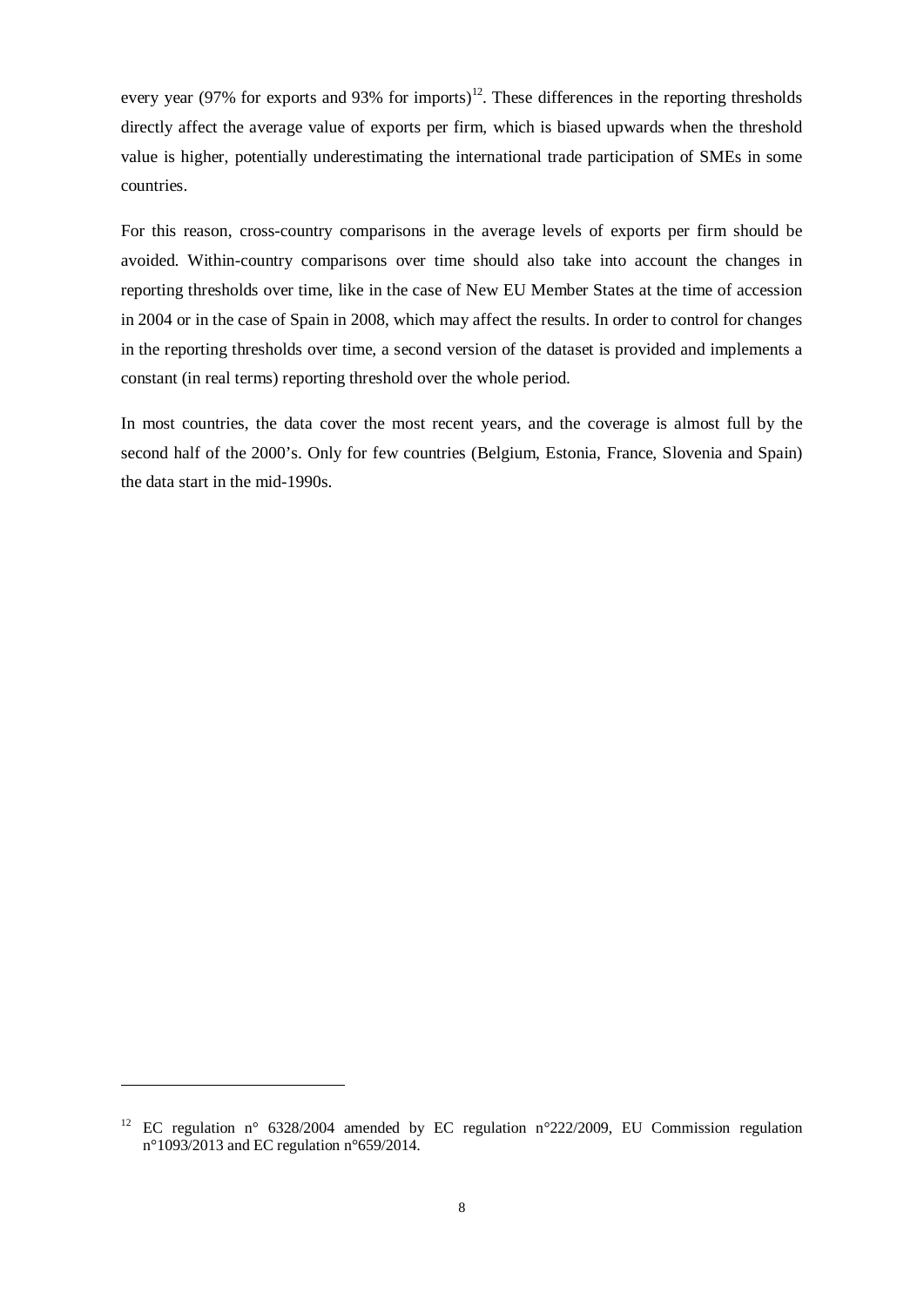every year (97% for exports and 93% for imports)[12]. These differences in the reporting thresholds directly affect the average value of exports per firm, which is biased upwards when the threshold value is higher, potentially underestimating the international trade participation of SMEs in some countries.

For this reason, cross-country comparisons in the average levels of exports per firm should be avoided. Within-country comparisons over time should also take into account the changes in reporting thresholds over time, like in the case of New EU Member States at the time of accession in 2004 or in the case of Spain in 2008, which may affect the results. In order to control for changes in the reporting thresholds over time, a second version of the dataset is provided and implements a constant (in real terms) reporting threshold over the whole period.

In most countries, the data cover the most recent years, and the coverage is almost full by the second half of the 2000's. Only for few countries (Belgium, Estonia, France, Slovenia and Spain) the data start in the mid-1990s.

---

[12] EC regulation n° 6328/2004 amended by EC regulation n°222/2009, EU Commission regulation n°1093/2013 and EC regulation n°659/2014.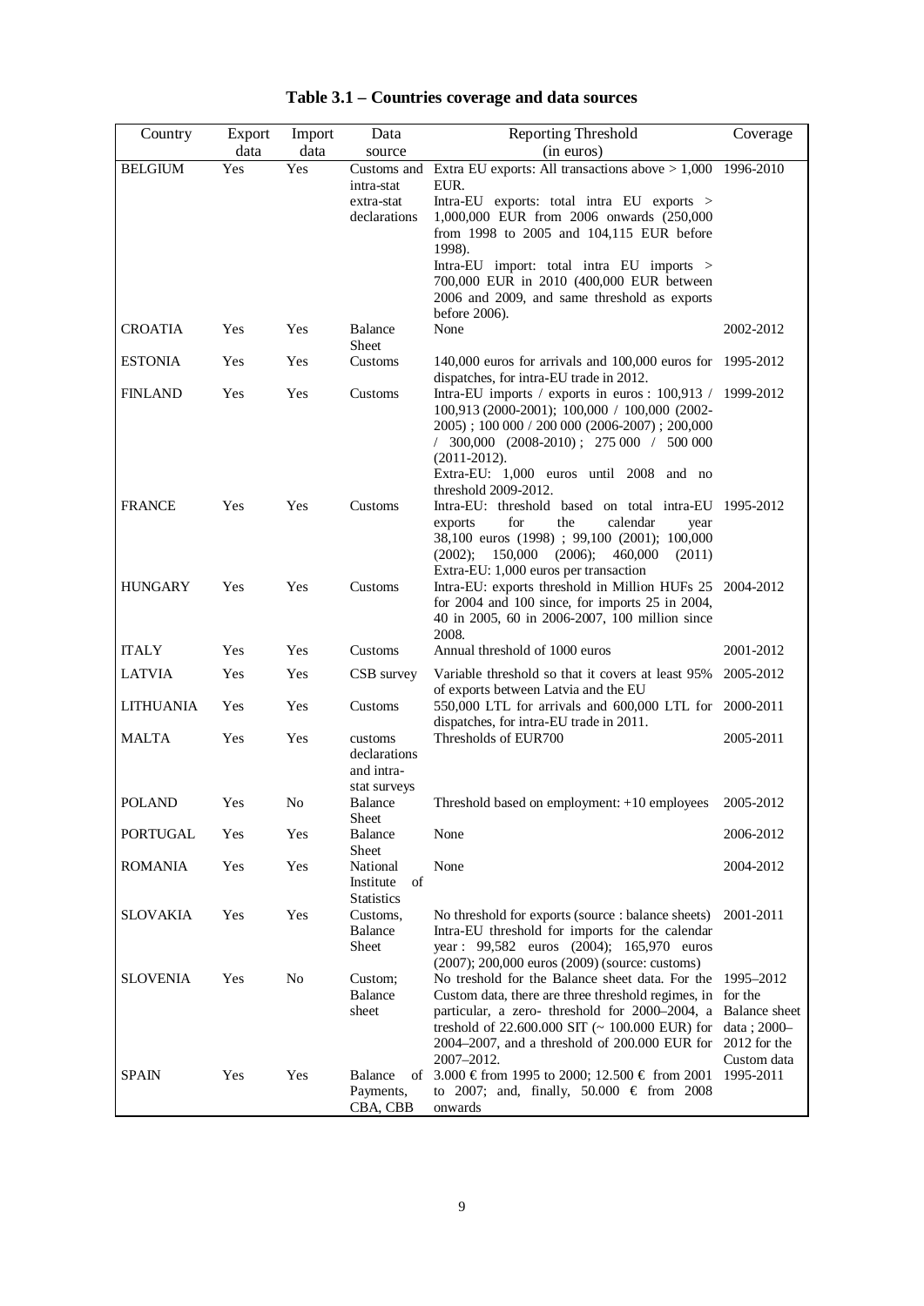**Table 3.1 – Countries coverage and data sources**

| Country | Export data | Import data | Data source | Reporting Threshold (in euros) | Coverage |
|---|---|---|---|---|---|
| BELGIUM | Yes | Yes | Customs and intra-stat extra-stat declarations | Extra EU exports: All transactions above > 1,000 EUR. Intra-EU exports: total intra EU exports > 1,000,000 EUR from 2006 onwards (250,000 from 1998 to 2005 and 104,115 EUR before 1998). Intra-EU import: total intra EU imports > 700,000 EUR in 2010 (400,000 EUR between 2006 and 2009, and same threshold as exports before 2006). | 1996-2010 |
| CROATIA | Yes | Yes | Balance Sheet | None | 2002-2012 |
| ESTONIA | Yes | Yes | Customs | 140,000 euros for arrivals and 100,000 euros for dispatches, for intra-EU trade in 2012. | 1995-2012 |
| FINLAND | Yes | Yes | Customs | Intra-EU imports / exports in euros : 100,913 / 100,913 (2000-2001); 100,000 / 100,000 (2002-2005) ; 100 000 / 200 000 (2006-2007) ; 200,000 / 300,000 (2008-2010) ; 275 000 / 500 000 (2011-2012). Extra-EU: 1,000 euros until 2008 and no threshold 2009-2012. | 1999-2012 |
| FRANCE | Yes | Yes | Customs | Intra-EU: threshold based on total intra-EU exports for the calendar year 38,100 euros (1998) ; 99,100 (2001); 100,000 (2002); 150,000 (2006); 460,000 (2011) Extra-EU: 1,000 euros per transaction | 1995-2012 |
| HUNGARY | Yes | Yes | Customs | Intra-EU: exports threshold in Million HUFs 25 for 2004 and 100 since, for imports 25 in 2004, 40 in 2005, 60 in 2006-2007, 100 million since 2008. | 2004-2012 |
| ITALY | Yes | Yes | Customs | Annual threshold of 1000 euros | 2001-2012 |
| LATVIA | Yes | Yes | CSB survey | Variable threshold so that it covers at least 95% of exports between Latvia and the EU | 2005-2012 |
| LITHUANIA | Yes | Yes | Customs | 550,000 LTL for arrivals and 600,000 LTL for dispatches, for intra-EU trade in 2011. | 2000-2011 |
| MALTA | Yes | Yes | customs declarations and intra-stat surveys | Thresholds of EUR700 | 2005-2011 |
| POLAND | Yes | No | Balance Sheet | Threshold based on employment: +10 employees | 2005-2012 |
| PORTUGAL | Yes | Yes | Balance Sheet | None | 2006-2012 |
| ROMANIA | Yes | Yes | National Institute of Statistics | None | 2004-2012 |
| SLOVAKIA | Yes | Yes | Customs, Balance Sheet | No threshold for exports (source : balance sheets) Intra-EU threshold for imports for the calendar year : 99,582 euros (2004); 165,970 euros (2007); 200,000 euros (2009) (source: customs) | 2001-2011 |
| SLOVENIA | Yes | No | Custom; Balance sheet | No treshold for the Balance sheet data. For the Custom data, there are three threshold regimes, in particular, a zero- threshold for 2000–2004, a treshold of 22.600.000 SIT (~ 100.000 EUR) for 2004–2007, and a threshold of 200.000 EUR for 2007–2012. | 1995–2012 for the Balance sheet data ; 2000–2012 for the Custom data |
| SPAIN | Yes | Yes | Balance of Payments, CBA, CBB | 3.000 € from 1995 to 2000; 12.500 € from 2001 to 2007; and, finally, 50.000 € from 2008 onwards | 1995-2011 |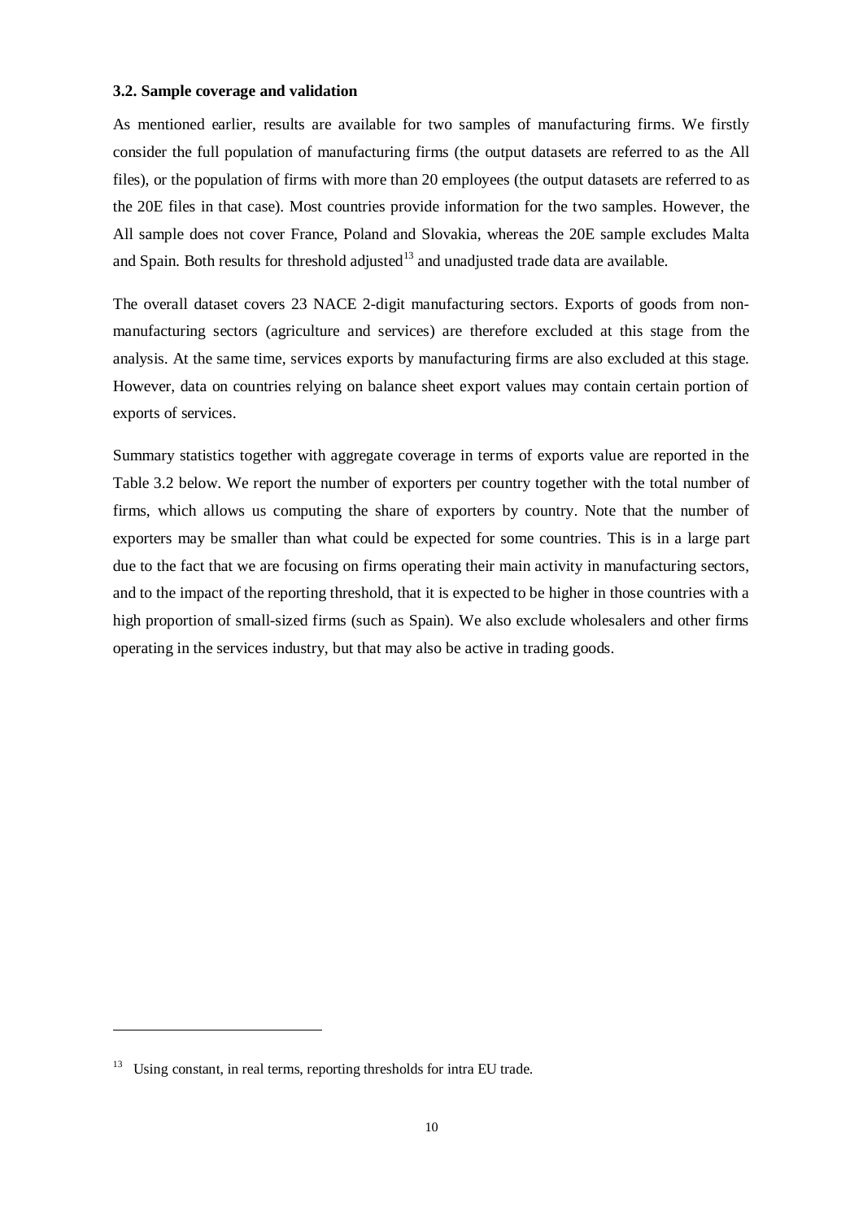### 3.2. Sample coverage and validation

As mentioned earlier, results are available for two samples of manufacturing firms. We firstly consider the full population of manufacturing firms (the output datasets are referred to as the All files), or the population of firms with more than 20 employees (the output datasets are referred to as the 20E files in that case). Most countries provide information for the two samples. However, the All sample does not cover France, Poland and Slovakia, whereas the 20E sample excludes Malta and Spain. Both results for threshold adjusted[13] and unadjusted trade data are available.

The overall dataset covers 23 NACE 2-digit manufacturing sectors. Exports of goods from non-manufacturing sectors (agriculture and services) are therefore excluded at this stage from the analysis. At the same time, services exports by manufacturing firms are also excluded at this stage. However, data on countries relying on balance sheet export values may contain certain portion of exports of services.

Summary statistics together with aggregate coverage in terms of exports value are reported in the Table 3.2 below. We report the number of exporters per country together with the total number of firms, which allows us computing the share of exporters by country. Note that the number of exporters may be smaller than what could be expected for some countries. This is in a large part due to the fact that we are focusing on firms operating their main activity in manufacturing sectors, and to the impact of the reporting threshold, that it is expected to be higher in those countries with a high proportion of small-sized firms (such as Spain). We also exclude wholesalers and other firms operating in the services industry, but that may also be active in trading goods.

[13] Using constant, in real terms, reporting thresholds for intra EU trade.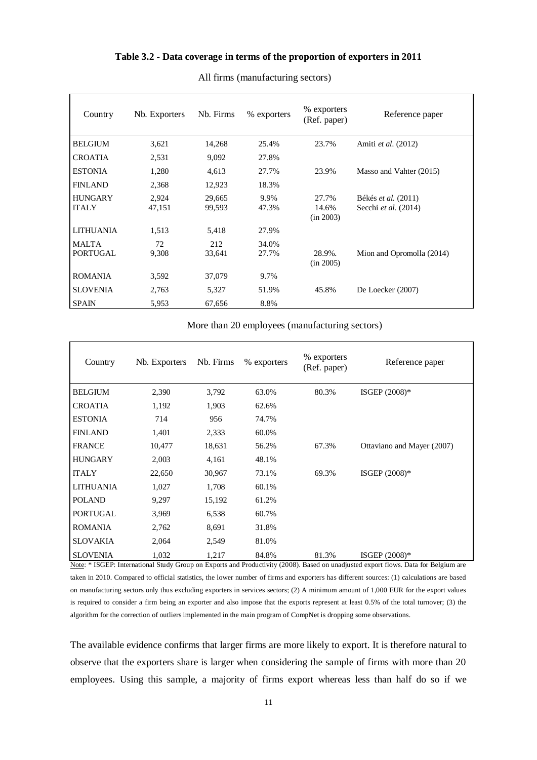**Table 3.2 - Data coverage in terms of the proportion of exporters in 2011**

All firms (manufacturing sectors)

| Country | Nb. Exporters | Nb. Firms | % exporters | % exporters (Ref. paper) | Reference paper |
|---|---|---|---|---|---|
| BELGIUM | 3,621 | 14,268 | 25.4% | 23.7% | Amiti *et al.* (2012) |
| CROATIA | 2,531 | 9,092 | 27.8% | | |
| ESTONIA | 1,280 | 4,613 | 27.7% | 23.9% | Masso and Vahter (2015) |
| FINLAND | 2,368 | 12,923 | 18.3% | | |
| HUNGARY | 2,924 | 29,665 | 9.9% | 27.7% | Békés *et al.* (2011) |
| ITALY | 47,151 | 99,593 | 47.3% | 14.6% (in 2003) | Secchi *et al.* (2014) |
| LITHUANIA | 1,513 | 5,418 | 27.9% | | |
| MALTA | 72 | 212 | 34.0% | | |
| PORTUGAL | 9,308 | 33,641 | 27.7% | 28.9%. (in 2005) | Mion and Opromolla (2014) |
| ROMANIA | 3,592 | 37,079 | 9.7% | | |
| SLOVENIA | 2,763 | 5,327 | 51.9% | 45.8% | De Loecker (2007) |
| SPAIN | 5,953 | 67,656 | 8.8% | | |

More than 20 employees (manufacturing sectors)

| Country | Nb. Exporters | Nb. Firms | % exporters | % exporters (Ref. paper) | Reference paper |
|---|---|---|---|---|---|
| BELGIUM | 2,390 | 3,792 | 63.0% | 80.3% | ISGEP (2008)* |
| CROATIA | 1,192 | 1,903 | 62.6% | | |
| ESTONIA | 714 | 956 | 74.7% | | |
| FINLAND | 1,401 | 2,333 | 60.0% | | |
| FRANCE | 10,477 | 18,631 | 56.2% | 67.3% | Ottaviano and Mayer (2007) |
| HUNGARY | 2,003 | 4,161 | 48.1% | | |
| ITALY | 22,650 | 30,967 | 73.1% | 69.3% | ISGEP (2008)* |
| LITHUANIA | 1,027 | 1,708 | 60.1% | | |
| POLAND | 9,297 | 15,192 | 61.2% | | |
| PORTUGAL | 3,969 | 6,538 | 60.7% | | |
| ROMANIA | 2,762 | 8,691 | 31.8% | | |
| SLOVAKIA | 2,064 | 2,549 | 81.0% | | |
| SLOVENIA | 1,032 | 1,217 | 84.8% | 81.3% | ISGEP (2008)* |

Note: * ISGEP: International Study Group on Exports and Productivity (2008). Based on unadjusted export flows. Data for Belgium are taken in 2010. Compared to official statistics, the lower number of firms and exporters has different sources: (1) calculations are based on manufacturing sectors only thus excluding exporters in services sectors; (2) A minimum amount of 1,000 EUR for the export values is required to consider a firm being an exporter and also impose that the exports represent at least 0.5% of the total turnover; (3) the algorithm for the correction of outliers implemented in the main program of CompNet is dropping some observations.

The available evidence confirms that larger firms are more likely to export. It is therefore natural to observe that the exporters share is larger when considering the sample of firms with more than 20 employees. Using this sample, a majority of firms export whereas less than half do so if we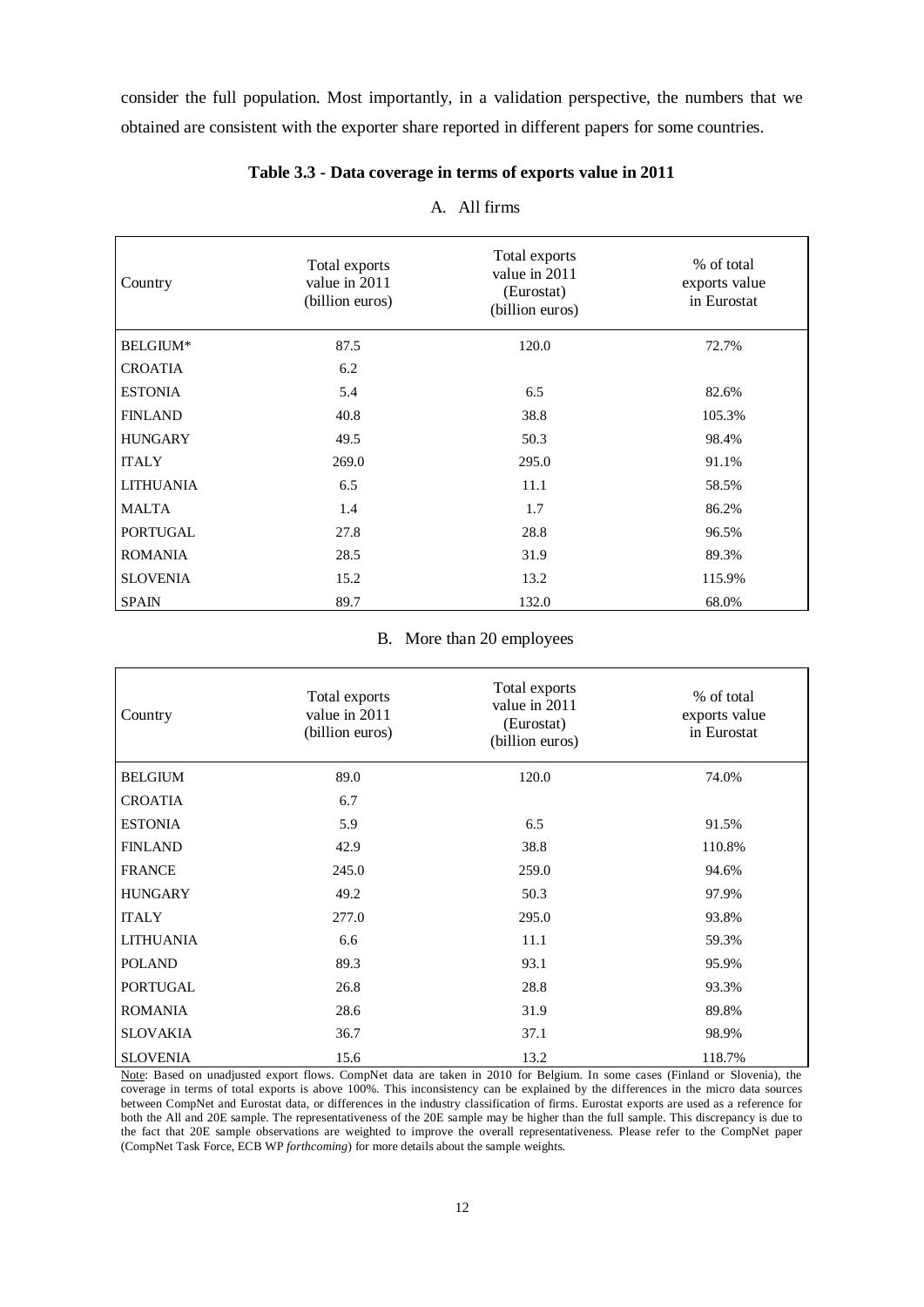consider the full population. Most importantly, in a validation perspective, the numbers that we obtained are consistent with the exporter share reported in different papers for some countries.

**Table 3.3 - Data coverage in terms of exports value in 2011**

A. All firms

| Country | Total exports value in 2011 (billion euros) | Total exports value in 2011 (Eurostat) (billion euros) | % of total exports value in Eurostat |
|---|---|---|---|
| BELGIUM* | 87.5 | 120.0 | 72.7% |
| CROATIA | 6.2 | | |
| ESTONIA | 5.4 | 6.5 | 82.6% |
| FINLAND | 40.8 | 38.8 | 105.3% |
| HUNGARY | 49.5 | 50.3 | 98.4% |
| ITALY | 269.0 | 295.0 | 91.1% |
| LITHUANIA | 6.5 | 11.1 | 58.5% |
| MALTA | 1.4 | 1.7 | 86.2% |
| PORTUGAL | 27.8 | 28.8 | 96.5% |
| ROMANIA | 28.5 | 31.9 | 89.3% |
| SLOVENIA | 15.2 | 13.2 | 115.9% |
| SPAIN | 89.7 | 132.0 | 68.0% |

B. More than 20 employees

| Country | Total exports value in 2011 (billion euros) | Total exports value in 2011 (Eurostat) (billion euros) | % of total exports value in Eurostat |
|---|---|---|---|
| BELGIUM | 89.0 | 120.0 | 74.0% |
| CROATIA | 6.7 | | |
| ESTONIA | 5.9 | 6.5 | 91.5% |
| FINLAND | 42.9 | 38.8 | 110.8% |
| FRANCE | 245.0 | 259.0 | 94.6% |
| HUNGARY | 49.2 | 50.3 | 97.9% |
| ITALY | 277.0 | 295.0 | 93.8% |
| LITHUANIA | 6.6 | 11.1 | 59.3% |
| POLAND | 89.3 | 93.1 | 95.9% |
| PORTUGAL | 26.8 | 28.8 | 93.3% |
| ROMANIA | 28.6 | 31.9 | 89.8% |
| SLOVAKIA | 36.7 | 37.1 | 98.9% |
| SLOVENIA | 15.6 | 13.2 | 118.7% |

Note: Based on unadjusted export flows. CompNet data are taken in 2010 for Belgium. In some cases (Finland or Slovenia), the coverage in terms of total exports is above 100%. This inconsistency can be explained by the differences in the micro data sources between CompNet and Eurostat data, or differences in the industry classification of firms. Eurostat exports are used as a reference for both the All and 20E sample. The representativeness of the 20E sample may be higher than the full sample. This discrepancy is due to the fact that 20E sample observations are weighted to improve the overall representativeness. Please refer to the CompNet paper (CompNet Task Force, ECB WP *forthcoming*) for more details about the sample weights.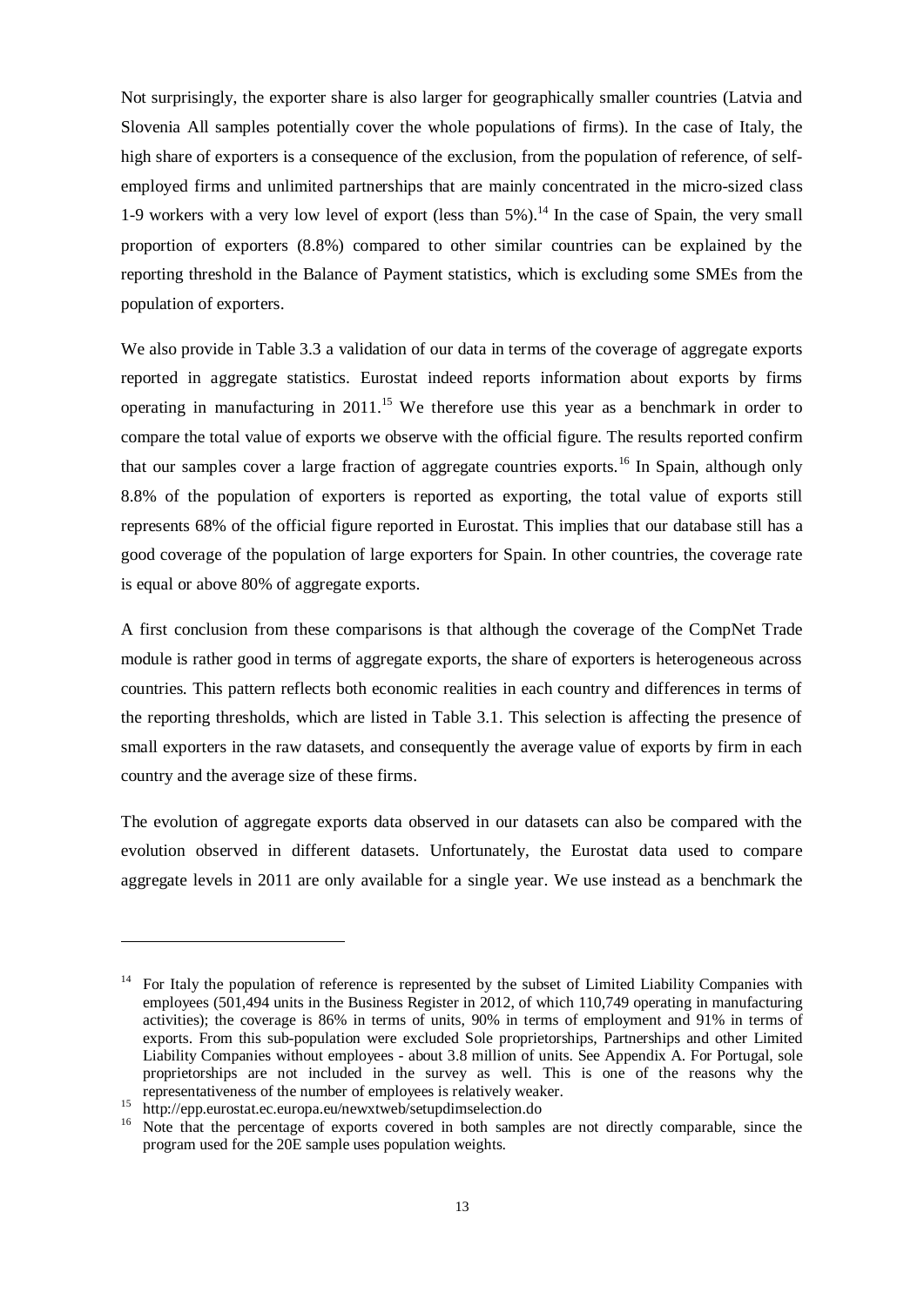Not surprisingly, the exporter share is also larger for geographically smaller countries (Latvia and Slovenia All samples potentially cover the whole populations of firms). In the case of Italy, the high share of exporters is a consequence of the exclusion, from the population of reference, of self-employed firms and unlimited partnerships that are mainly concentrated in the micro-sized class 1-9 workers with a very low level of export (less than 5%).[14] In the case of Spain, the very small proportion of exporters (8.8%) compared to other similar countries can be explained by the reporting threshold in the Balance of Payment statistics, which is excluding some SMEs from the population of exporters.

We also provide in Table 3.3 a validation of our data in terms of the coverage of aggregate exports reported in aggregate statistics. Eurostat indeed reports information about exports by firms operating in manufacturing in 2011.[15] We therefore use this year as a benchmark in order to compare the total value of exports we observe with the official figure. The results reported confirm that our samples cover a large fraction of aggregate countries exports.[16] In Spain, although only 8.8% of the population of exporters is reported as exporting, the total value of exports still represents 68% of the official figure reported in Eurostat. This implies that our database still has a good coverage of the population of large exporters for Spain. In other countries, the coverage rate is equal or above 80% of aggregate exports.

A first conclusion from these comparisons is that although the coverage of the CompNet Trade module is rather good in terms of aggregate exports, the share of exporters is heterogeneous across countries. This pattern reflects both economic realities in each country and differences in terms of the reporting thresholds, which are listed in Table 3.1. This selection is affecting the presence of small exporters in the raw datasets, and consequently the average value of exports by firm in each country and the average size of these firms.

The evolution of aggregate exports data observed in our datasets can also be compared with the evolution observed in different datasets. Unfortunately, the Eurostat data used to compare aggregate levels in 2011 are only available for a single year. We use instead as a benchmark the

---

[14] For Italy the population of reference is represented by the subset of Limited Liability Companies with employees (501,494 units in the Business Register in 2012, of which 110,749 operating in manufacturing activities); the coverage is 86% in terms of units, 90% in terms of employment and 91% in terms of exports. From this sub-population were excluded Sole proprietorships, Partnerships and other Limited Liability Companies without employees - about 3.8 million of units. See Appendix A. For Portugal, sole proprietorships are not included in the survey as well. This is one of the reasons why the representativeness of the number of employees is relatively weaker.

[15] http://epp.eurostat.ec.europa.eu/newxtweb/setupdimselection.do

[16] Note that the percentage of exports covered in both samples are not directly comparable, since the program used for the 20E sample uses population weights.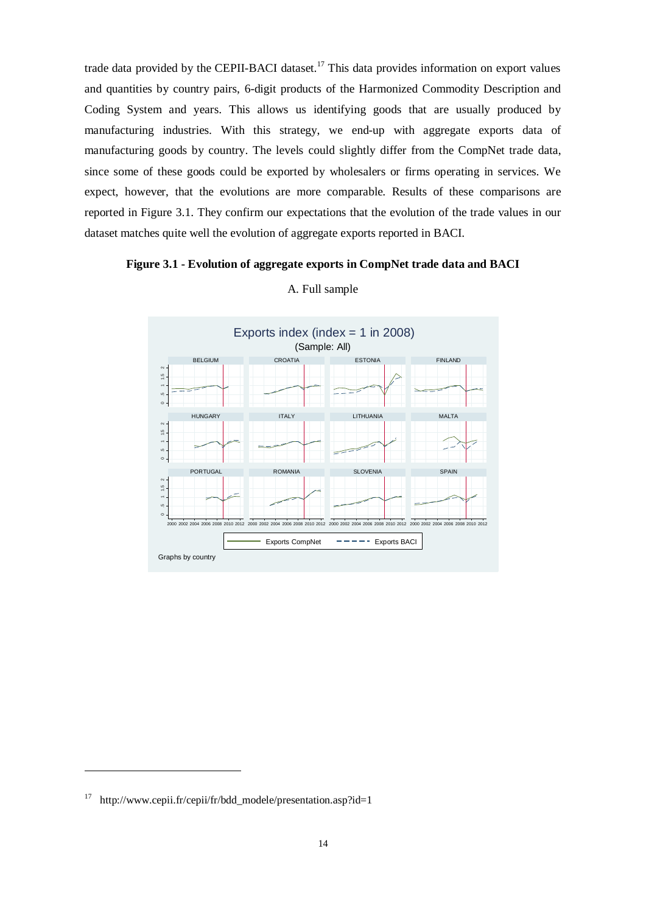trade data provided by the CEPII-BACI dataset.[17] This data provides information on export values and quantities by country pairs, 6-digit products of the Harmonized Commodity Description and Coding System and years. This allows us identifying goods that are usually produced by manufacturing industries. With this strategy, we end-up with aggregate exports data of manufacturing goods by country. The levels could slightly differ from the CompNet trade data, since some of these goods could be exported by wholesalers or firms operating in services. We expect, however, that the evolutions are more comparable. Results of these comparisons are reported in Figure 3.1. They confirm our expectations that the evolution of the trade values in our dataset matches quite well the evolution of aggregate exports reported in BACI.

**Figure 3.1 - Evolution of aggregate exports in CompNet trade data and BACI**

A. Full sample

[17] http://www.cepii.fr/cepii/fr/bdd_modele/presentation.asp?id=1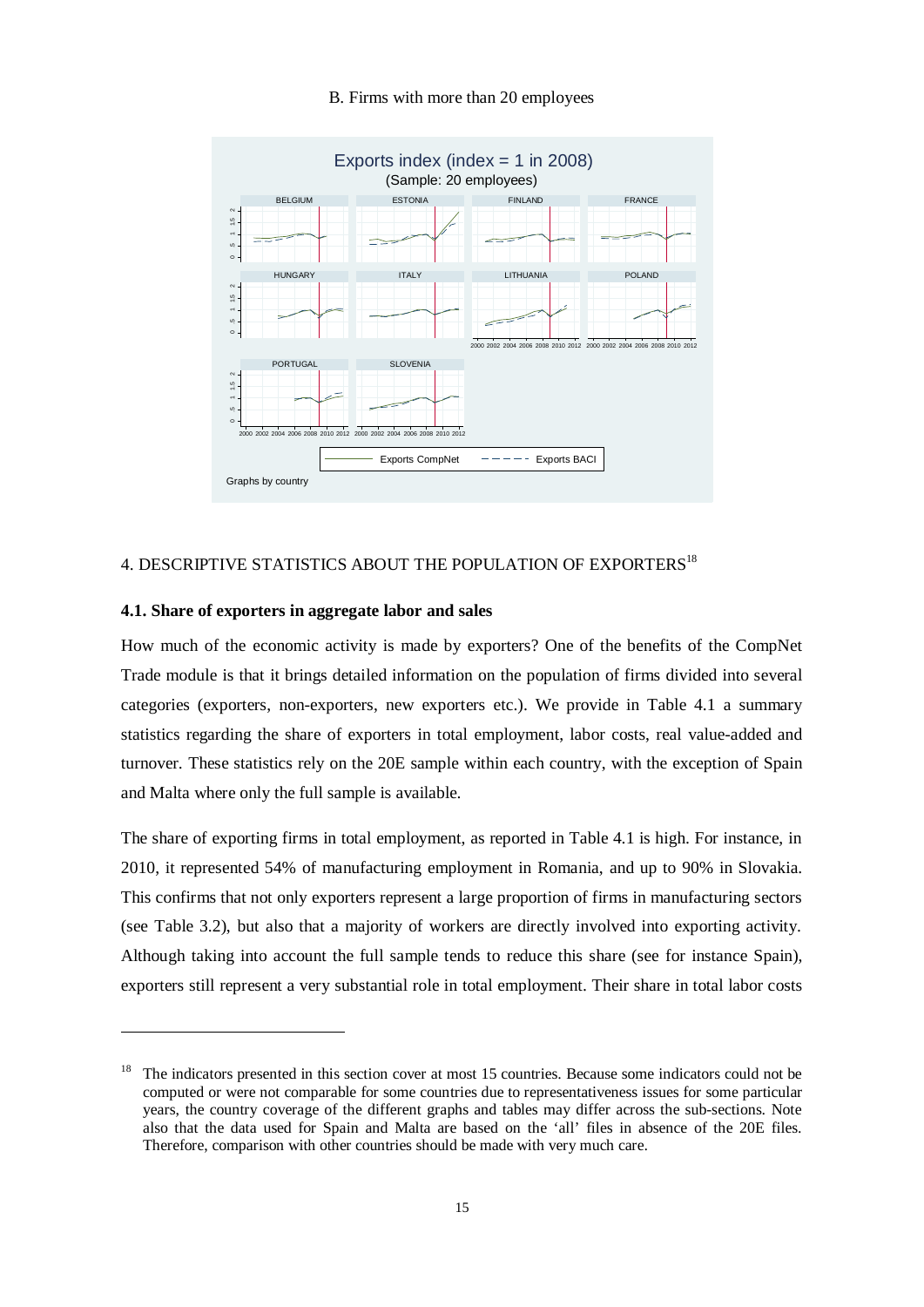B. Firms with more than 20 employees

## 4. DESCRIPTIVE STATISTICS ABOUT THE POPULATION OF EXPORTERS[18]

### 4.1. Share of exporters in aggregate labor and sales

How much of the economic activity is made by exporters? One of the benefits of the CompNet Trade module is that it brings detailed information on the population of firms divided into several categories (exporters, non-exporters, new exporters etc.). We provide in Table 4.1 a summary statistics regarding the share of exporters in total employment, labor costs, real value-added and turnover. These statistics rely on the 20E sample within each country, with the exception of Spain and Malta where only the full sample is available.

The share of exporting firms in total employment, as reported in Table 4.1 is high. For instance, in 2010, it represented 54% of manufacturing employment in Romania, and up to 90% in Slovakia. This confirms that not only exporters represent a large proportion of firms in manufacturing sectors (see Table 3.2), but also that a majority of workers are directly involved into exporting activity. Although taking into account the full sample tends to reduce this share (see for instance Spain), exporters still represent a very substantial role in total employment. Their share in total labor costs

[18] The indicators presented in this section cover at most 15 countries. Because some indicators could not be computed or were not comparable for some countries due to representativeness issues for some particular years, the country coverage of the different graphs and tables may differ across the sub-sections. Note also that the data used for Spain and Malta are based on the 'all' files in absence of the 20E files. Therefore, comparison with other countries should be made with very much care.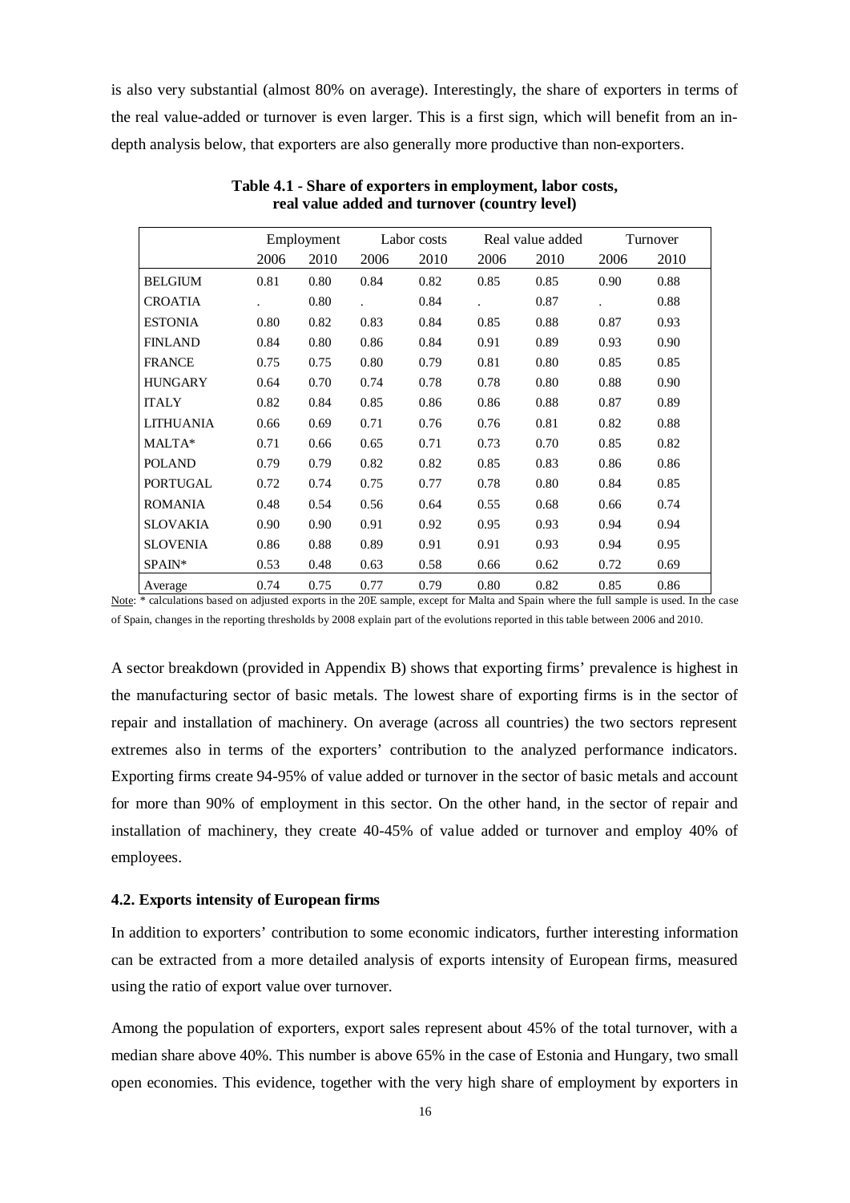is also very substantial (almost 80% on average). Interestingly, the share of exporters in terms of the real value-added or turnover is even larger. This is a first sign, which will benefit from an in-depth analysis below, that exporters are also generally more productive than non-exporters.

**Table 4.1 - Share of exporters in employment, labor costs, real value added and turnover (country level)**

| | Employment | | Labor costs | | Real value added | | Turnover | |
|---|---|---|---|---|---|---|---|---|
| | 2006 | 2010 | 2006 | 2010 | 2006 | 2010 | 2006 | 2010 |
| BELGIUM | 0.81 | 0.80 | 0.84 | 0.82 | 0.85 | 0.85 | 0.90 | 0.88 |
| CROATIA | . | 0.80 | . | 0.84 | . | 0.87 | . | 0.88 |
| ESTONIA | 0.80 | 0.82 | 0.83 | 0.84 | 0.85 | 0.88 | 0.87 | 0.93 |
| FINLAND | 0.84 | 0.80 | 0.86 | 0.84 | 0.91 | 0.89 | 0.93 | 0.90 |
| FRANCE | 0.75 | 0.75 | 0.80 | 0.79 | 0.81 | 0.80 | 0.85 | 0.85 |
| HUNGARY | 0.64 | 0.70 | 0.74 | 0.78 | 0.78 | 0.80 | 0.88 | 0.90 |
| ITALY | 0.82 | 0.84 | 0.85 | 0.86 | 0.86 | 0.88 | 0.87 | 0.89 |
| LITHUANIA | 0.66 | 0.69 | 0.71 | 0.76 | 0.76 | 0.81 | 0.82 | 0.88 |
| MALTA* | 0.71 | 0.66 | 0.65 | 0.71 | 0.73 | 0.70 | 0.85 | 0.82 |
| POLAND | 0.79 | 0.79 | 0.82 | 0.82 | 0.85 | 0.83 | 0.86 | 0.86 |
| PORTUGAL | 0.72 | 0.74 | 0.75 | 0.77 | 0.78 | 0.80 | 0.84 | 0.85 |
| ROMANIA | 0.48 | 0.54 | 0.56 | 0.64 | 0.55 | 0.68 | 0.66 | 0.74 |
| SLOVAKIA | 0.90 | 0.90 | 0.91 | 0.92 | 0.95 | 0.93 | 0.94 | 0.94 |
| SLOVENIA | 0.86 | 0.88 | 0.89 | 0.91 | 0.91 | 0.93 | 0.94 | 0.95 |
| SPAIN* | 0.53 | 0.48 | 0.63 | 0.58 | 0.66 | 0.62 | 0.72 | 0.69 |
| Average | 0.74 | 0.75 | 0.77 | 0.79 | 0.80 | 0.82 | 0.85 | 0.86 |

Note: * calculations based on adjusted exports in the 20E sample, except for Malta and Spain where the full sample is used. In the case of Spain, changes in the reporting thresholds by 2008 explain part of the evolutions reported in this table between 2006 and 2010.

A sector breakdown (provided in Appendix B) shows that exporting firms' prevalence is highest in the manufacturing sector of basic metals. The lowest share of exporting firms is in the sector of repair and installation of machinery. On average (across all countries) the two sectors represent extremes also in terms of the exporters' contribution to the analyzed performance indicators. Exporting firms create 94-95% of value added or turnover in the sector of basic metals and account for more than 90% of employment in this sector. On the other hand, in the sector of repair and installation of machinery, they create 40-45% of value added or turnover and employ 40% of employees.

### 4.2. Exports intensity of European firms

In addition to exporters' contribution to some economic indicators, further interesting information can be extracted from a more detailed analysis of exports intensity of European firms, measured using the ratio of export value over turnover.

Among the population of exporters, export sales represent about 45% of the total turnover, with a median share above 40%. This number is above 65% in the case of Estonia and Hungary, two small open economies. This evidence, together with the very high share of employment by exporters in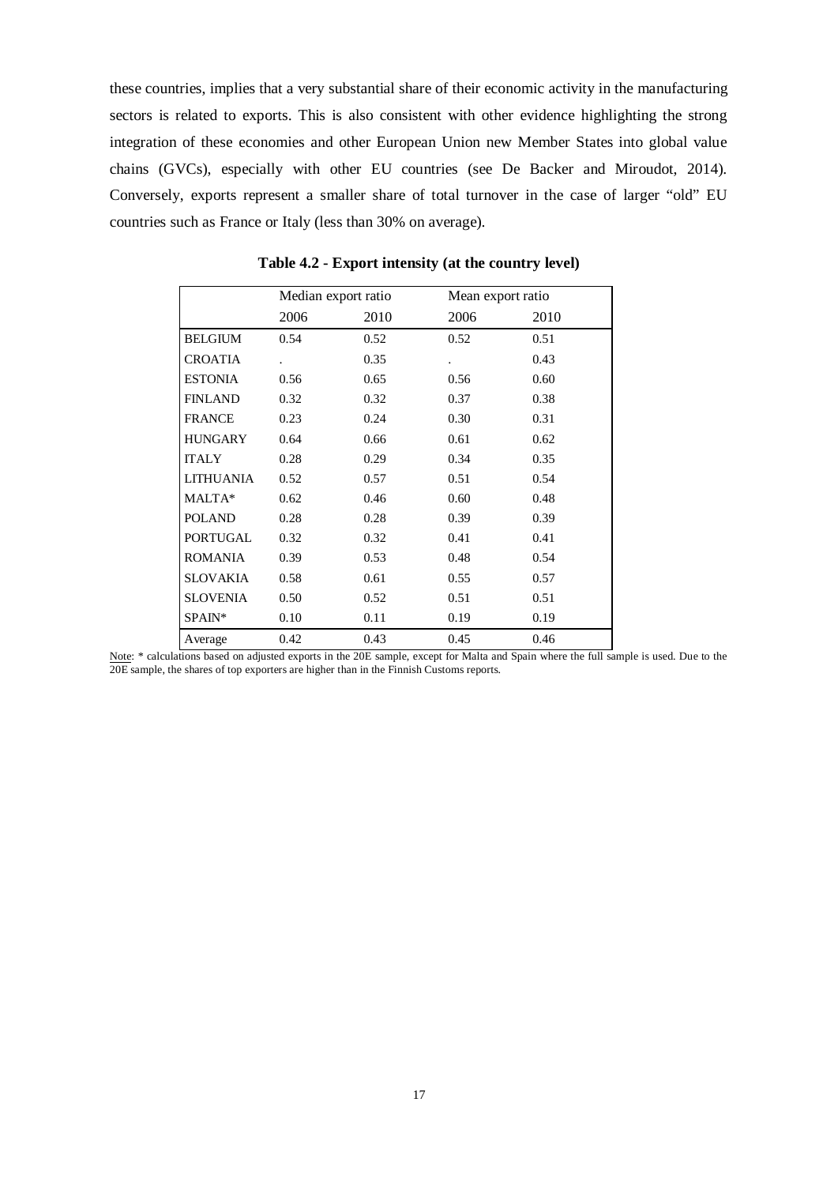these countries, implies that a very substantial share of their economic activity in the manufacturing sectors is related to exports. This is also consistent with other evidence highlighting the strong integration of these economies and other European Union new Member States into global value chains (GVCs), especially with other EU countries (see De Backer and Miroudot, 2014). Conversely, exports represent a smaller share of total turnover in the case of larger "old" EU countries such as France or Italy (less than 30% on average).

**Table 4.2 - Export intensity (at the country level)**

| | Median export ratio | | Mean export ratio | |
|---|---|---|---|---|
| | 2006 | 2010 | 2006 | 2010 |
| BELGIUM | 0.54 | 0.52 | 0.52 | 0.51 |
| CROATIA | . | 0.35 | . | 0.43 |
| ESTONIA | 0.56 | 0.65 | 0.56 | 0.60 |
| FINLAND | 0.32 | 0.32 | 0.37 | 0.38 |
| FRANCE | 0.23 | 0.24 | 0.30 | 0.31 |
| HUNGARY | 0.64 | 0.66 | 0.61 | 0.62 |
| ITALY | 0.28 | 0.29 | 0.34 | 0.35 |
| LITHUANIA | 0.52 | 0.57 | 0.51 | 0.54 |
| MALTA* | 0.62 | 0.46 | 0.60 | 0.48 |
| POLAND | 0.28 | 0.28 | 0.39 | 0.39 |
| PORTUGAL | 0.32 | 0.32 | 0.41 | 0.41 |
| ROMANIA | 0.39 | 0.53 | 0.48 | 0.54 |
| SLOVAKIA | 0.58 | 0.61 | 0.55 | 0.57 |
| SLOVENIA | 0.50 | 0.52 | 0.51 | 0.51 |
| SPAIN* | 0.10 | 0.11 | 0.19 | 0.19 |
| Average | 0.42 | 0.43 | 0.45 | 0.46 |

Note: * calculations based on adjusted exports in the 20E sample, except for Malta and Spain where the full sample is used. Due to the 20E sample, the shares of top exporters are higher than in the Finnish Customs reports.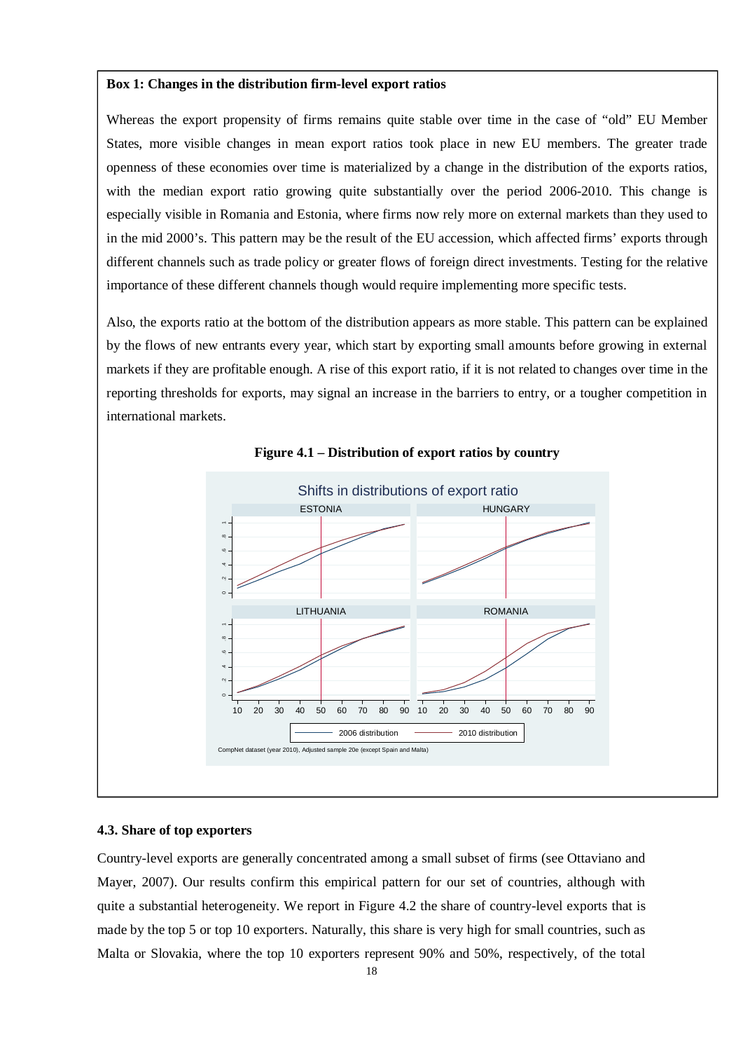**Box 1: Changes in the distribution firm-level export ratios**

Whereas the export propensity of firms remains quite stable over time in the case of "old" EU Member States, more visible changes in mean export ratios took place in new EU members. The greater trade openness of these economies over time is materialized by a change in the distribution of the exports ratios, with the median export ratio growing quite substantially over the period 2006-2010. This change is especially visible in Romania and Estonia, where firms now rely more on external markets than they used to in the mid 2000's. This pattern may be the result of the EU accession, which affected firms' exports through different channels such as trade policy or greater flows of foreign direct investments. Testing for the relative importance of these different channels though would require implementing more specific tests.

Also, the exports ratio at the bottom of the distribution appears as more stable. This pattern can be explained by the flows of new entrants every year, which start by exporting small amounts before growing in external markets if they are profitable enough. A rise of this export ratio, if it is not related to changes over time in the reporting thresholds for exports, may signal an increase in the barriers to entry, or a tougher competition in international markets.

**Figure 4.1 – Distribution of export ratios by country**

CompNet dataset (year 2010), Adjusted sample 20e (except Spain and Malta)

### 4.3. Share of top exporters

Country-level exports are generally concentrated among a small subset of firms (see Ottaviano and Mayer, 2007). Our results confirm this empirical pattern for our set of countries, although with quite a substantial heterogeneity. We report in Figure 4.2 the share of country-level exports that is made by the top 5 or top 10 exporters. Naturally, this share is very high for small countries, such as Malta or Slovakia, where the top 10 exporters represent 90% and 50%, respectively, of the total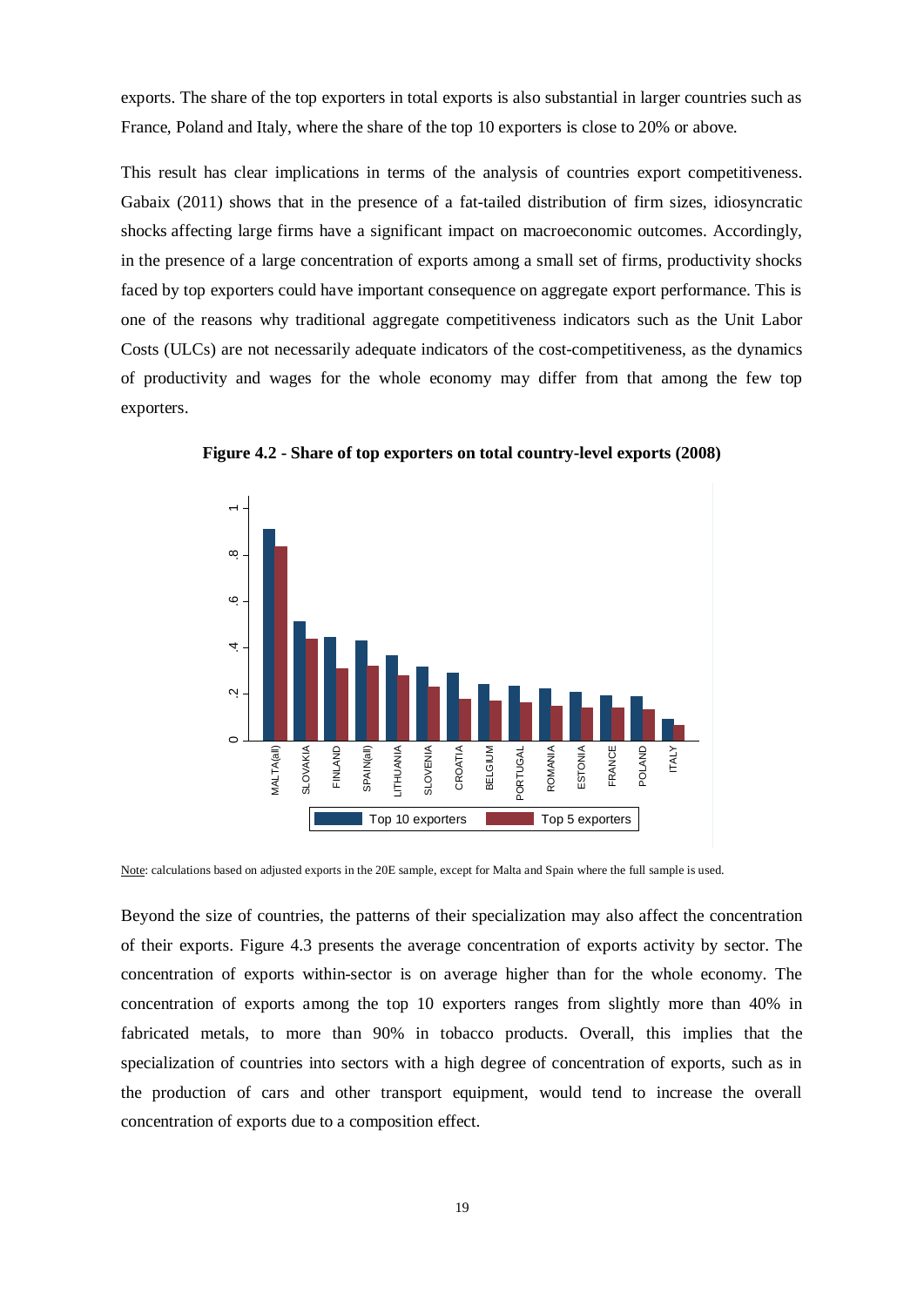exports. The share of the top exporters in total exports is also substantial in larger countries such as France, Poland and Italy, where the share of the top 10 exporters is close to 20% or above.

This result has clear implications in terms of the analysis of countries export competitiveness. Gabaix (2011) shows that in the presence of a fat-tailed distribution of firm sizes, idiosyncratic shocks affecting large firms have a significant impact on macroeconomic outcomes. Accordingly, in the presence of a large concentration of exports among a small set of firms, productivity shocks faced by top exporters could have important consequence on aggregate export performance. This is one of the reasons why traditional aggregate competitiveness indicators such as the Unit Labor Costs (ULCs) are not necessarily adequate indicators of the cost-competitiveness, as the dynamics of productivity and wages for the whole economy may differ from that among the few top exporters.

**Figure 4.2 - Share of top exporters on total country-level exports (2008)**

Note: calculations based on adjusted exports in the 20E sample, except for Malta and Spain where the full sample is used.

Beyond the size of countries, the patterns of their specialization may also affect the concentration of their exports. Figure 4.3 presents the average concentration of exports activity by sector. The concentration of exports within-sector is on average higher than for the whole economy. The concentration of exports among the top 10 exporters ranges from slightly more than 40% in fabricated metals, to more than 90% in tobacco products. Overall, this implies that the specialization of countries into sectors with a high degree of concentration of exports, such as in the production of cars and other transport equipment, would tend to increase the overall concentration of exports due to a composition effect.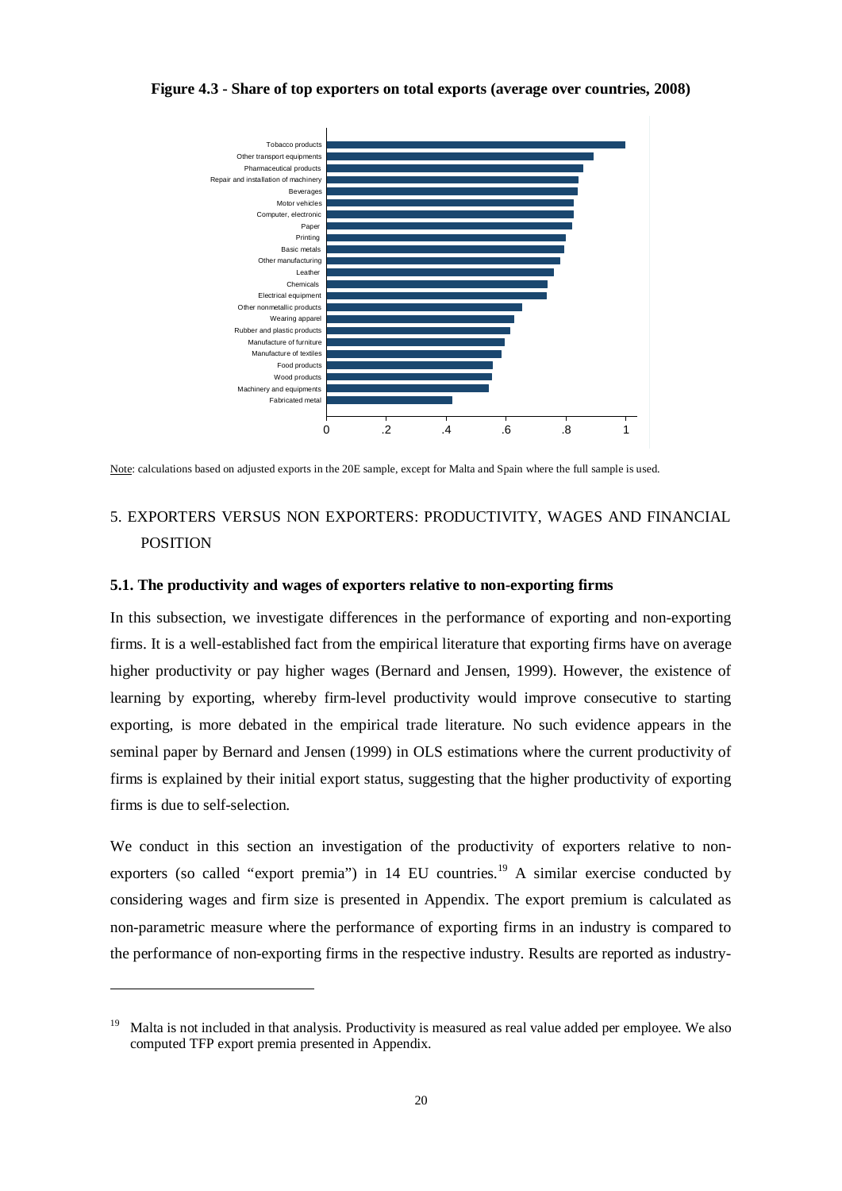**Figure 4.3 - Share of top exporters on total exports (average over countries, 2008)**

Note: calculations based on adjusted exports in the 20E sample, except for Malta and Spain where the full sample is used.

## 5. EXPORTERS VERSUS NON EXPORTERS: PRODUCTIVITY, WAGES AND FINANCIAL POSITION

### 5.1. The productivity and wages of exporters relative to non-exporting firms

In this subsection, we investigate differences in the performance of exporting and non-exporting firms. It is a well-established fact from the empirical literature that exporting firms have on average higher productivity or pay higher wages (Bernard and Jensen, 1999). However, the existence of learning by exporting, whereby firm-level productivity would improve consecutive to starting exporting, is more debated in the empirical trade literature. No such evidence appears in the seminal paper by Bernard and Jensen (1999) in OLS estimations where the current productivity of firms is explained by their initial export status, suggesting that the higher productivity of exporting firms is due to self-selection.

We conduct in this section an investigation of the productivity of exporters relative to non-exporters (so called "export premia") in 14 EU countries.[19] A similar exercise conducted by considering wages and firm size is presented in Appendix. The export premium is calculated as non-parametric measure where the performance of exporting firms in an industry is compared to the performance of non-exporting firms in the respective industry. Results are reported as industry-

[19] Malta is not included in that analysis. Productivity is measured as real value added per employee. We also computed TFP export premia presented in Appendix.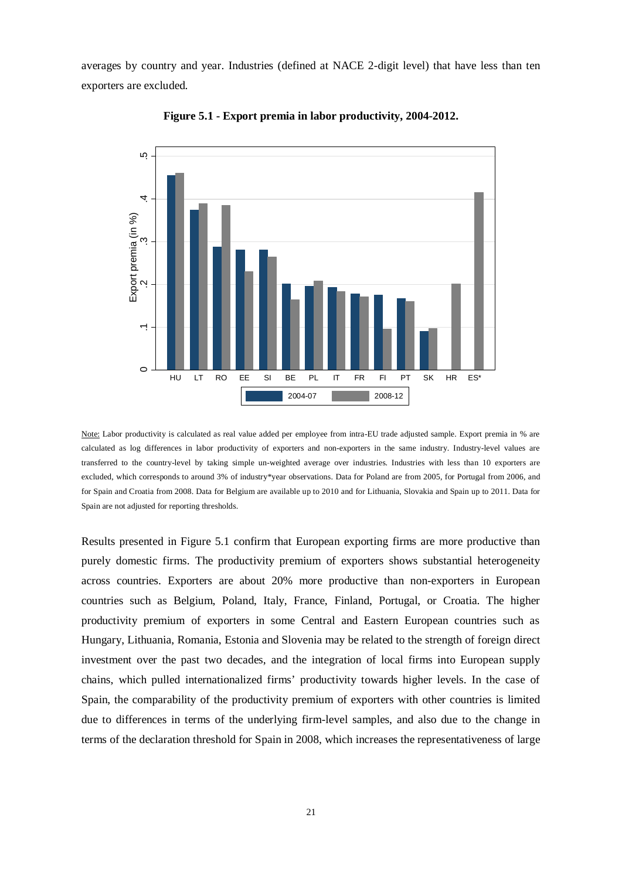averages by country and year. Industries (defined at NACE 2-digit level) that have less than ten exporters are excluded.

**Figure 5.1 - Export premia in labor productivity, 2004-2012.**

Note: Labor productivity is calculated as real value added per employee from intra-EU trade adjusted sample. Export premia in % are calculated as log differences in labor productivity of exporters and non-exporters in the same industry. Industry-level values are transferred to the country-level by taking simple un-weighted average over industries. Industries with less than 10 exporters are excluded, which corresponds to around 3% of industry*year observations. Data for Poland are from 2005, for Portugal from 2006, and for Spain and Croatia from 2008. Data for Belgium are available up to 2010 and for Lithuania, Slovakia and Spain up to 2011. Data for Spain are not adjusted for reporting thresholds.

Results presented in Figure 5.1 confirm that European exporting firms are more productive than purely domestic firms. The productivity premium of exporters shows substantial heterogeneity across countries. Exporters are about 20% more productive than non-exporters in European countries such as Belgium, Poland, Italy, France, Finland, Portugal, or Croatia. The higher productivity premium of exporters in some Central and Eastern European countries such as Hungary, Lithuania, Romania, Estonia and Slovenia may be related to the strength of foreign direct investment over the past two decades, and the integration of local firms into European supply chains, which pulled internationalized firms' productivity towards higher levels. In the case of Spain, the comparability of the productivity premium of exporters with other countries is limited due to differences in terms of the underlying firm-level samples, and also due to the change in terms of the declaration threshold for Spain in 2008, which increases the representativeness of large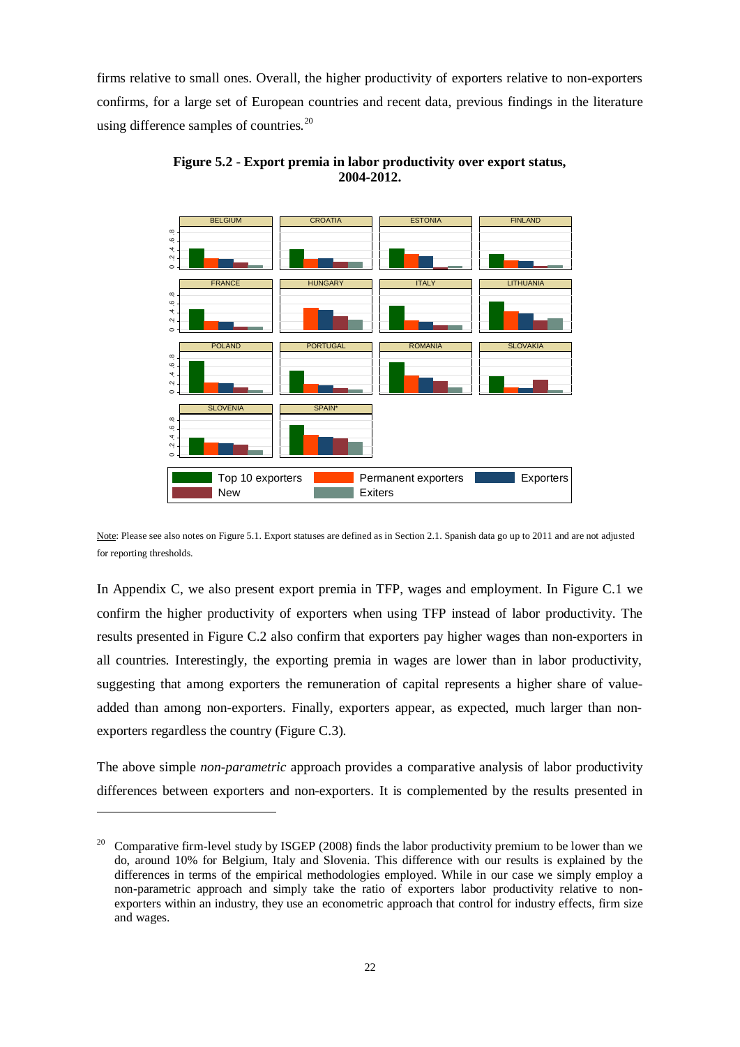firms relative to small ones. Overall, the higher productivity of exporters relative to non-exporters confirms, for a large set of European countries and recent data, previous findings in the literature using difference samples of countries.[20]

**Figure 5.2 - Export premia in labor productivity over export status, 2004-2012.**

Note: Please see also notes on Figure 5.1. Export statuses are defined as in Section 2.1. Spanish data go up to 2011 and are not adjusted for reporting thresholds.

In Appendix C, we also present export premia in TFP, wages and employment. In Figure C.1 we confirm the higher productivity of exporters when using TFP instead of labor productivity. The results presented in Figure C.2 also confirm that exporters pay higher wages than non-exporters in all countries. Interestingly, the exporting premia in wages are lower than in labor productivity, suggesting that among exporters the remuneration of capital represents a higher share of value-added than among non-exporters. Finally, exporters appear, as expected, much larger than non-exporters regardless the country (Figure C.3).

The above simple *non-parametric* approach provides a comparative analysis of labor productivity differences between exporters and non-exporters. It is complemented by the results presented in

[20] Comparative firm-level study by ISGEP (2008) finds the labor productivity premium to be lower than we do, around 10% for Belgium, Italy and Slovenia. This difference with our results is explained by the differences in terms of the empirical methodologies employed. While in our case we simply employ a non-parametric approach and simply take the ratio of exporters labor productivity relative to non-exporters within an industry, they use an econometric approach that control for industry effects, firm size and wages.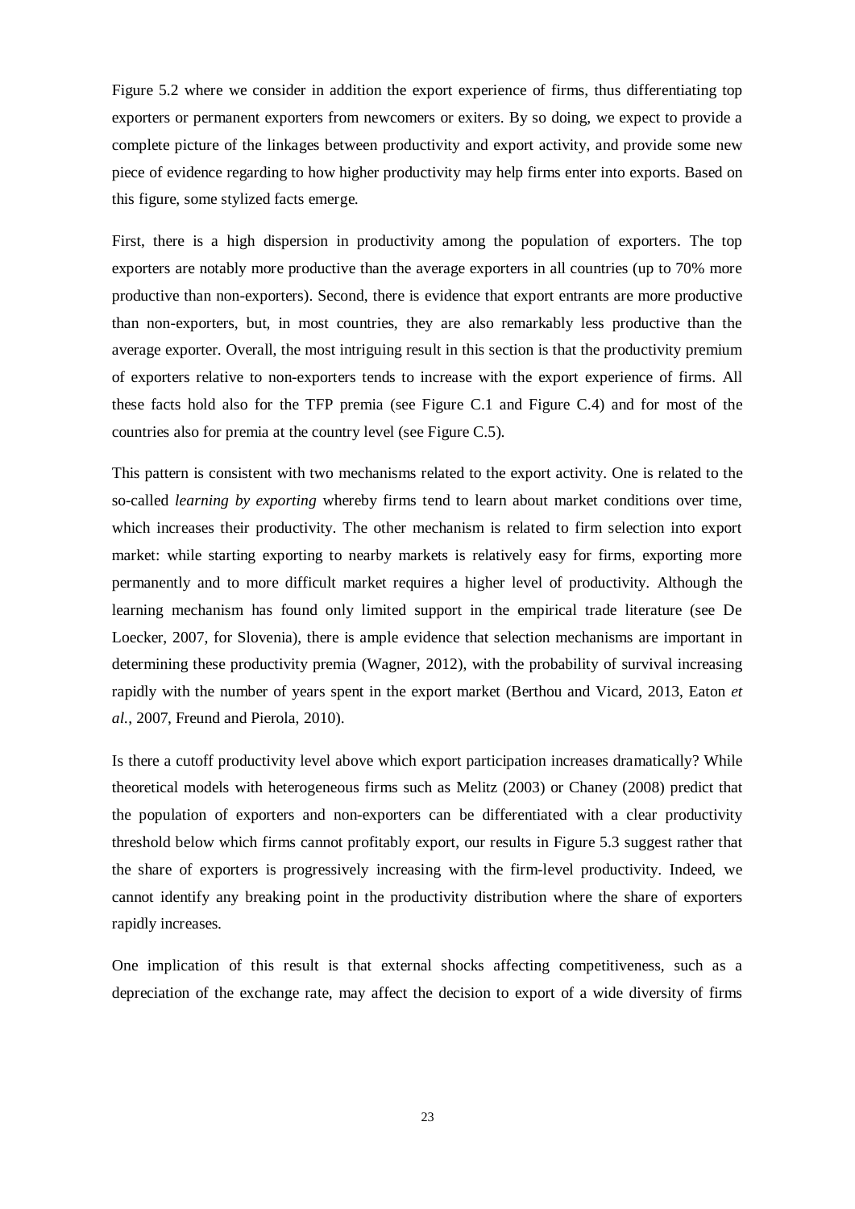Figure 5.2 where we consider in addition the export experience of firms, thus differentiating top exporters or permanent exporters from newcomers or exiters. By so doing, we expect to provide a complete picture of the linkages between productivity and export activity, and provide some new piece of evidence regarding to how higher productivity may help firms enter into exports. Based on this figure, some stylized facts emerge.

First, there is a high dispersion in productivity among the population of exporters. The top exporters are notably more productive than the average exporters in all countries (up to 70% more productive than non-exporters). Second, there is evidence that export entrants are more productive than non-exporters, but, in most countries, they are also remarkably less productive than the average exporter. Overall, the most intriguing result in this section is that the productivity premium of exporters relative to non-exporters tends to increase with the export experience of firms. All these facts hold also for the TFP premia (see Figure C.1 and Figure C.4) and for most of the countries also for premia at the country level (see Figure C.5).

This pattern is consistent with two mechanisms related to the export activity. One is related to the so-called *learning by exporting* whereby firms tend to learn about market conditions over time, which increases their productivity. The other mechanism is related to firm selection into export market: while starting exporting to nearby markets is relatively easy for firms, exporting more permanently and to more difficult market requires a higher level of productivity. Although the learning mechanism has found only limited support in the empirical trade literature (see De Loecker, 2007, for Slovenia), there is ample evidence that selection mechanisms are important in determining these productivity premia (Wagner, 2012), with the probability of survival increasing rapidly with the number of years spent in the export market (Berthou and Vicard, 2013, Eaton *et al.*, 2007, Freund and Pierola, 2010).

Is there a cutoff productivity level above which export participation increases dramatically? While theoretical models with heterogeneous firms such as Melitz (2003) or Chaney (2008) predict that the population of exporters and non-exporters can be differentiated with a clear productivity threshold below which firms cannot profitably export, our results in Figure 5.3 suggest rather that the share of exporters is progressively increasing with the firm-level productivity. Indeed, we cannot identify any breaking point in the productivity distribution where the share of exporters rapidly increases.

One implication of this result is that external shocks affecting competitiveness, such as a depreciation of the exchange rate, may affect the decision to export of a wide diversity of firms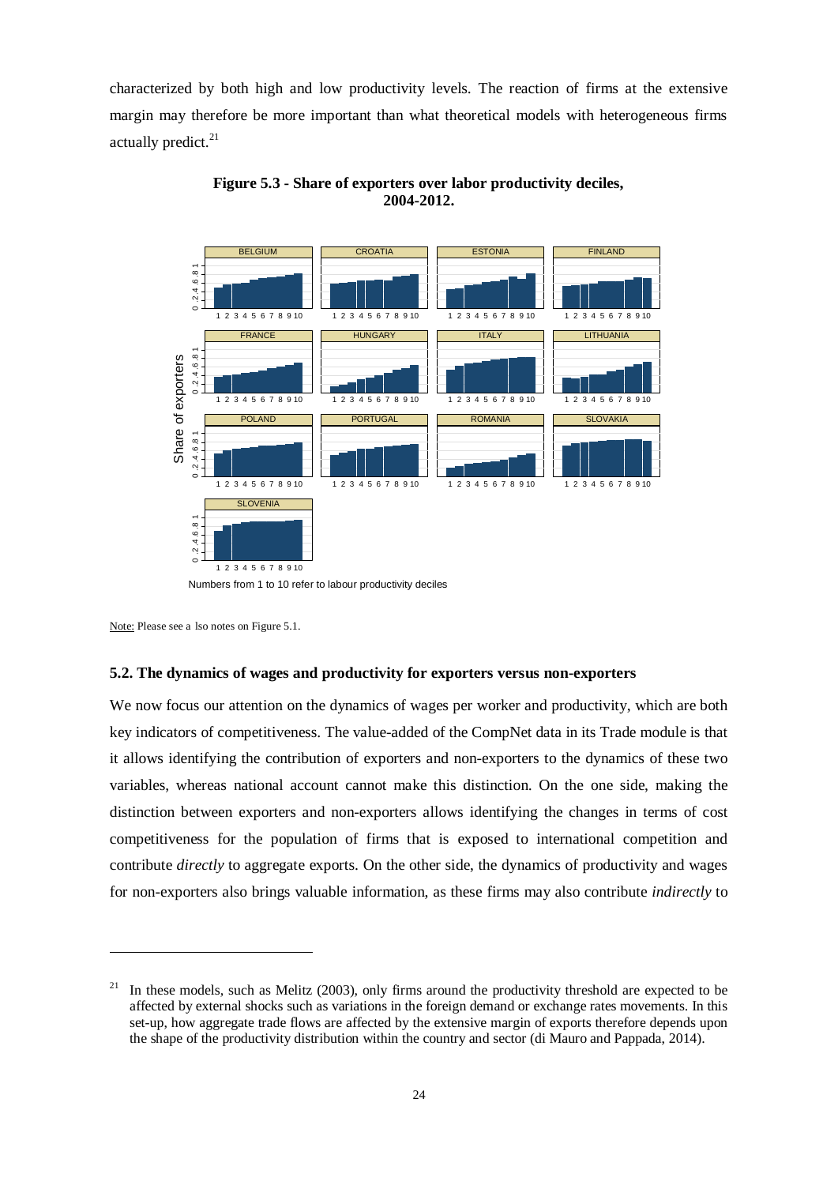characterized by both high and low productivity levels. The reaction of firms at the extensive margin may therefore be more important than what theoretical models with heterogeneous firms actually predict.[21]

**Figure 5.3 - Share of exporters over labor productivity deciles, 2004-2012.**

Numbers from 1 to 10 refer to labour productivity deciles

Note: Please see also notes on Figure 5.1.

### 5.2. The dynamics of wages and productivity for exporters versus non-exporters

We now focus our attention on the dynamics of wages per worker and productivity, which are both key indicators of competitiveness. The value-added of the CompNet data in its Trade module is that it allows identifying the contribution of exporters and non-exporters to the dynamics of these two variables, whereas national account cannot make this distinction. On the one side, making the distinction between exporters and non-exporters allows identifying the changes in terms of cost competitiveness for the population of firms that is exposed to international competition and contribute *directly* to aggregate exports. On the other side, the dynamics of productivity and wages for non-exporters also brings valuable information, as these firms may also contribute *indirectly* to

---

[21] In these models, such as Melitz (2003), only firms around the productivity threshold are expected to be affected by external shocks such as variations in the foreign demand or exchange rates movements. In this set-up, how aggregate trade flows are affected by the extensive margin of exports therefore depends upon the shape of the productivity distribution within the country and sector (di Mauro and Pappada, 2014).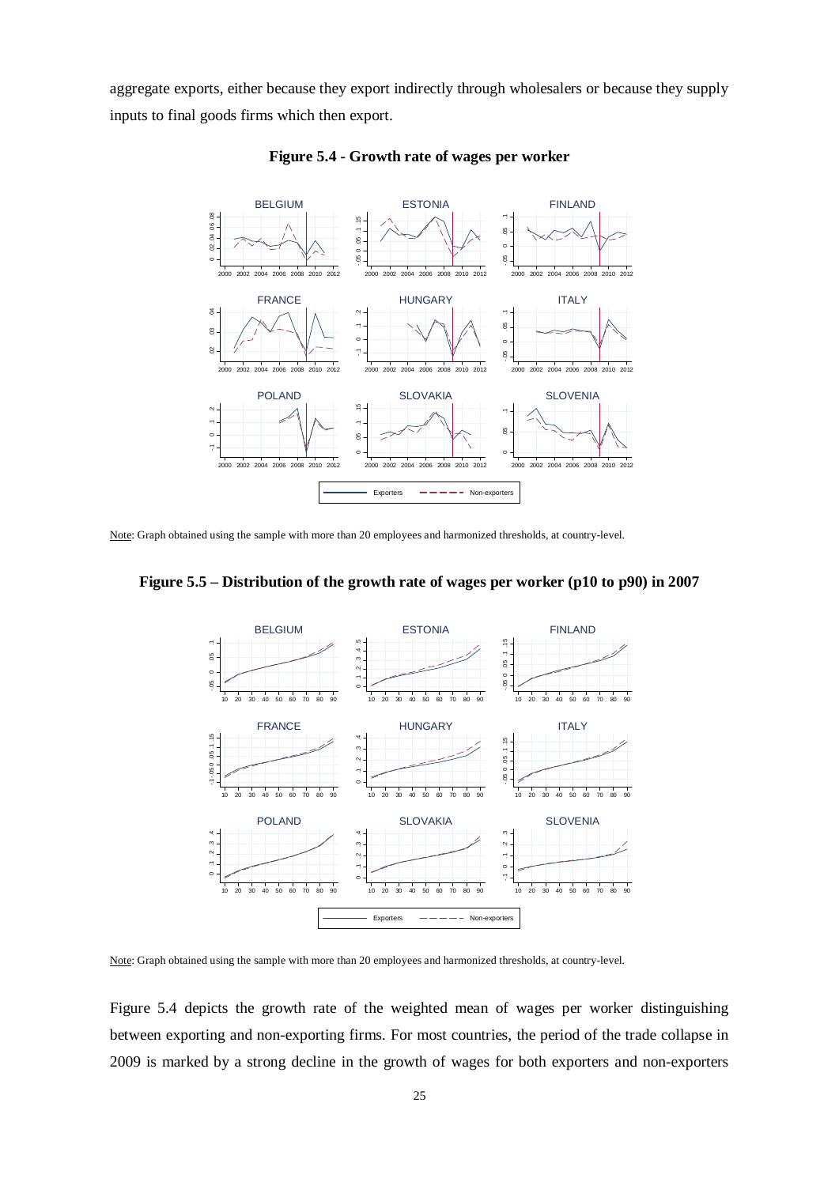aggregate exports, either because they export indirectly through wholesalers or because they supply inputs to final goods firms which then export.

**Figure 5.4 - Growth rate of wages per worker**

Note: Graph obtained using the sample with more than 20 employees and harmonized thresholds, at country-level.

**Figure 5.5 – Distribution of the growth rate of wages per worker (p10 to p90) in 2007**

Note: Graph obtained using the sample with more than 20 employees and harmonized thresholds, at country-level.

Figure 5.4 depicts the growth rate of the weighted mean of wages per worker distinguishing between exporting and non-exporting firms. For most countries, the period of the trade collapse in 2009 is marked by a strong decline in the growth of wages for both exporters and non-exporters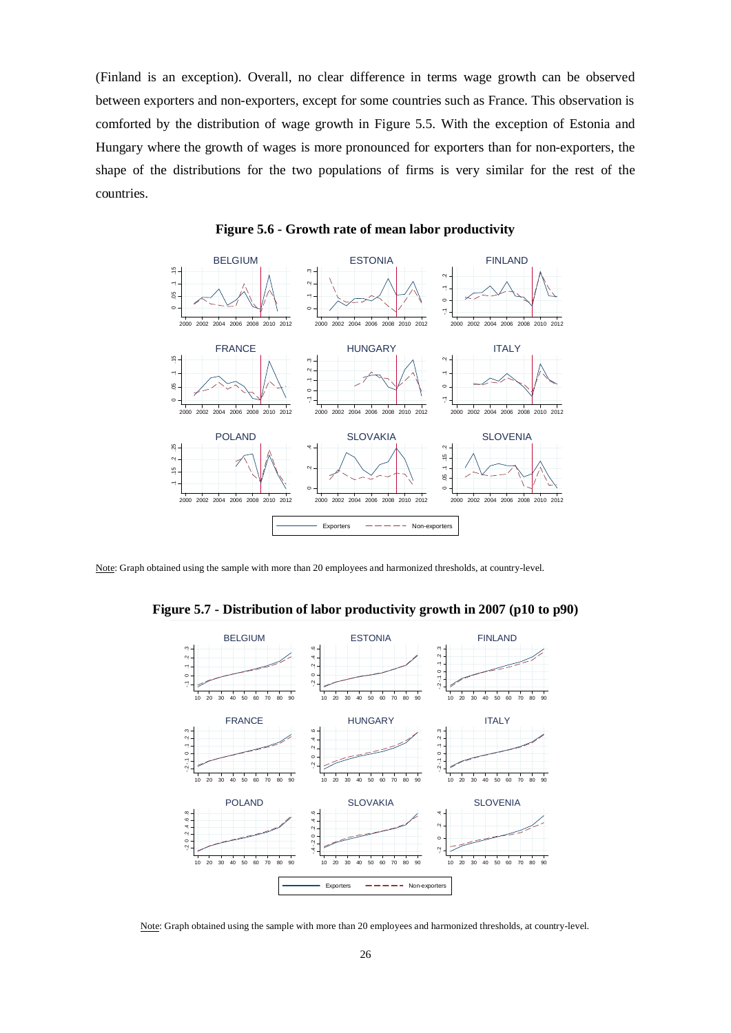(Finland is an exception). Overall, no clear difference in terms wage growth can be observed between exporters and non-exporters, except for some countries such as France. This observation is comforted by the distribution of wage growth in Figure 5.5. With the exception of Estonia and Hungary where the growth of wages is more pronounced for exporters than for non-exporters, the shape of the distributions for the two populations of firms is very similar for the rest of the countries.

**Figure 5.6 - Growth rate of mean labor productivity**

Note: Graph obtained using the sample with more than 20 employees and harmonized thresholds, at country-level.

**Figure 5.7 - Distribution of labor productivity growth in 2007 (p10 to p90)**

Note: Graph obtained using the sample with more than 20 employees and harmonized thresholds, at country-level.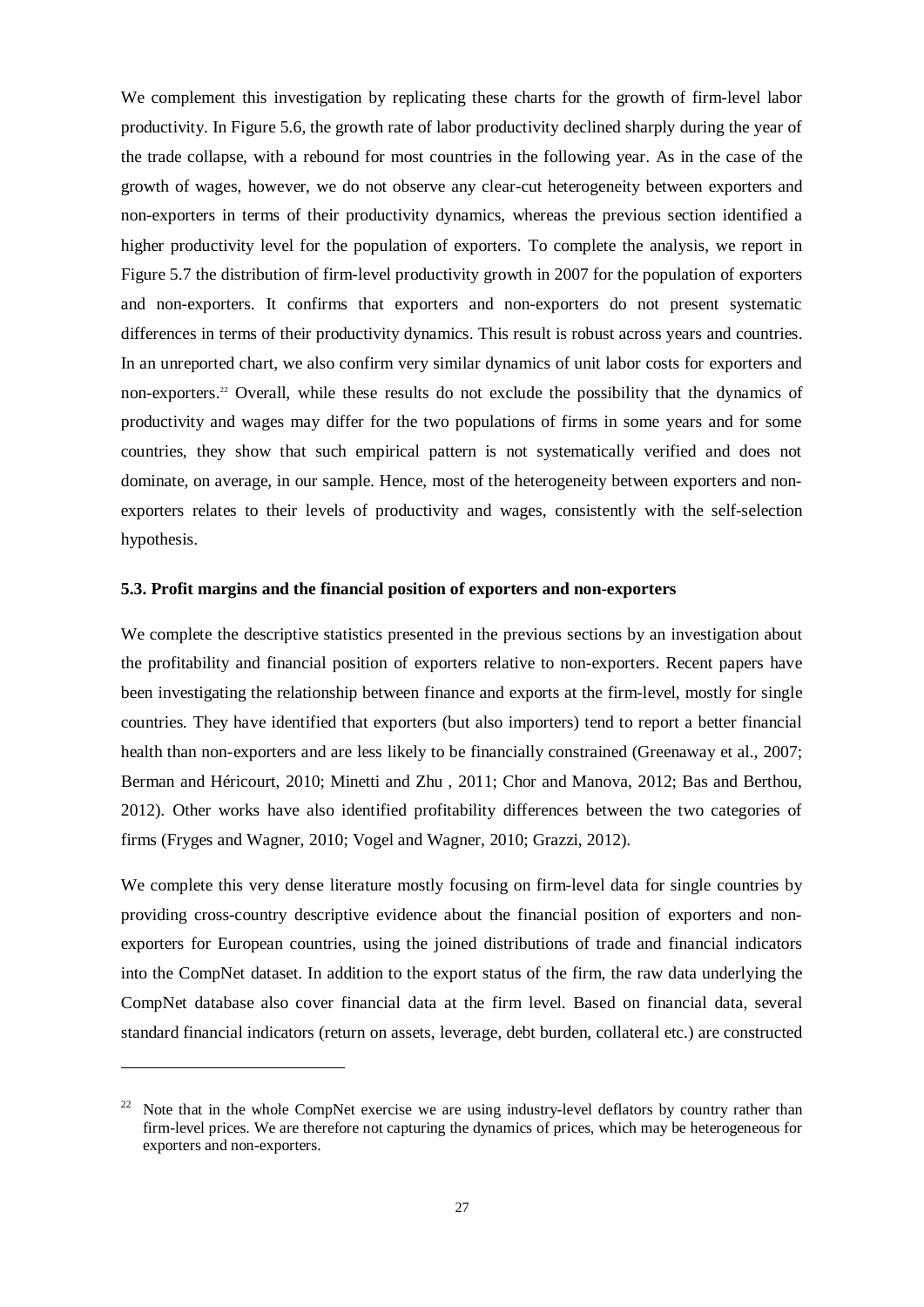We complement this investigation by replicating these charts for the growth of firm-level labor productivity. In Figure 5.6, the growth rate of labor productivity declined sharply during the year of the trade collapse, with a rebound for most countries in the following year. As in the case of the growth of wages, however, we do not observe any clear-cut heterogeneity between exporters and non-exporters in terms of their productivity dynamics, whereas the previous section identified a higher productivity level for the population of exporters. To complete the analysis, we report in Figure 5.7 the distribution of firm-level productivity growth in 2007 for the population of exporters and non-exporters. It confirms that exporters and non-exporters do not present systematic differences in terms of their productivity dynamics. This result is robust across years and countries. In an unreported chart, we also confirm very similar dynamics of unit labor costs for exporters and non-exporters.[22] Overall, while these results do not exclude the possibility that the dynamics of productivity and wages may differ for the two populations of firms in some years and for some countries, they show that such empirical pattern is not systematically verified and does not dominate, on average, in our sample. Hence, most of the heterogeneity between exporters and non-exporters relates to their levels of productivity and wages, consistently with the self-selection hypothesis.

### 5.3. Profit margins and the financial position of exporters and non-exporters

We complete the descriptive statistics presented in the previous sections by an investigation about the profitability and financial position of exporters relative to non-exporters. Recent papers have been investigating the relationship between finance and exports at the firm-level, mostly for single countries. They have identified that exporters (but also importers) tend to report a better financial health than non-exporters and are less likely to be financially constrained (Greenaway et al., 2007; Berman and Héricourt, 2010; Minetti and Zhu , 2011; Chor and Manova, 2012; Bas and Berthou, 2012). Other works have also identified profitability differences between the two categories of firms (Fryges and Wagner, 2010; Vogel and Wagner, 2010; Grazzi, 2012).

We complete this very dense literature mostly focusing on firm-level data for single countries by providing cross-country descriptive evidence about the financial position of exporters and non-exporters for European countries, using the joined distributions of trade and financial indicators into the CompNet dataset. In addition to the export status of the firm, the raw data underlying the CompNet database also cover financial data at the firm level. Based on financial data, several standard financial indicators (return on assets, leverage, debt burden, collateral etc.) are constructed

---

[22] Note that in the whole CompNet exercise we are using industry-level deflators by country rather than firm-level prices. We are therefore not capturing the dynamics of prices, which may be heterogeneous for exporters and non-exporters.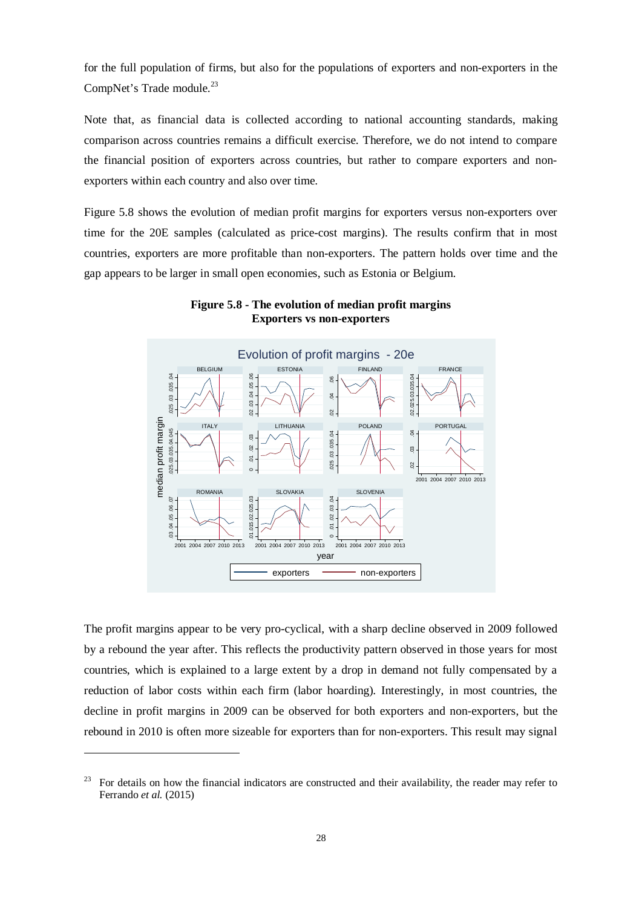for the full population of firms, but also for the populations of exporters and non-exporters in the CompNet's Trade module.[23]

Note that, as financial data is collected according to national accounting standards, making comparison across countries remains a difficult exercise. Therefore, we do not intend to compare the financial position of exporters across countries, but rather to compare exporters and non-exporters within each country and also over time.

Figure 5.8 shows the evolution of median profit margins for exporters versus non-exporters over time for the 20E samples (calculated as price-cost margins). The results confirm that in most countries, exporters are more profitable than non-exporters. The pattern holds over time and the gap appears to be larger in small open economies, such as Estonia or Belgium.

**Figure 5.8 - The evolution of median profit margins**
**Exporters vs non-exporters**

The profit margins appear to be very pro-cyclical, with a sharp decline observed in 2009 followed by a rebound the year after. This reflects the productivity pattern observed in those years for most countries, which is explained to a large extent by a drop in demand not fully compensated by a reduction of labor costs within each firm (labor hoarding). Interestingly, in most countries, the decline in profit margins in 2009 can be observed for both exporters and non-exporters, but the rebound in 2010 is often more sizeable for exporters than for non-exporters. This result may signal

[23] For details on how the financial indicators are constructed and their availability, the reader may refer to Ferrando *et al.* (2015)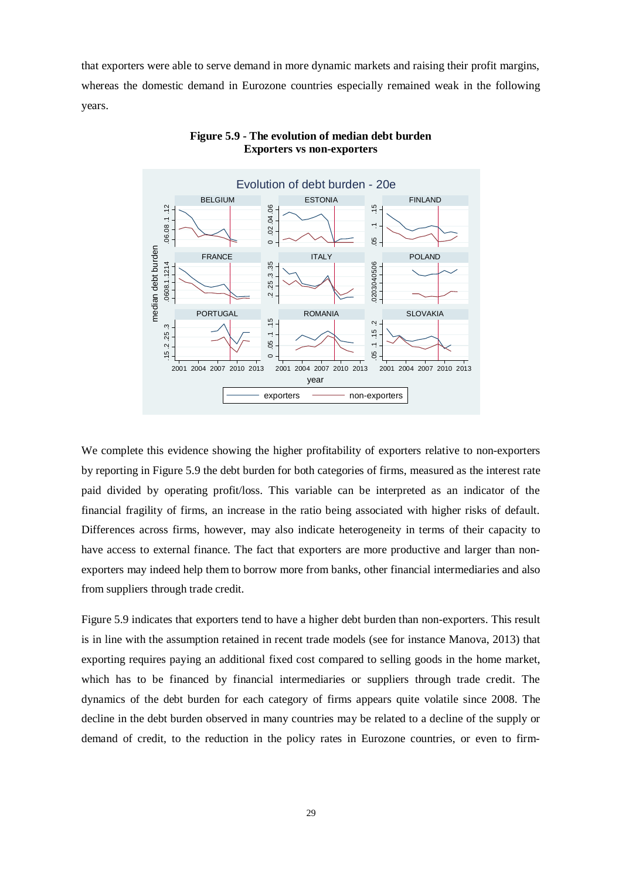that exporters were able to serve demand in more dynamic markets and raising their profit margins, whereas the domestic demand in Eurozone countries especially remained weak in the following years.

**Figure 5.9 - The evolution of median debt burden**
**Exporters vs non-exporters**

We complete this evidence showing the higher profitability of exporters relative to non-exporters by reporting in Figure 5.9 the debt burden for both categories of firms, measured as the interest rate paid divided by operating profit/loss. This variable can be interpreted as an indicator of the financial fragility of firms, an increase in the ratio being associated with higher risks of default. Differences across firms, however, may also indicate heterogeneity in terms of their capacity to have access to external finance. The fact that exporters are more productive and larger than non-exporters may indeed help them to borrow more from banks, other financial intermediaries and also from suppliers through trade credit.

Figure 5.9 indicates that exporters tend to have a higher debt burden than non-exporters. This result is in line with the assumption retained in recent trade models (see for instance Manova, 2013) that exporting requires paying an additional fixed cost compared to selling goods in the home market, which has to be financed by financial intermediaries or suppliers through trade credit. The dynamics of the debt burden for each category of firms appears quite volatile since 2008. The decline in the debt burden observed in many countries may be related to a decline of the supply or demand of credit, to the reduction in the policy rates in Eurozone countries, or even to firm-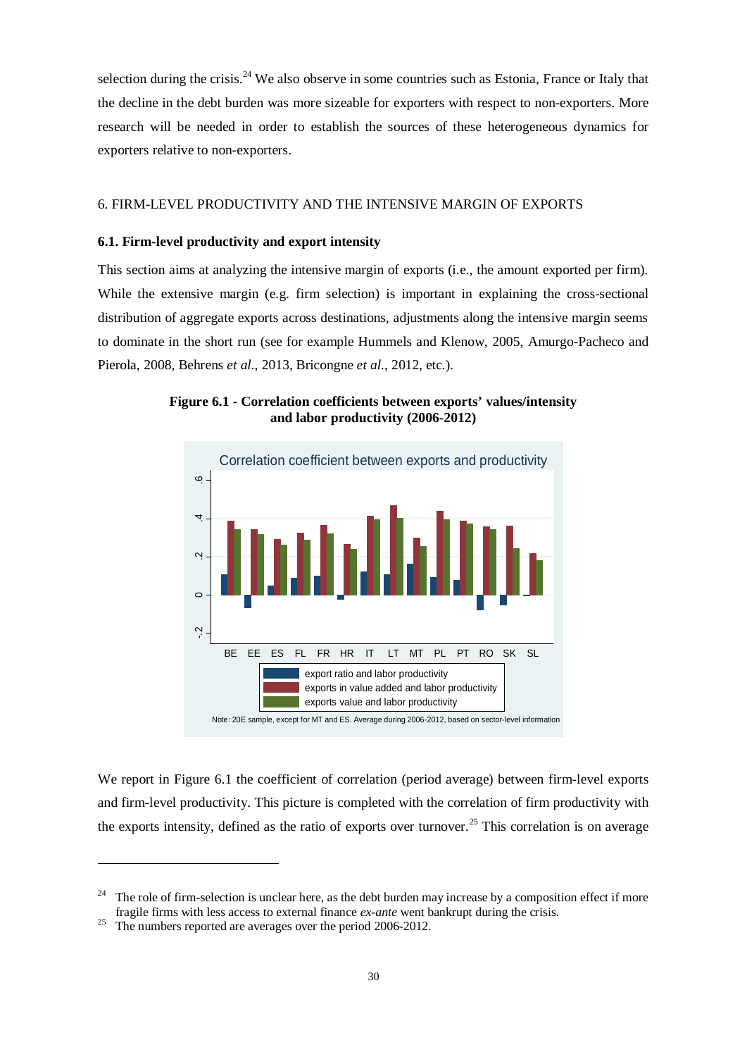selection during the crisis.[24] We also observe in some countries such as Estonia, France or Italy that the decline in the debt burden was more sizeable for exporters with respect to non-exporters. More research will be needed in order to establish the sources of these heterogeneous dynamics for exporters relative to non-exporters.

## 6. FIRM-LEVEL PRODUCTIVITY AND THE INTENSIVE MARGIN OF EXPORTS

### 6.1. Firm-level productivity and export intensity

This section aims at analyzing the intensive margin of exports (i.e., the amount exported per firm). While the extensive margin (e.g. firm selection) is important in explaining the cross-sectional distribution of aggregate exports across destinations, adjustments along the intensive margin seems to dominate in the short run (see for example Hummels and Klenow, 2005, Amurgo-Pacheco and Pierola, 2008, Behrens *et al.*, 2013, Bricongne *et al.*, 2012, etc.).

**Figure 6.1 - Correlation coefficients between exports' values/intensity and labor productivity (2006-2012)**

Correlation coefficient between exports and productivity

Legend: export ratio and labor productivity; exports in value added and labor productivity; exports value and labor productivity

Countries: BE, EE, ES, FL, FR, HR, IT, LT, MT, PL, PT, RO, SK, SL

Note: 20E sample, except for MT and ES. Average during 2006-2012, based on sector-level information

We report in Figure 6.1 the coefficient of correlation (period average) between firm-level exports and firm-level productivity. This picture is completed with the correlation of firm productivity with the exports intensity, defined as the ratio of exports over turnover.[25] This correlation is on average

[24] The role of firm-selection is unclear here, as the debt burden may increase by a composition effect if more fragile firms with less access to external finance *ex-ante* went bankrupt during the crisis.

[25] The numbers reported are averages over the period 2006-2012.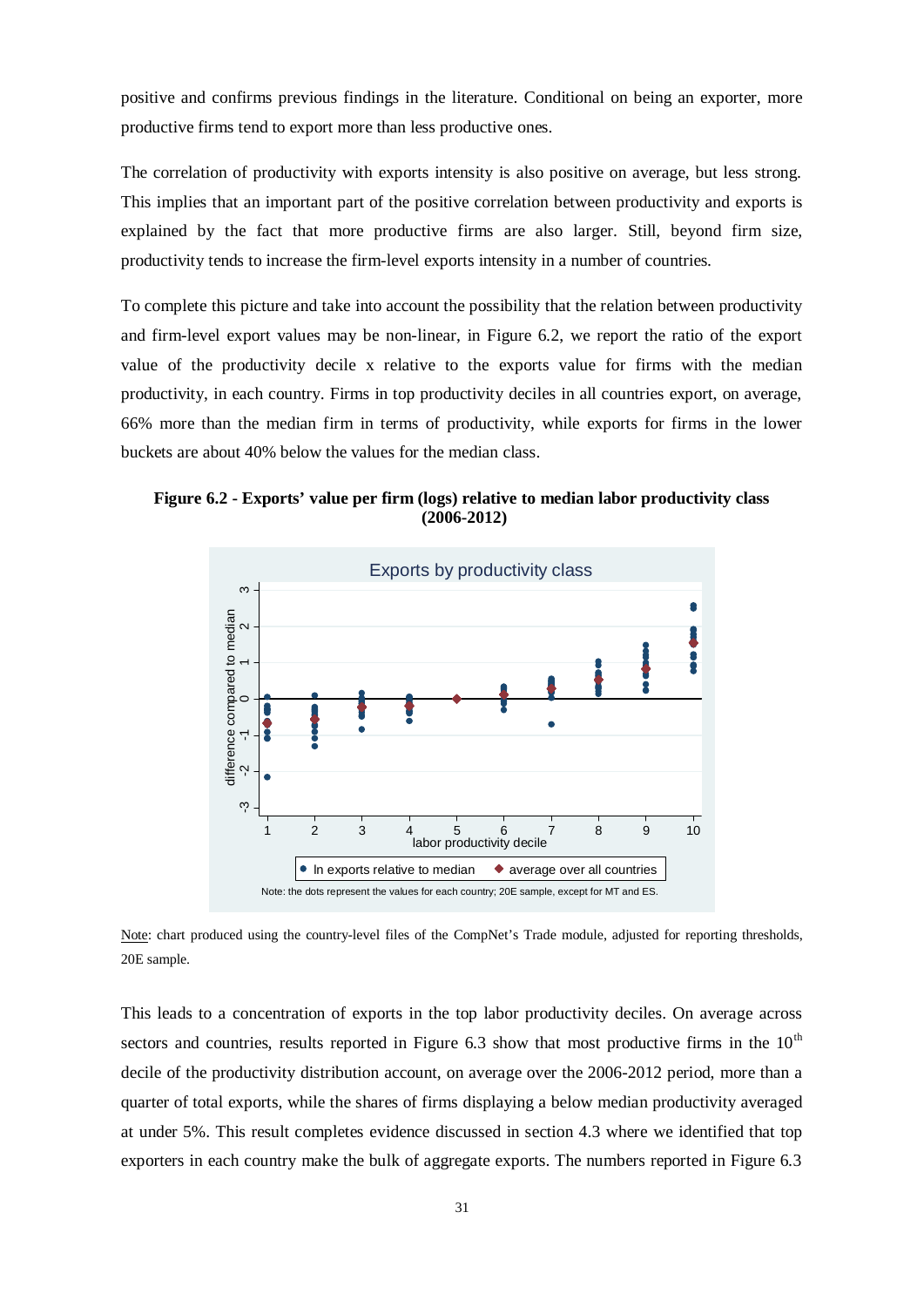positive and confirms previous findings in the literature. Conditional on being an exporter, more productive firms tend to export more than less productive ones.

The correlation of productivity with exports intensity is also positive on average, but less strong. This implies that an important part of the positive correlation between productivity and exports is explained by the fact that more productive firms are also larger. Still, beyond firm size, productivity tends to increase the firm-level exports intensity in a number of countries.

To complete this picture and take into account the possibility that the relation between productivity and firm-level export values may be non-linear, in Figure 6.2, we report the ratio of the export value of the productivity decile x relative to the exports value for firms with the median productivity, in each country. Firms in top productivity deciles in all countries export, on average, 66% more than the median firm in terms of productivity, while exports for firms in the lower buckets are about 40% below the values for the median class.

**Figure 6.2 - Exports' value per firm (logs) relative to median labor productivity class (2006-2012)**

Note: chart produced using the country-level files of the CompNet's Trade module, adjusted for reporting thresholds, 20E sample.

This leads to a concentration of exports in the top labor productivity deciles. On average across sectors and countries, results reported in Figure 6.3 show that most productive firms in the 10th decile of the productivity distribution account, on average over the 2006-2012 period, more than a quarter of total exports, while the shares of firms displaying a below median productivity averaged at under 5%. This result completes evidence discussed in section 4.3 where we identified that top exporters in each country make the bulk of aggregate exports. The numbers reported in Figure 6.3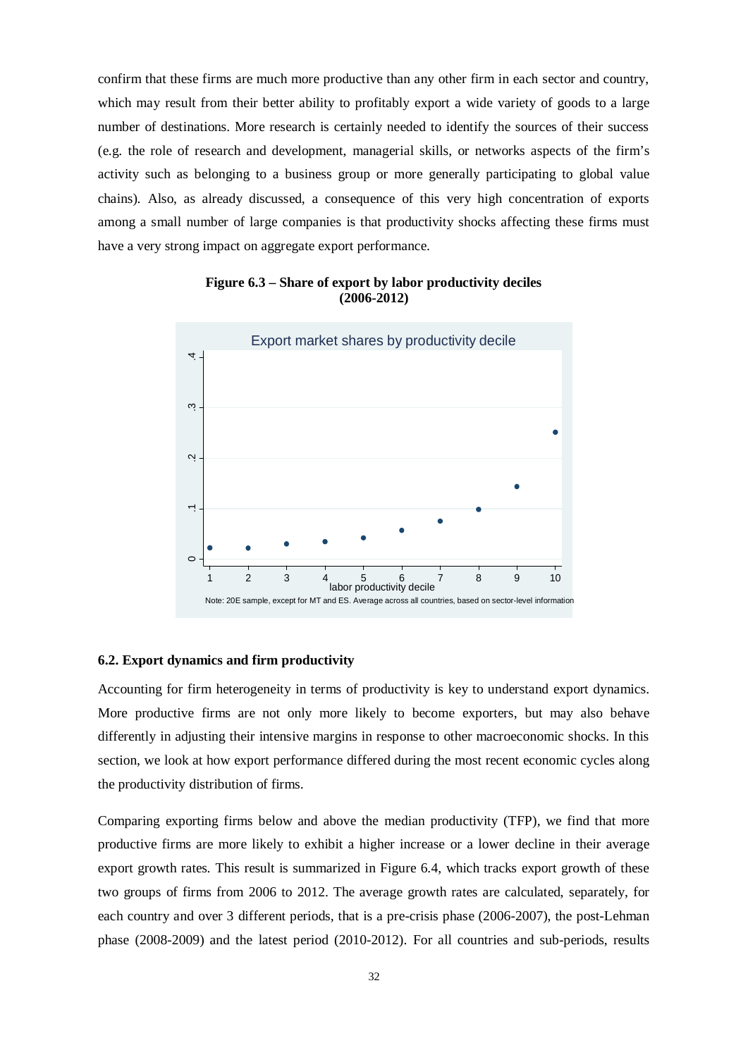confirm that these firms are much more productive than any other firm in each sector and country, which may result from their better ability to profitably export a wide variety of goods to a large number of destinations. More research is certainly needed to identify the sources of their success (e.g. the role of research and development, managerial skills, or networks aspects of the firm's activity such as belonging to a business group or more generally participating to global value chains). Also, as already discussed, a consequence of this very high concentration of exports among a small number of large companies is that productivity shocks affecting these firms must have a very strong impact on aggregate export performance.

**Figure 6.3 – Share of export by labor productivity deciles (2006-2012)**

### 6.2. Export dynamics and firm productivity

Accounting for firm heterogeneity in terms of productivity is key to understand export dynamics. More productive firms are not only more likely to become exporters, but may also behave differently in adjusting their intensive margins in response to other macroeconomic shocks. In this section, we look at how export performance differed during the most recent economic cycles along the productivity distribution of firms.

Comparing exporting firms below and above the median productivity (TFP), we find that more productive firms are more likely to exhibit a higher increase or a lower decline in their average export growth rates. This result is summarized in Figure 6.4, which tracks export growth of these two groups of firms from 2006 to 2012. The average growth rates are calculated, separately, for each country and over 3 different periods, that is a pre-crisis phase (2006-2007), the post-Lehman phase (2008-2009) and the latest period (2010-2012). For all countries and sub-periods, results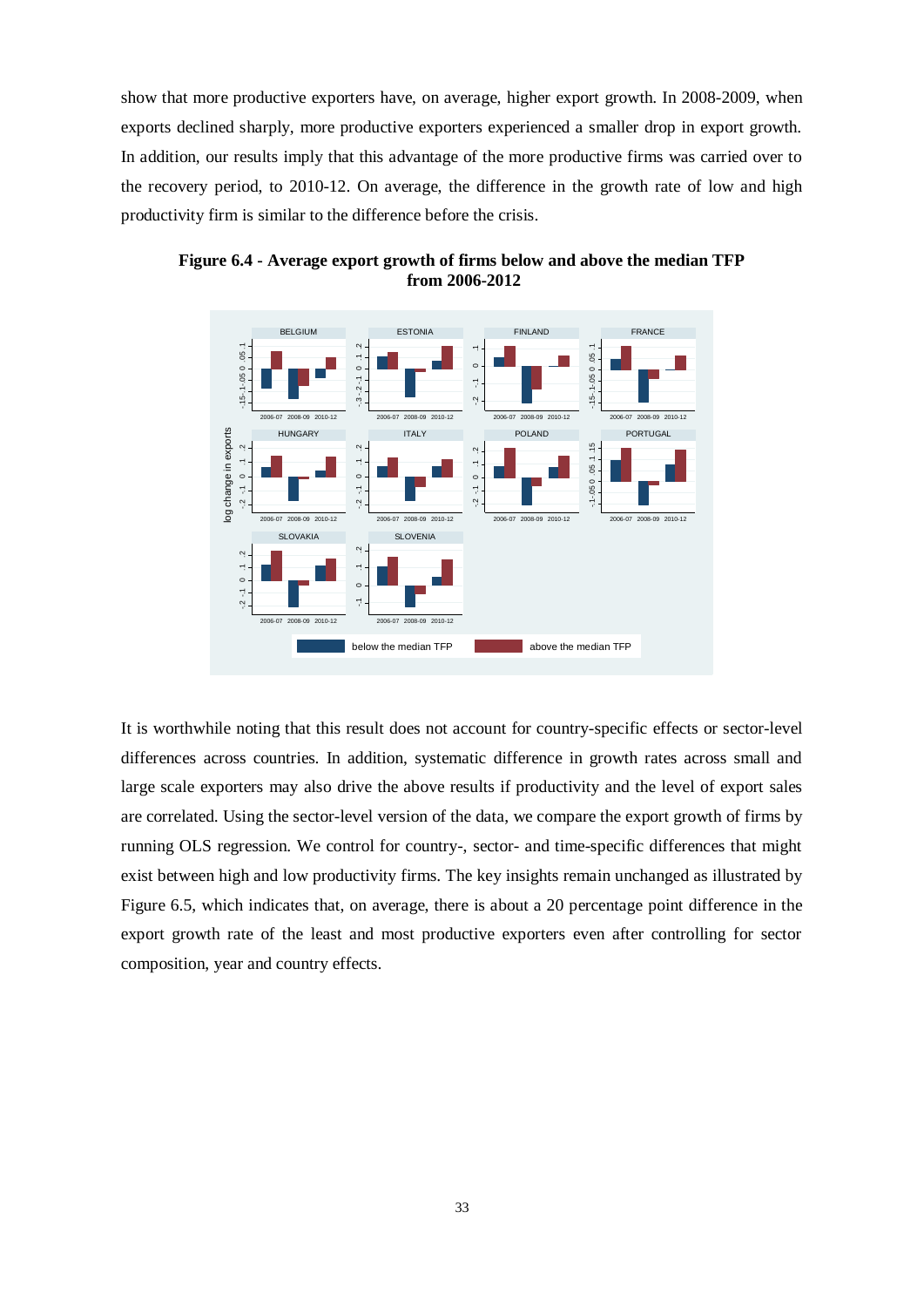show that more productive exporters have, on average, higher export growth. In 2008-2009, when exports declined sharply, more productive exporters experienced a smaller drop in export growth. In addition, our results imply that this advantage of the more productive firms was carried over to the recovery period, to 2010-12. On average, the difference in the growth rate of low and high productivity firm is similar to the difference before the crisis.

**Figure 6.4 - Average export growth of firms below and above the median TFP from 2006-2012**

It is worthwhile noting that this result does not account for country-specific effects or sector-level differences across countries. In addition, systematic difference in growth rates across small and large scale exporters may also drive the above results if productivity and the level of export sales are correlated. Using the sector-level version of the data, we compare the export growth of firms by running OLS regression. We control for country-, sector- and time-specific differences that might exist between high and low productivity firms. The key insights remain unchanged as illustrated by Figure 6.5, which indicates that, on average, there is about a 20 percentage point difference in the export growth rate of the least and most productive exporters even after controlling for sector composition, year and country effects.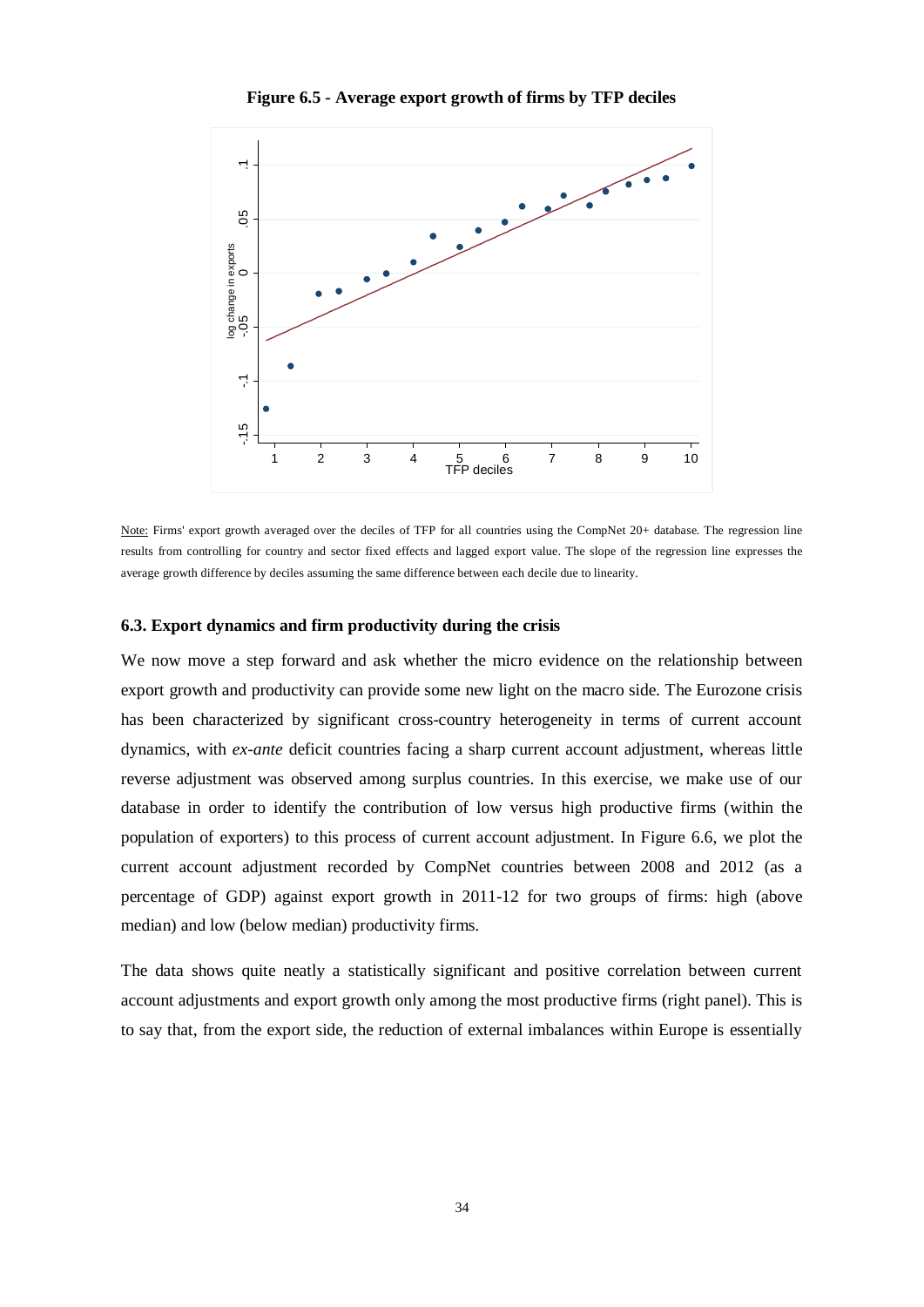**Figure 6.5 - Average export growth of firms by TFP deciles**

Note: Firms' export growth averaged over the deciles of TFP for all countries using the CompNet 20+ database. The regression line results from controlling for country and sector fixed effects and lagged export value. The slope of the regression line expresses the average growth difference by deciles assuming the same difference between each decile due to linearity.

### 6.3. Export dynamics and firm productivity during the crisis

We now move a step forward and ask whether the micro evidence on the relationship between export growth and productivity can provide some new light on the macro side. The Eurozone crisis has been characterized by significant cross-country heterogeneity in terms of current account dynamics, with *ex-ante* deficit countries facing a sharp current account adjustment, whereas little reverse adjustment was observed among surplus countries. In this exercise, we make use of our database in order to identify the contribution of low versus high productive firms (within the population of exporters) to this process of current account adjustment. In Figure 6.6, we plot the current account adjustment recorded by CompNet countries between 2008 and 2012 (as a percentage of GDP) against export growth in 2011-12 for two groups of firms: high (above median) and low (below median) productivity firms.

The data shows quite neatly a statistically significant and positive correlation between current account adjustments and export growth only among the most productive firms (right panel). This is to say that, from the export side, the reduction of external imbalances within Europe is essentially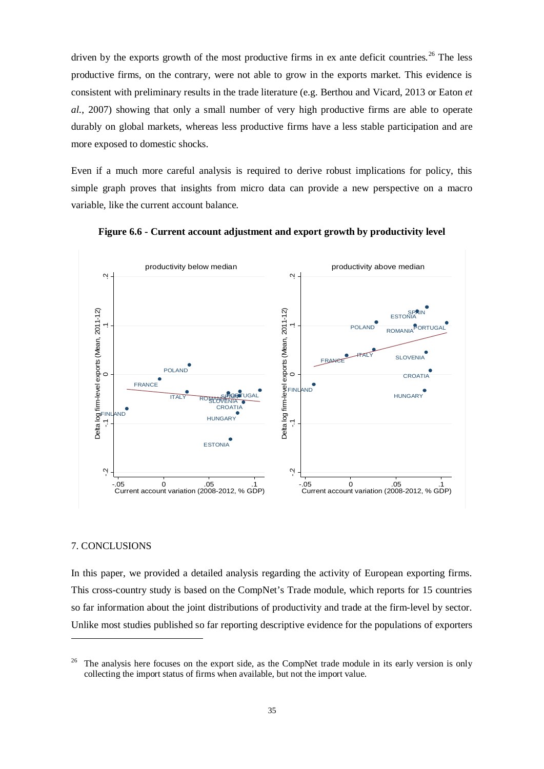driven by the exports growth of the most productive firms in ex ante deficit countries.[26] The less productive firms, on the contrary, were not able to grow in the exports market. This evidence is consistent with preliminary results in the trade literature (e.g. Berthou and Vicard, 2013 or Eaton *et al.*, 2007) showing that only a small number of very high productive firms are able to operate durably on global markets, whereas less productive firms have a less stable participation and are more exposed to domestic shocks.

Even if a much more careful analysis is required to derive robust implications for policy, this simple graph proves that insights from micro data can provide a new perspective on a macro variable, like the current account balance.

**Figure 6.6 - Current account adjustment and export growth by productivity level**

## 7. CONCLUSIONS

In this paper, we provided a detailed analysis regarding the activity of European exporting firms. This cross-country study is based on the CompNet's Trade module, which reports for 15 countries so far information about the joint distributions of productivity and trade at the firm-level by sector. Unlike most studies published so far reporting descriptive evidence for the populations of exporters

[26] The analysis here focuses on the export side, as the CompNet trade module in its early version is only collecting the import status of firms when available, but not the import value.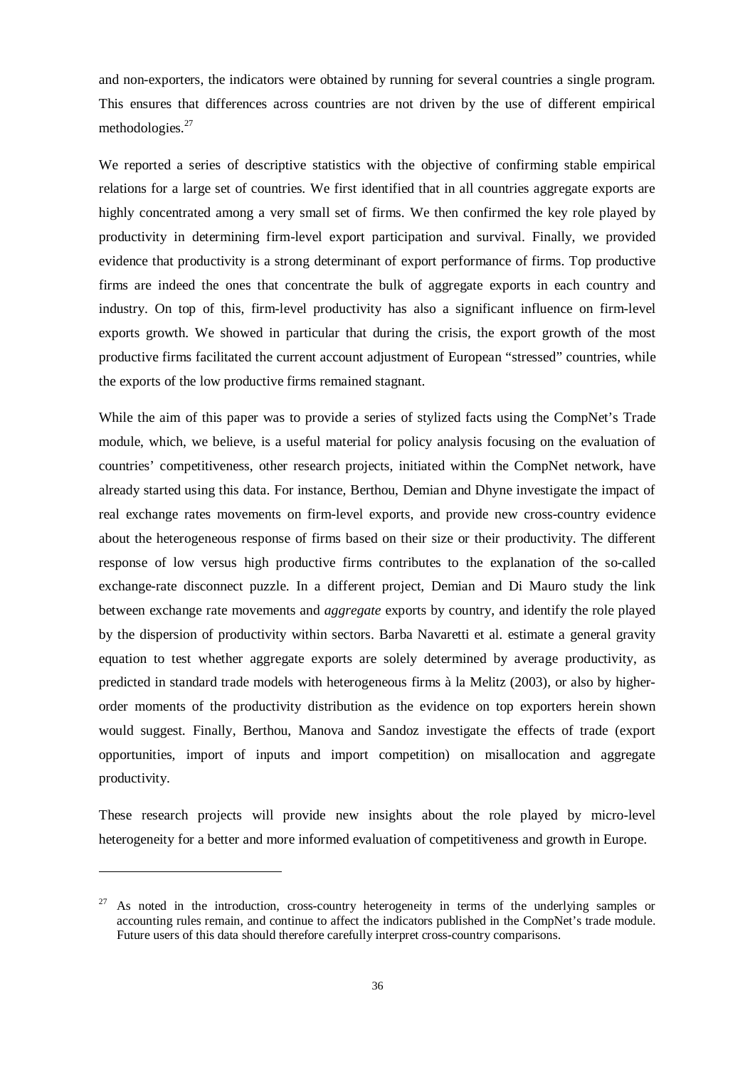and non-exporters, the indicators were obtained by running for several countries a single program. This ensures that differences across countries are not driven by the use of different empirical methodologies.[27]

We reported a series of descriptive statistics with the objective of confirming stable empirical relations for a large set of countries. We first identified that in all countries aggregate exports are highly concentrated among a very small set of firms. We then confirmed the key role played by productivity in determining firm-level export participation and survival. Finally, we provided evidence that productivity is a strong determinant of export performance of firms. Top productive firms are indeed the ones that concentrate the bulk of aggregate exports in each country and industry. On top of this, firm-level productivity has also a significant influence on firm-level exports growth. We showed in particular that during the crisis, the export growth of the most productive firms facilitated the current account adjustment of European "stressed" countries, while the exports of the low productive firms remained stagnant.

While the aim of this paper was to provide a series of stylized facts using the CompNet's Trade module, which, we believe, is a useful material for policy analysis focusing on the evaluation of countries' competitiveness, other research projects, initiated within the CompNet network, have already started using this data. For instance, Berthou, Demian and Dhyne investigate the impact of real exchange rates movements on firm-level exports, and provide new cross-country evidence about the heterogeneous response of firms based on their size or their productivity. The different response of low versus high productive firms contributes to the explanation of the so-called exchange-rate disconnect puzzle. In a different project, Demian and Di Mauro study the link between exchange rate movements and *aggregate* exports by country, and identify the role played by the dispersion of productivity within sectors. Barba Navaretti et al. estimate a general gravity equation to test whether aggregate exports are solely determined by average productivity, as predicted in standard trade models with heterogeneous firms à la Melitz (2003), or also by higher-order moments of the productivity distribution as the evidence on top exporters herein shown would suggest. Finally, Berthou, Manova and Sandoz investigate the effects of trade (export opportunities, import of inputs and import competition) on misallocation and aggregate productivity.

These research projects will provide new insights about the role played by micro-level heterogeneity for a better and more informed evaluation of competitiveness and growth in Europe.

---

[27] As noted in the introduction, cross-country heterogeneity in terms of the underlying samples or accounting rules remain, and continue to affect the indicators published in the CompNet's trade module. Future users of this data should therefore carefully interpret cross-country comparisons.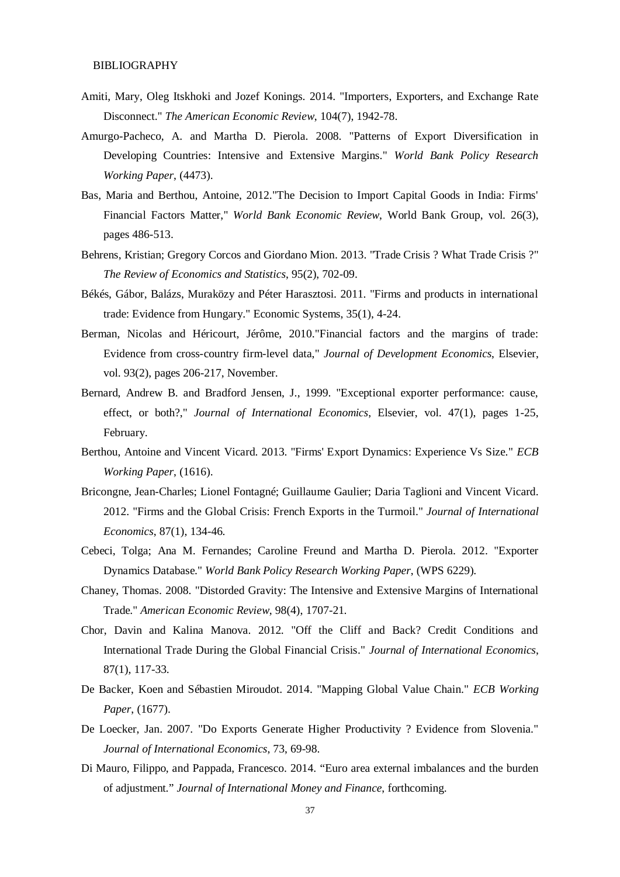BIBLIOGRAPHY

Amiti, Mary, Oleg Itskhoki and Jozef Konings. 2014. "Importers, Exporters, and Exchange Rate Disconnect." *The American Economic Review*, 104(7), 1942-78.

Amurgo-Pacheco, A. and Martha D. Pierola. 2008. "Patterns of Export Diversification in Developing Countries: Intensive and Extensive Margins." *World Bank Policy Research Working Paper*, (4473).

Bas, Maria and Berthou, Antoine, 2012."The Decision to Import Capital Goods in India: Firms' Financial Factors Matter," *World Bank Economic Review*, World Bank Group, vol. 26(3), pages 486-513.

Behrens, Kristian; Gregory Corcos and Giordano Mion. 2013. "Trade Crisis ? What Trade Crisis ?" *The Review of Economics and Statistics*, 95(2), 702-09.

Békés, Gábor, Balázs, Muraközy and Péter Harasztosi. 2011. "Firms and products in international trade: Evidence from Hungary." Economic Systems, 35(1), 4-24.

Berman, Nicolas and Héricourt, Jérôme, 2010."Financial factors and the margins of trade: Evidence from cross-country firm-level data," *Journal of Development Economics*, Elsevier, vol. 93(2), pages 206-217, November.

Bernard, Andrew B. and Bradford Jensen, J., 1999. "Exceptional exporter performance: cause, effect, or both?," *Journal of International Economics*, Elsevier, vol. 47(1), pages 1-25, February.

Berthou, Antoine and Vincent Vicard. 2013. "Firms' Export Dynamics: Experience Vs Size." *ECB Working Paper*, (1616).

Bricongne, Jean-Charles; Lionel Fontagné; Guillaume Gaulier; Daria Taglioni and Vincent Vicard. 2012. "Firms and the Global Crisis: French Exports in the Turmoil." *Journal of International Economics*, 87(1), 134-46.

Cebeci, Tolga; Ana M. Fernandes; Caroline Freund and Martha D. Pierola. 2012. "Exporter Dynamics Database." *World Bank Policy Research Working Paper*, (WPS 6229).

Chaney, Thomas. 2008. "Distorded Gravity: The Intensive and Extensive Margins of International Trade." *American Economic Review*, 98(4), 1707-21.

Chor, Davin and Kalina Manova. 2012. "Off the Cliff and Back? Credit Conditions and International Trade During the Global Financial Crisis." *Journal of International Economics*, 87(1), 117-33.

De Backer, Koen and Sébastien Miroudot. 2014. "Mapping Global Value Chain." *ECB Working Paper*, (1677).

De Loecker, Jan. 2007. "Do Exports Generate Higher Productivity ? Evidence from Slovenia." *Journal of International Economics*, 73, 69-98.

Di Mauro, Filippo, and Pappada, Francesco. 2014. "Euro area external imbalances and the burden of adjustment." *Journal of International Money and Finance*, forthcoming.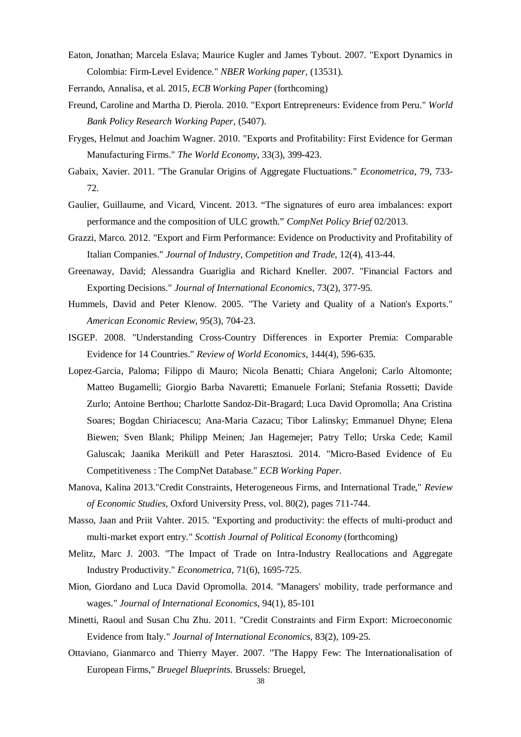Eaton, Jonathan; Marcela Eslava; Maurice Kugler and James Tybout. 2007. "Export Dynamics in Colombia: Firm-Level Evidence." *NBER Working paper*, (13531).

Ferrando, Annalisa, et al. 2015, *ECB Working Paper* (forthcoming)

Freund, Caroline and Martha D. Pierola. 2010. "Export Entrepreneurs: Evidence from Peru." *World Bank Policy Research Working Paper*, (5407).

Fryges, Helmut and Joachim Wagner. 2010. "Exports and Profitability: First Evidence for German Manufacturing Firms." *The World Economy*, 33(3), 399-423.

Gabaix, Xavier. 2011. "The Granular Origins of Aggregate Fluctuations." *Econometrica*, 79, 733-72.

Gaulier, Guillaume, and Vicard, Vincent. 2013. "The signatures of euro area imbalances: export performance and the composition of ULC growth." *CompNet Policy Brief* 02/2013.

Grazzi, Marco. 2012. "Export and Firm Performance: Evidence on Productivity and Profitability of Italian Companies." *Journal of Industry, Competition and Trade*, 12(4), 413-44.

Greenaway, David; Alessandra Guariglia and Richard Kneller. 2007. "Financial Factors and Exporting Decisions." *Journal of International Economics*, 73(2), 377-95.

Hummels, David and Peter Klenow. 2005. "The Variety and Quality of a Nation's Exports." *American Economic Review*, 95(3), 704-23.

ISGEP. 2008. "Understanding Cross-Country Differences in Exporter Premia: Comparable Evidence for 14 Countries." *Review of World Economics*, 144(4), 596-635.

Lopez-Garcia, Paloma; Filippo di Mauro; Nicola Benatti; Chiara Angeloni; Carlo Altomonte; Matteo Bugamelli; Giorgio Barba Navaretti; Emanuele Forlani; Stefania Rossetti; Davide Zurlo; Antoine Berthou; Charlotte Sandoz-Dit-Bragard; Luca David Opromolla; Ana Cristina Soares; Bogdan Chiriacescu; Ana-Maria Cazacu; Tibor Lalinsky; Emmanuel Dhyne; Elena Biewen; Sven Blank; Philipp Meinen; Jan Hagemejer; Patry Tello; Urska Cede; Kamil Galuscak; Jaanika Meriküll and Peter Harasztosi. 2014. "Micro-Based Evidence of Eu Competitiveness : The CompNet Database." *ECB Working Paper*.

Manova, Kalina 2013."Credit Constraints, Heterogeneous Firms, and International Trade," *Review of Economic Studies*, Oxford University Press, vol. 80(2), pages 711-744.

Masso, Jaan and Priit Vahter. 2015. "Exporting and productivity: the effects of multi-product and multi-market export entry." *Scottish Journal of Political Economy* (forthcoming)

Melitz, Marc J. 2003. "The Impact of Trade on Intra-Industry Reallocations and Aggregate Industry Productivity." *Econometrica*, 71(6), 1695-725.

Mion, Giordano and Luca David Opromolla. 2014. "Managers' mobility, trade performance and wages." *Journal of International Economics*, 94(1), 85-101

Minetti, Raoul and Susan Chu Zhu. 2011. "Credit Constraints and Firm Export: Microeconomic Evidence from Italy." *Journal of International Economics*, 83(2), 109-25.

Ottaviano, Gianmarco and Thierry Mayer. 2007. "The Happy Few: The Internationalisation of European Firms," *Bruegel Blueprints.* Brussels: Bruegel,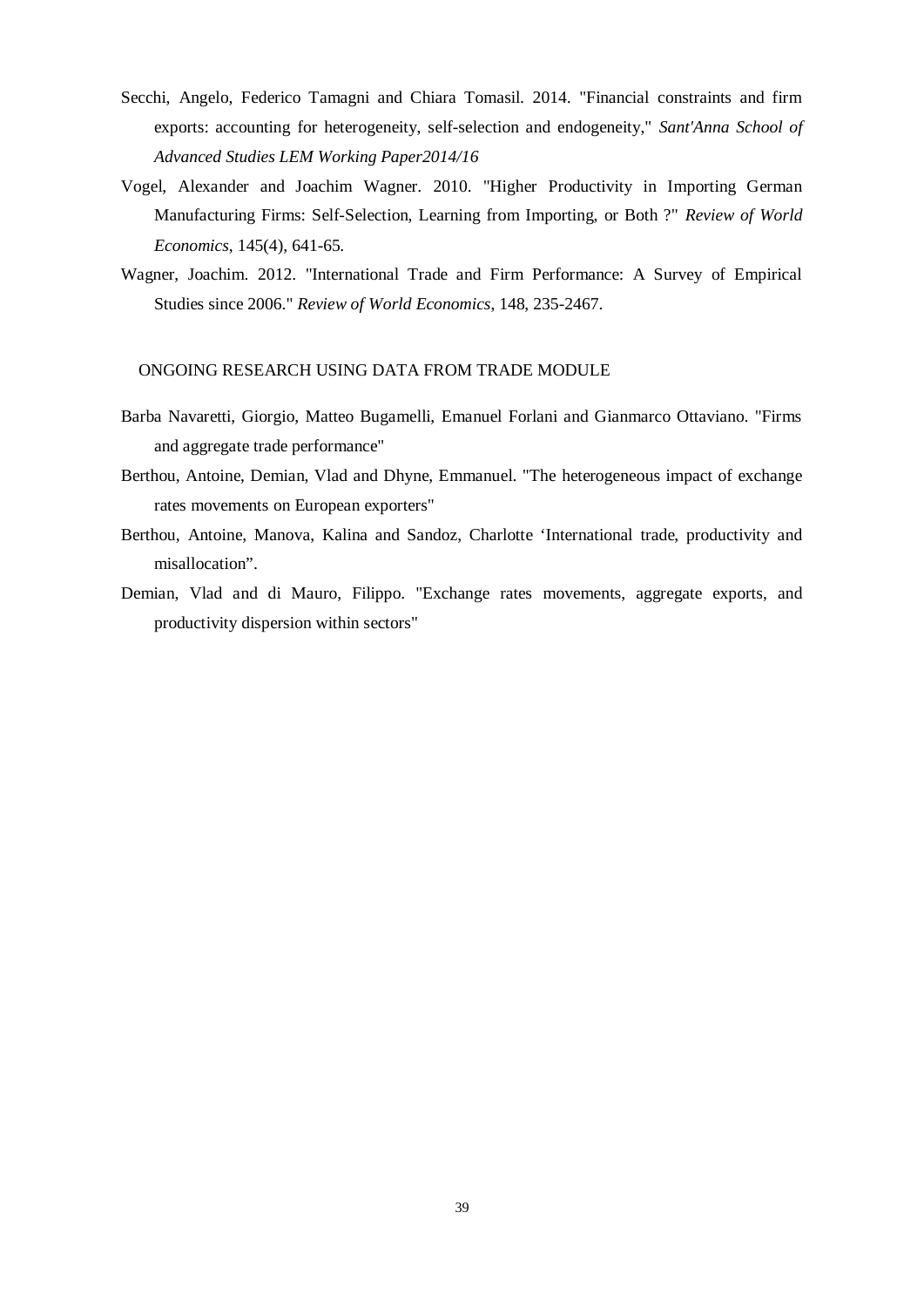Secchi, Angelo, Federico Tamagni and Chiara Tomasil. 2014. "Financial constraints and firm exports: accounting for heterogeneity, self-selection and endogeneity," *Sant'Anna School of Advanced Studies LEM Working Paper2014/16*

Vogel, Alexander and Joachim Wagner. 2010. "Higher Productivity in Importing German Manufacturing Firms: Self-Selection, Learning from Importing, or Both ?" *Review of World Economics*, 145(4), 641-65.

Wagner, Joachim. 2012. "International Trade and Firm Performance: A Survey of Empirical Studies since 2006." *Review of World Economics*, 148, 235-2467.

## ONGOING RESEARCH USING DATA FROM TRADE MODULE

Barba Navaretti, Giorgio, Matteo Bugamelli, Emanuel Forlani and Gianmarco Ottaviano. "Firms and aggregate trade performance"

Berthou, Antoine, Demian, Vlad and Dhyne, Emmanuel. "The heterogeneous impact of exchange rates movements on European exporters"

Berthou, Antoine, Manova, Kalina and Sandoz, Charlotte 'International trade, productivity and misallocation".

Demian, Vlad and di Mauro, Filippo. "Exchange rates movements, aggregate exports, and productivity dispersion within sectors"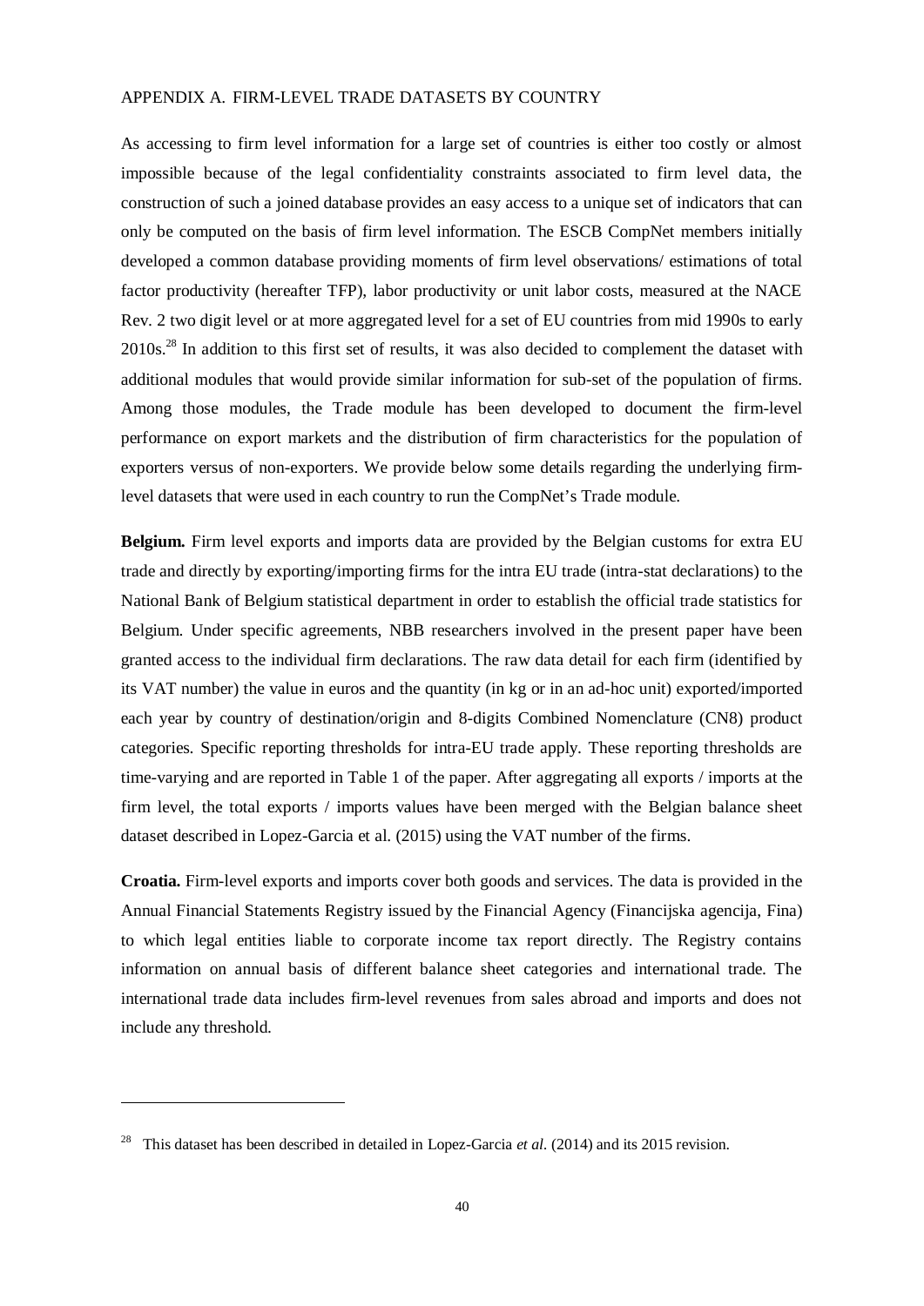## APPENDIX A. FIRM-LEVEL TRADE DATASETS BY COUNTRY

As accessing to firm level information for a large set of countries is either too costly or almost impossible because of the legal confidentiality constraints associated to firm level data, the construction of such a joined database provides an easy access to a unique set of indicators that can only be computed on the basis of firm level information. The ESCB CompNet members initially developed a common database providing moments of firm level observations/ estimations of total factor productivity (hereafter TFP), labor productivity or unit labor costs, measured at the NACE Rev. 2 two digit level or at more aggregated level for a set of EU countries from mid 1990s to early 2010s.[28] In addition to this first set of results, it was also decided to complement the dataset with additional modules that would provide similar information for sub-set of the population of firms. Among those modules, the Trade module has been developed to document the firm-level performance on export markets and the distribution of firm characteristics for the population of exporters versus of non-exporters. We provide below some details regarding the underlying firm-level datasets that were used in each country to run the CompNet's Trade module.

**Belgium.** Firm level exports and imports data are provided by the Belgian customs for extra EU trade and directly by exporting/importing firms for the intra EU trade (intra-stat declarations) to the National Bank of Belgium statistical department in order to establish the official trade statistics for Belgium. Under specific agreements, NBB researchers involved in the present paper have been granted access to the individual firm declarations. The raw data detail for each firm (identified by its VAT number) the value in euros and the quantity (in kg or in an ad-hoc unit) exported/imported each year by country of destination/origin and 8-digits Combined Nomenclature (CN8) product categories. Specific reporting thresholds for intra-EU trade apply. These reporting thresholds are time-varying and are reported in Table 1 of the paper. After aggregating all exports / imports at the firm level, the total exports / imports values have been merged with the Belgian balance sheet dataset described in Lopez-Garcia et al. (2015) using the VAT number of the firms.

**Croatia.** Firm-level exports and imports cover both goods and services. The data is provided in the Annual Financial Statements Registry issued by the Financial Agency (Financijska agencija, Fina) to which legal entities liable to corporate income tax report directly. The Registry contains information on annual basis of different balance sheet categories and international trade. The international trade data includes firm-level revenues from sales abroad and imports and does not include any threshold.

---

[28] This dataset has been described in detailed in Lopez-Garcia *et al*. (2014) and its 2015 revision.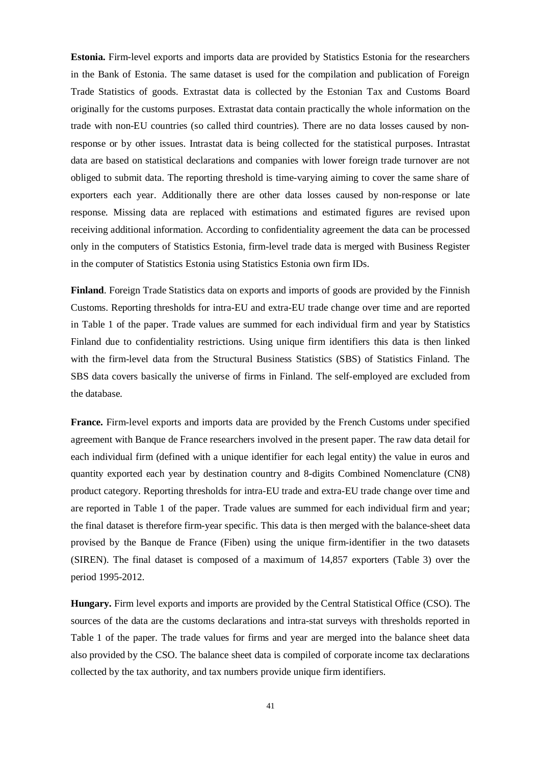**Estonia.** Firm-level exports and imports data are provided by Statistics Estonia for the researchers in the Bank of Estonia. The same dataset is used for the compilation and publication of Foreign Trade Statistics of goods. Extrastat data is collected by the Estonian Tax and Customs Board originally for the customs purposes. Extrastat data contain practically the whole information on the trade with non-EU countries (so called third countries). There are no data losses caused by non-response or by other issues. Intrastat data is being collected for the statistical purposes. Intrastat data are based on statistical declarations and companies with lower foreign trade turnover are not obliged to submit data. The reporting threshold is time-varying aiming to cover the same share of exporters each year. Additionally there are other data losses caused by non-response or late response. Missing data are replaced with estimations and estimated figures are revised upon receiving additional information. According to confidentiality agreement the data can be processed only in the computers of Statistics Estonia, firm-level trade data is merged with Business Register in the computer of Statistics Estonia using Statistics Estonia own firm IDs.

**Finland**. Foreign Trade Statistics data on exports and imports of goods are provided by the Finnish Customs. Reporting thresholds for intra-EU and extra-EU trade change over time and are reported in Table 1 of the paper. Trade values are summed for each individual firm and year by Statistics Finland due to confidentiality restrictions. Using unique firm identifiers this data is then linked with the firm-level data from the Structural Business Statistics (SBS) of Statistics Finland. The SBS data covers basically the universe of firms in Finland. The self-employed are excluded from the database.

**France.** Firm-level exports and imports data are provided by the French Customs under specified agreement with Banque de France researchers involved in the present paper. The raw data detail for each individual firm (defined with a unique identifier for each legal entity) the value in euros and quantity exported each year by destination country and 8-digits Combined Nomenclature (CN8) product category. Reporting thresholds for intra-EU trade and extra-EU trade change over time and are reported in Table 1 of the paper. Trade values are summed for each individual firm and year; the final dataset is therefore firm-year specific. This data is then merged with the balance-sheet data provised by the Banque de France (Fiben) using the unique firm-identifier in the two datasets (SIREN). The final dataset is composed of a maximum of 14,857 exporters (Table 3) over the period 1995-2012.

**Hungary.** Firm level exports and imports are provided by the Central Statistical Office (CSO). The sources of the data are the customs declarations and intra-stat surveys with thresholds reported in Table 1 of the paper. The trade values for firms and year are merged into the balance sheet data also provided by the CSO. The balance sheet data is compiled of corporate income tax declarations collected by the tax authority, and tax numbers provide unique firm identifiers.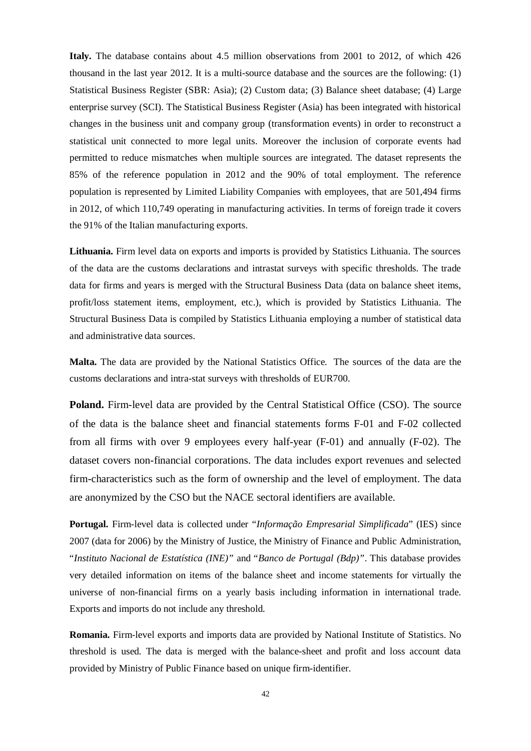**Italy.** The database contains about 4.5 million observations from 2001 to 2012, of which 426 thousand in the last year 2012. It is a multi-source database and the sources are the following: (1) Statistical Business Register (SBR: Asia); (2) Custom data; (3) Balance sheet database; (4) Large enterprise survey (SCI). The Statistical Business Register (Asia) has been integrated with historical changes in the business unit and company group (transformation events) in order to reconstruct a statistical unit connected to more legal units. Moreover the inclusion of corporate events had permitted to reduce mismatches when multiple sources are integrated. The dataset represents the 85% of the reference population in 2012 and the 90% of total employment. The reference population is represented by Limited Liability Companies with employees, that are 501,494 firms in 2012, of which 110,749 operating in manufacturing activities. In terms of foreign trade it covers the 91% of the Italian manufacturing exports.

**Lithuania.** Firm level data on exports and imports is provided by Statistics Lithuania. The sources of the data are the customs declarations and intrastat surveys with specific thresholds. The trade data for firms and years is merged with the Structural Business Data (data on balance sheet items, profit/loss statement items, employment, etc.), which is provided by Statistics Lithuania. The Structural Business Data is compiled by Statistics Lithuania employing a number of statistical data and administrative data sources.

**Malta.** The data are provided by the National Statistics Office. The sources of the data are the customs declarations and intra-stat surveys with thresholds of EUR700.

**Poland.** Firm-level data are provided by the Central Statistical Office (CSO). The source of the data is the balance sheet and financial statements forms F-01 and F-02 collected from all firms with over 9 employees every half-year (F-01) and annually (F-02). The dataset covers non-financial corporations. The data includes export revenues and selected firm-characteristics such as the form of ownership and the level of employment. The data are anonymized by the CSO but the NACE sectoral identifiers are available.

**Portugal.** Firm-level data is collected under "*Informação Empresarial Simplificada*" (IES) since 2007 (data for 2006) by the Ministry of Justice, the Ministry of Finance and Public Administration, "*Instituto Nacional de Estatística (INE)"* and "*Banco de Portugal (Bdp)"*. This database provides very detailed information on items of the balance sheet and income statements for virtually the universe of non-financial firms on a yearly basis including information in international trade. Exports and imports do not include any threshold.

**Romania.** Firm-level exports and imports data are provided by National Institute of Statistics. No threshold is used. The data is merged with the balance-sheet and profit and loss account data provided by Ministry of Public Finance based on unique firm-identifier.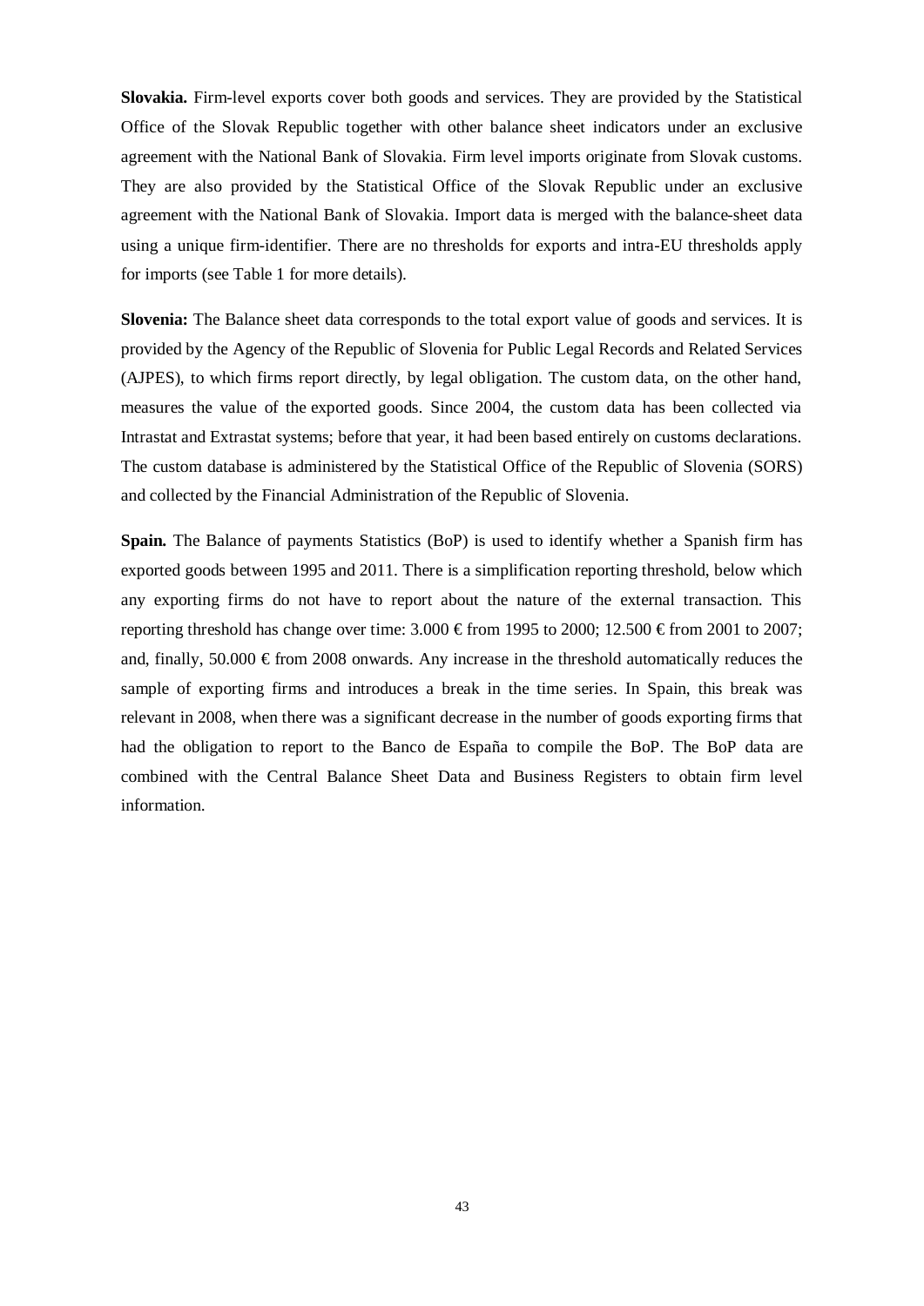**Slovakia.** Firm-level exports cover both goods and services. They are provided by the Statistical Office of the Slovak Republic together with other balance sheet indicators under an exclusive agreement with the National Bank of Slovakia. Firm level imports originate from Slovak customs. They are also provided by the Statistical Office of the Slovak Republic under an exclusive agreement with the National Bank of Slovakia. Import data is merged with the balance-sheet data using a unique firm-identifier. There are no thresholds for exports and intra-EU thresholds apply for imports (see Table 1 for more details).

**Slovenia:** The Balance sheet data corresponds to the total export value of goods and services. It is provided by the Agency of the Republic of Slovenia for Public Legal Records and Related Services (AJPES), to which firms report directly, by legal obligation. The custom data, on the other hand, measures the value of the exported goods. Since 2004, the custom data has been collected via Intrastat and Extrastat systems; before that year, it had been based entirely on customs declarations. The custom database is administered by the Statistical Office of the Republic of Slovenia (SORS) and collected by the Financial Administration of the Republic of Slovenia.

**Spain.** The Balance of payments Statistics (BoP) is used to identify whether a Spanish firm has exported goods between 1995 and 2011. There is a simplification reporting threshold, below which any exporting firms do not have to report about the nature of the external transaction. This reporting threshold has change over time: 3.000 € from 1995 to 2000; 12.500 € from 2001 to 2007; and, finally, 50.000 € from 2008 onwards. Any increase in the threshold automatically reduces the sample of exporting firms and introduces a break in the time series. In Spain, this break was relevant in 2008, when there was a significant decrease in the number of goods exporting firms that had the obligation to report to the Banco de España to compile the BoP. The BoP data are combined with the Central Balance Sheet Data and Business Registers to obtain firm level information.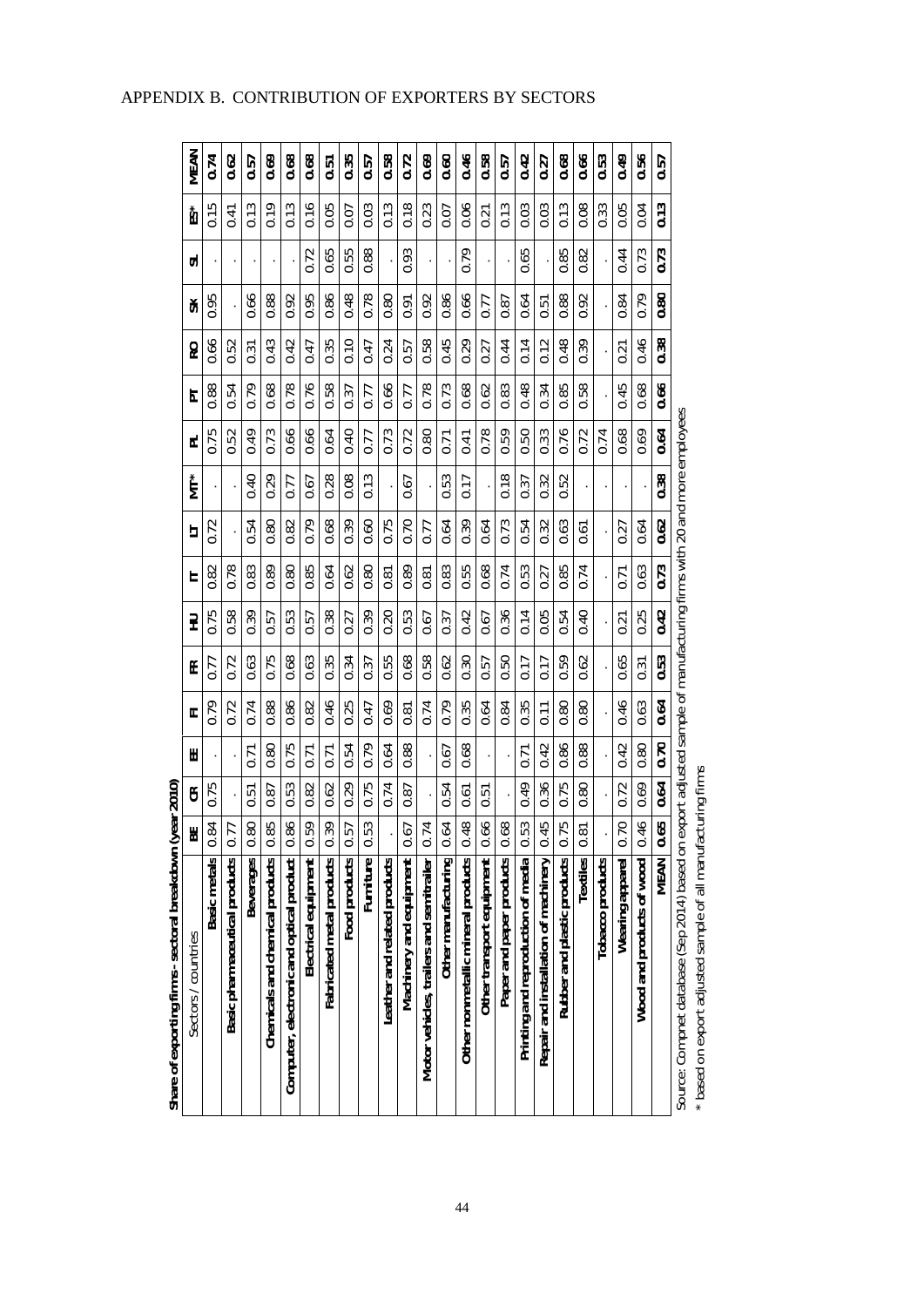## APPENDIX B. CONTRIBUTION OF EXPORTERS BY SECTORS

**Share of exporting firms - sectoral breakdown (year 2010)**

| Sectors / countries | BE | CR | EE | FI | FR | HU | IT | LT | MT* | PL | PT | RO | SK | SI | ES* | MEAN |
|---|---|---|---|---|---|---|---|---|---|---|---|---|---|---|---|---|
| **Basic metals** | 0.84 | 0.75 | . | 0.79 | 0.77 | 0.75 | 0.82 | 0.72 | . | 0.75 | 0.88 | 0.66 | 0.95 | . | 0.15 | **0.74** |
| **Basic pharmaceutical products** | 0.77 | . | . | 0.72 | 0.72 | 0.58 | 0.78 | . | . | 0.52 | 0.54 | 0.52 | . | . | 0.41 | **0.62** |
| **Beverages** | 0.80 | 0.51 | 0.71 | 0.74 | 0.63 | 0.39 | 0.83 | 0.54 | 0.40 | 0.49 | 0.79 | 0.31 | 0.66 | . | 0.13 | **0.57** |
| **Chemicals and chemical products** | 0.85 | 0.87 | 0.80 | 0.88 | 0.75 | 0.57 | 0.89 | 0.80 | 0.29 | 0.73 | 0.68 | 0.43 | 0.88 | . | 0.19 | **0.69** |
| **Computer, electronic and optical product** | 0.86 | 0.53 | 0.75 | 0.86 | 0.68 | 0.53 | 0.80 | 0.82 | 0.77 | 0.66 | 0.78 | 0.42 | 0.92 | . | 0.13 | **0.68** |
| **Electrical equipment** | 0.59 | 0.82 | 0.71 | 0.82 | 0.63 | 0.57 | 0.85 | 0.79 | 0.67 | 0.66 | 0.76 | 0.47 | 0.95 | 0.72 | 0.16 | **0.68** |
| **Fabricated metal products** | 0.39 | 0.62 | 0.71 | 0.46 | 0.35 | 0.38 | 0.64 | 0.68 | 0.28 | 0.64 | 0.58 | 0.35 | 0.86 | 0.65 | 0.05 | **0.51** |
| **Food products** | 0.57 | 0.29 | 0.54 | 0.25 | 0.34 | 0.27 | 0.62 | 0.39 | 0.08 | 0.40 | 0.37 | 0.10 | 0.48 | 0.55 | 0.07 | **0.35** |
| **Furniture** | 0.53 | 0.75 | 0.79 | 0.47 | 0.37 | 0.39 | 0.80 | 0.60 | 0.13 | 0.77 | 0.77 | 0.47 | 0.78 | 0.88 | 0.03 | **0.57** |
| **Leather and related products** | . | 0.74 | 0.64 | 0.69 | 0.55 | 0.20 | 0.81 | 0.75 | . | 0.73 | 0.66 | 0.24 | 0.80 | . | 0.13 | **0.58** |
| **Machinery and equipment** | 0.67 | 0.87 | 0.88 | 0.81 | 0.68 | 0.53 | 0.89 | 0.70 | 0.67 | 0.72 | 0.77 | 0.57 | 0.91 | 0.93 | 0.18 | **0.72** |
| **Motor vehicles, trailers and semitrailer** | 0.74 | . | . | 0.74 | 0.58 | 0.67 | 0.81 | 0.77 | . | 0.80 | 0.78 | 0.58 | 0.92 | . | 0.23 | **0.69** |
| **Other manufacturing** | 0.64 | 0.54 | 0.67 | 0.79 | 0.62 | 0.37 | 0.83 | 0.64 | 0.53 | 0.71 | 0.73 | 0.45 | 0.86 | . | 0.07 | **0.60** |
| **Other nonmetallic mineral products** | 0.48 | 0.61 | 0.68 | 0.35 | 0.30 | 0.42 | 0.55 | 0.39 | 0.17 | 0.41 | 0.68 | 0.29 | 0.66 | 0.79 | 0.06 | **0.46** |
| **Other transport equipment** | 0.66 | 0.51 | . | 0.64 | 0.57 | 0.67 | 0.68 | 0.64 | . | 0.78 | 0.62 | 0.27 | 0.77 | . | 0.21 | **0.58** |
| **Paper and paper products** | 0.68 | . | . | 0.84 | 0.50 | 0.36 | 0.74 | 0.73 | 0.18 | 0.59 | 0.83 | 0.44 | 0.87 | . | 0.13 | **0.57** |
| **Printing and reproduction of media** | 0.53 | 0.49 | 0.71 | 0.35 | 0.17 | 0.14 | 0.53 | 0.54 | 0.37 | 0.50 | 0.48 | 0.14 | 0.64 | 0.65 | 0.03 | **0.42** |
| **Repair and installation of machinery** | 0.45 | 0.36 | 0.42 | 0.11 | 0.17 | 0.05 | 0.27 | 0.32 | 0.32 | 0.33 | 0.34 | 0.12 | 0.51 | . | 0.03 | **0.27** |
| **Rubber and plastic products** | 0.75 | 0.75 | 0.86 | 0.80 | 0.59 | 0.54 | 0.85 | 0.63 | 0.52 | 0.76 | 0.85 | 0.48 | 0.88 | 0.85 | 0.13 | **0.68** |
| **Textiles** | 0.81 | 0.80 | 0.88 | 0.80 | 0.62 | 0.40 | 0.74 | 0.61 | . | 0.72 | 0.58 | 0.39 | 0.92 | 0.82 | 0.08 | **0.66** |
| **Tobacco products** | . | . | . | . | . | . | . | . | . | 0.74 | . | . | . | . | 0.33 | **0.53** |
| **Wearing apparel** | 0.70 | 0.72 | 0.42 | 0.46 | 0.65 | 0.21 | 0.71 | 0.27 | . | 0.68 | 0.45 | 0.21 | 0.84 | 0.44 | 0.05 | **0.49** |
| **Wood and products of wood** | 0.46 | 0.69 | 0.80 | 0.63 | 0.31 | 0.25 | 0.63 | 0.64 | . | 0.69 | 0.68 | 0.46 | 0.79 | 0.73 | 0.04 | **0.56** |
| **MEAN** | **0.65** | **0.64** | **0.70** | **0.64** | **0.53** | **0.42** | **0.73** | **0.62** | **0.38** | **0.64** | **0.66** | **0.38** | **0.80** | **0.73** | **0.13** | **0.57** |

Source: Compnet database (Sep 2014) based on export adjusted sample of manufacturing firms with 20 and more employees

\* based on export adjusted sample of all manufacturing firms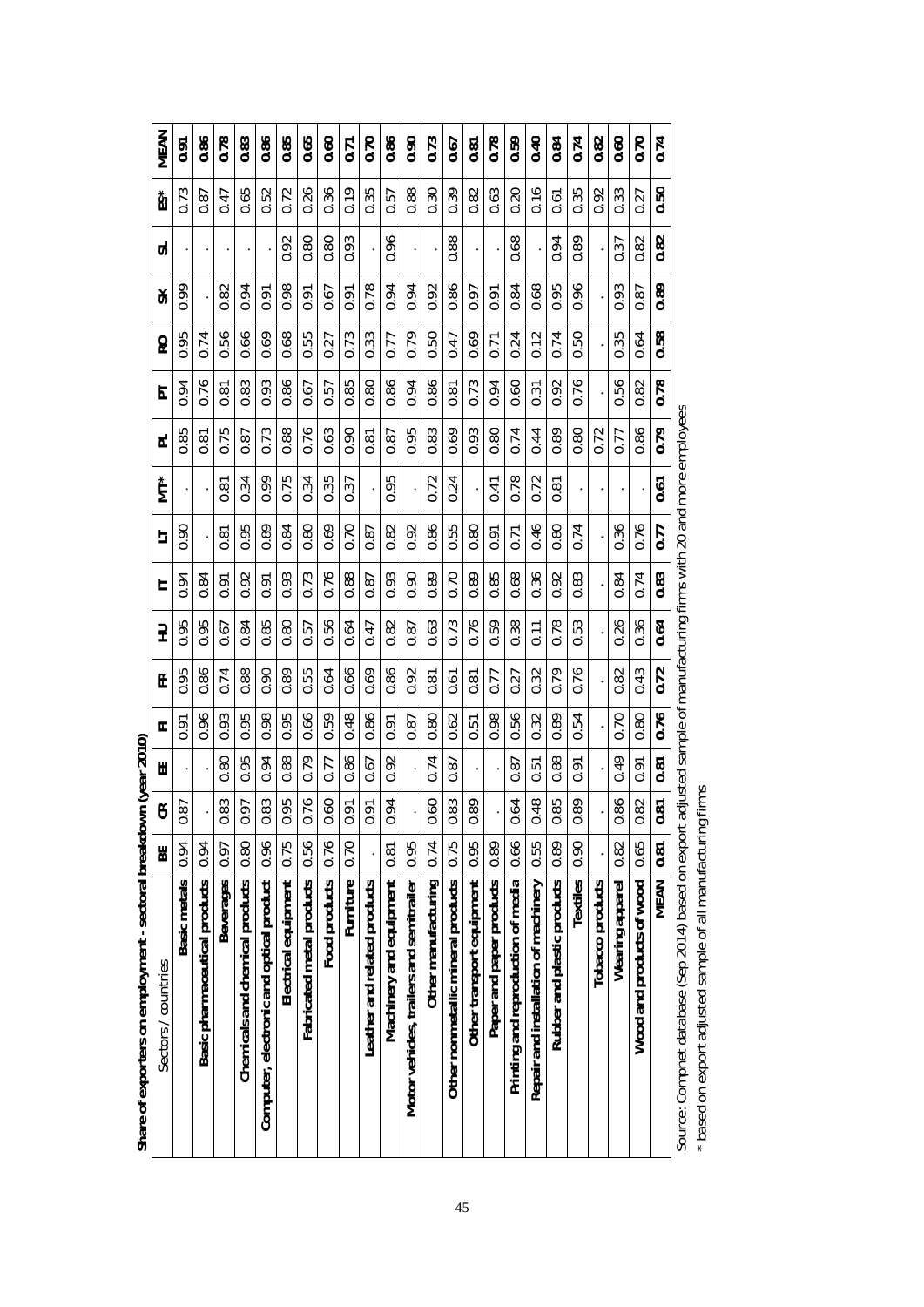**Share of exporters on employment - sectoral breakdown (year 2010)**

| Sectors / countries | BE | CR | EE | FI | FR | HU | IT | LT | MT* | PL | PT | RO | SK | SL | ES* | MEAN |
|---|---|---|---|---|---|---|---|---|---|---|---|---|---|---|---|---|
| Basic metals | 0.94 | 0.87 | . | 0.91 | 0.95 | 0.95 | 0.94 | 0.90 | . | 0.85 | 0.94 | 0.95 | 0.99 | . | 0.73 | **0.91** |
| Basic pharmaceutical products | 0.94 | . | . | 0.96 | 0.86 | 0.95 | 0.84 | . | . | 0.81 | 0.76 | 0.74 | . | . | 0.87 | **0.86** |
| Beverages | 0.97 | 0.83 | 0.80 | 0.93 | 0.74 | 0.67 | 0.91 | 0.81 | 0.81 | 0.75 | 0.81 | 0.56 | 0.82 | . | 0.47 | **0.78** |
| Chemicals and chemical products | 0.80 | 0.97 | 0.95 | 0.95 | 0.88 | 0.84 | 0.92 | 0.95 | 0.34 | 0.87 | 0.83 | 0.66 | 0.94 | . | 0.65 | **0.83** |
| Computer, electronic and optical product | 0.96 | 0.83 | 0.94 | 0.98 | 0.90 | 0.85 | 0.91 | 0.89 | 0.99 | 0.73 | 0.93 | 0.69 | 0.91 | . | 0.52 | **0.86** |
| Electrical equipment | 0.75 | 0.95 | 0.88 | 0.95 | 0.89 | 0.80 | 0.93 | 0.84 | 0.75 | 0.88 | 0.86 | 0.68 | 0.98 | 0.92 | 0.72 | **0.85** |
| Fabricated metal products | 0.56 | 0.76 | 0.79 | 0.66 | 0.55 | 0.57 | 0.73 | 0.80 | 0.34 | 0.76 | 0.67 | 0.55 | 0.91 | 0.80 | 0.26 | **0.65** |
| Food products | 0.76 | 0.60 | 0.77 | 0.59 | 0.64 | 0.56 | 0.76 | 0.69 | 0.35 | 0.63 | 0.57 | 0.27 | 0.67 | 0.80 | 0.36 | **0.60** |
| Furniture | 0.70 | 0.91 | 0.86 | 0.48 | 0.66 | 0.64 | 0.88 | 0.70 | 0.37 | 0.90 | 0.85 | 0.73 | 0.91 | 0.93 | 0.19 | **0.71** |
| Leather and related products | . | 0.91 | 0.67 | 0.86 | 0.69 | 0.47 | 0.87 | 0.87 | . | 0.81 | 0.80 | 0.33 | 0.78 | . | 0.35 | **0.70** |
| Machinery and equipment | 0.81 | 0.94 | 0.92 | 0.91 | 0.86 | 0.82 | 0.93 | 0.82 | 0.95 | 0.87 | 0.86 | 0.77 | 0.94 | 0.96 | 0.57 | **0.86** |
| Motor vehicles, trailers and semitrailer | 0.95 | . | . | 0.87 | 0.92 | 0.87 | 0.90 | 0.92 | . | 0.95 | 0.94 | 0.79 | 0.94 | . | 0.88 | **0.90** |
| Other manufacturing | 0.74 | 0.60 | 0.74 | 0.80 | 0.81 | 0.63 | 0.89 | 0.86 | 0.72 | 0.83 | 0.86 | 0.50 | 0.92 | . | 0.30 | **0.73** |
| Other nonmetallic mineral products | 0.75 | 0.83 | 0.87 | 0.62 | 0.61 | 0.73 | 0.70 | 0.55 | 0.24 | 0.69 | 0.81 | 0.47 | 0.86 | 0.88 | 0.39 | **0.67** |
| Other transport equipment | 0.95 | 0.89 | . | 0.51 | 0.81 | 0.76 | 0.89 | 0.80 | . | 0.93 | 0.73 | 0.69 | 0.97 | . | 0.82 | **0.81** |
| Paper and paper products | 0.89 | . | . | 0.98 | 0.77 | 0.59 | 0.85 | 0.91 | 0.41 | 0.80 | 0.94 | 0.71 | 0.91 | . | 0.63 | **0.78** |
| Printing and reproduction of media | 0.66 | 0.64 | 0.87 | 0.56 | 0.27 | 0.38 | 0.68 | 0.71 | 0.78 | 0.74 | 0.60 | 0.24 | 0.84 | 0.68 | 0.20 | **0.59** |
| Repair and installation of machinery | 0.55 | 0.48 | 0.51 | 0.32 | 0.32 | 0.11 | 0.36 | 0.46 | 0.72 | 0.44 | 0.31 | 0.12 | 0.68 | . | 0.16 | **0.40** |
| Rubber and plastic products | 0.89 | 0.85 | 0.88 | 0.89 | 0.79 | 0.78 | 0.92 | 0.80 | 0.81 | 0.89 | 0.92 | 0.74 | 0.95 | 0.94 | 0.61 | **0.84** |
| Textiles | 0.90 | 0.89 | 0.91 | 0.54 | 0.76 | 0.53 | 0.83 | 0.74 | . | 0.80 | 0.76 | 0.50 | 0.96 | 0.89 | 0.35 | **0.74** |
| Tobacco products | . | . | . | . | . | . | . | . | . | 0.72 | . | . | . | . | 0.92 | **0.82** |
| Wearing apparel | 0.82 | 0.86 | 0.49 | 0.70 | 0.82 | 0.26 | 0.84 | 0.36 | . | 0.77 | 0.56 | 0.35 | 0.93 | 0.37 | 0.33 | **0.60** |
| Wood and products of wood | 0.65 | 0.82 | 0.91 | 0.80 | 0.43 | 0.36 | 0.74 | 0.76 | . | 0.86 | 0.82 | 0.64 | 0.87 | 0.82 | 0.27 | **0.70** |
| **MEAN** | **0.81** | **0.81** | **0.81** | **0.76** | **0.72** | **0.64** | **0.83** | **0.77** | **0.61** | **0.79** | **0.78** | **0.58** | **0.89** | **0.82** | **0.50** | **0.74** |

Source: Compnet database (Sep 2014) based on export adjusted sample of manufacturing firms with 20 and more employees

* based on export adjusted sample of all manufacturing firms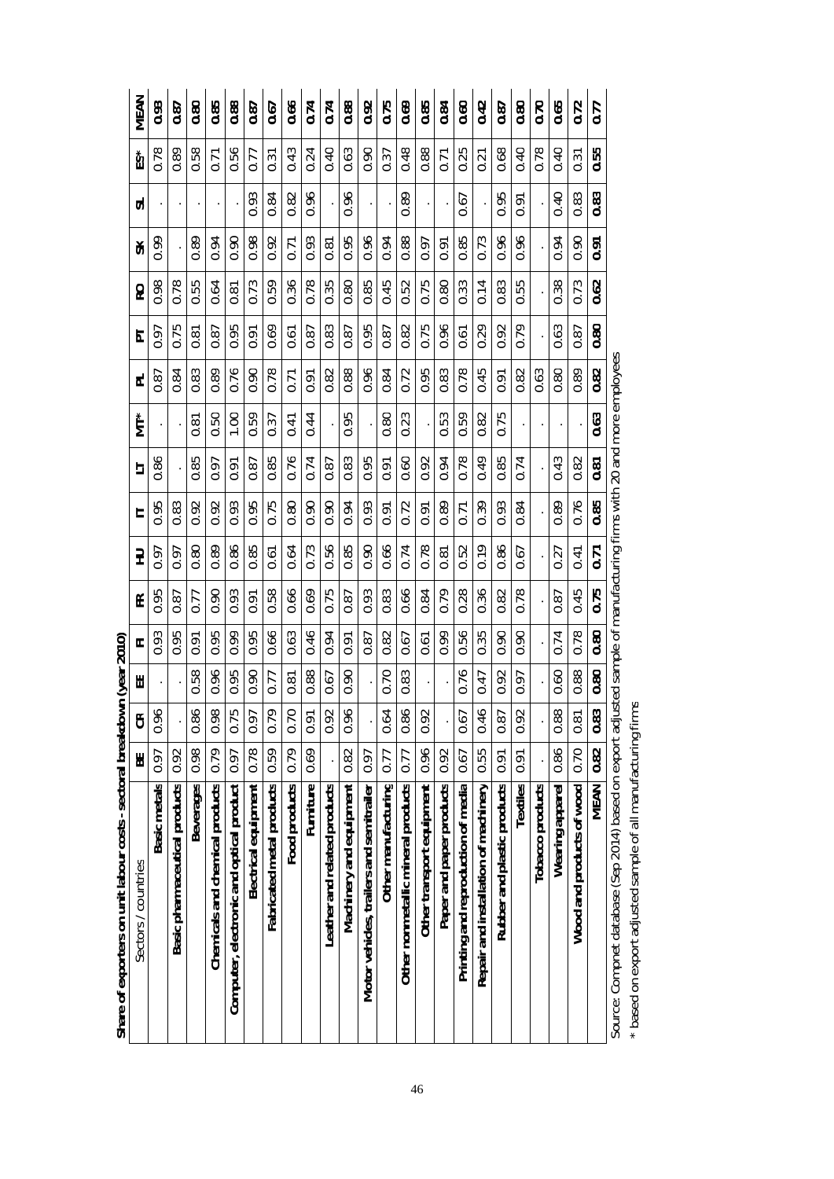**Share of exporters on unit labour costs - sectoral breakdown (year 2010)**

| Sectors / countries | BE | CR | EE | FI | FR | HU | IT | LT | MT* | PL | PT | RO | SK | SL | ES* | MEAN |
|---|---|---|---|---|---|---|---|---|---|---|---|---|---|---|---|---|
| **Basic metals** | 0.97 | 0.96 | . | 0.93 | 0.95 | 0.97 | 0.95 | 0.86 | . | 0.87 | 0.97 | 0.98 | 0.99 | . | 0.78 | **0.93** |
| **Basic pharmaceutical products** | 0.92 | . | . | 0.95 | 0.87 | 0.97 | 0.83 | . | . | 0.84 | 0.75 | 0.78 | . | . | 0.89 | **0.87** |
| **Beverages** | 0.98 | 0.86 | 0.58 | 0.91 | 0.77 | 0.80 | 0.92 | 0.85 | 0.81 | 0.83 | 0.81 | 0.55 | 0.89 | . | 0.58 | **0.80** |
| **Chemicals and chemical products** | 0.79 | 0.98 | 0.96 | 0.95 | 0.90 | 0.89 | 0.92 | 0.97 | 0.50 | 0.89 | 0.87 | 0.64 | 0.94 | . | 0.71 | **0.85** |
| **Computer, electronic and optical product** | 0.97 | 0.75 | 0.95 | 0.99 | 0.93 | 0.86 | 0.93 | 0.91 | 1.00 | 0.76 | 0.95 | 0.81 | 0.90 | . | 0.56 | **0.88** |
| **Electrical equipment** | 0.78 | 0.97 | 0.90 | 0.95 | 0.91 | 0.85 | 0.95 | 0.87 | 0.59 | 0.90 | 0.91 | 0.73 | 0.98 | 0.93 | 0.77 | **0.87** |
| **Fabricated metal products** | 0.59 | 0.79 | 0.77 | 0.66 | 0.58 | 0.61 | 0.75 | 0.85 | 0.37 | 0.78 | 0.69 | 0.59 | 0.92 | 0.84 | 0.31 | **0.67** |
| **Food products** | 0.79 | 0.70 | 0.81 | 0.63 | 0.66 | 0.64 | 0.80 | 0.76 | 0.41 | 0.71 | 0.61 | 0.36 | 0.71 | 0.82 | 0.43 | **0.66** |
| **Furniture** | 0.69 | 0.91 | 0.88 | 0.46 | 0.69 | 0.73 | 0.90 | 0.74 | 0.44 | 0.91 | 0.87 | 0.78 | 0.93 | 0.96 | 0.24 | **0.74** |
| **Leather and related products** | . | 0.92 | 0.67 | 0.94 | 0.75 | 0.56 | 0.90 | 0.87 | . | 0.82 | 0.83 | 0.35 | 0.81 | . | 0.40 | **0.74** |
| **Machinery and equipment** | 0.82 | 0.96 | 0.90 | 0.91 | 0.87 | 0.85 | 0.94 | 0.83 | 0.95 | 0.88 | 0.87 | 0.80 | 0.95 | 0.96 | 0.63 | **0.88** |
| **Motor vehicles, trailers and semitrailer** | 0.97 | . | . | 0.87 | 0.93 | 0.90 | 0.93 | 0.95 | . | 0.96 | 0.95 | 0.85 | 0.96 | . | 0.90 | **0.92** |
| **Other manufacturing** | 0.77 | 0.64 | 0.70 | 0.82 | 0.83 | 0.66 | 0.91 | 0.91 | 0.80 | 0.84 | 0.87 | 0.45 | 0.94 | . | 0.37 | **0.75** |
| **Other nonmetallic mineral products** | 0.77 | 0.86 | 0.83 | 0.67 | 0.66 | 0.74 | 0.72 | 0.60 | 0.23 | 0.72 | 0.82 | 0.52 | 0.88 | 0.89 | 0.48 | **0.69** |
| **Other transport equipment** | 0.96 | 0.92 | . | 0.61 | 0.84 | 0.78 | 0.91 | 0.92 | . | 0.95 | 0.75 | 0.75 | 0.97 | . | 0.88 | **0.85** |
| **Paper and paper products** | 0.92 | . | . | 0.99 | 0.79 | 0.81 | 0.89 | 0.94 | 0.53 | 0.83 | 0.96 | 0.80 | 0.91 | . | 0.71 | **0.84** |
| **Printing and reproduction of media** | 0.67 | 0.67 | 0.76 | 0.56 | 0.28 | 0.52 | 0.71 | 0.78 | 0.59 | 0.78 | 0.61 | 0.33 | 0.85 | 0.67 | 0.25 | **0.60** |
| **Repair and installation of machinery** | 0.55 | 0.46 | 0.47 | 0.35 | 0.36 | 0.19 | 0.39 | 0.49 | 0.82 | 0.45 | 0.29 | 0.14 | 0.73 | . | 0.21 | **0.42** |
| **Rubber and plastic products** | 0.91 | 0.87 | 0.92 | 0.90 | 0.82 | 0.86 | 0.93 | 0.85 | 0.75 | 0.91 | 0.92 | 0.83 | 0.96 | 0.95 | 0.68 | **0.87** |
| **Textiles** | 0.91 | 0.92 | 0.97 | 0.90 | 0.78 | 0.67 | 0.84 | 0.74 | . | 0.82 | 0.79 | 0.55 | 0.96 | 0.91 | 0.40 | **0.80** |
| **Tobacco products** | . | . | . | . | . | . | . | . | . | 0.63 | . | . | . | . | 0.78 | **0.70** |
| **Wearing apparel** | 0.86 | 0.88 | 0.60 | 0.74 | 0.87 | 0.27 | 0.89 | 0.43 | . | 0.80 | 0.63 | 0.38 | 0.94 | 0.40 | 0.40 | **0.65** |
| **Wood and products of wood** | 0.70 | 0.81 | 0.88 | 0.78 | 0.45 | 0.41 | 0.76 | 0.82 | . | 0.89 | 0.87 | 0.73 | 0.90 | 0.83 | 0.31 | **0.72** |
| **MEAN** | **0.82** | **0.83** | **0.80** | **0.80** | **0.75** | **0.71** | **0.85** | **0.81** | **0.63** | **0.82** | **0.80** | **0.62** | **0.91** | **0.83** | **0.55** | **0.77** |

Source: Compnet database (Sep 2014) based on export adjusted sample of manufacturing firms with 20 and more employees

* based on export adjusted sample of all manufacturing firms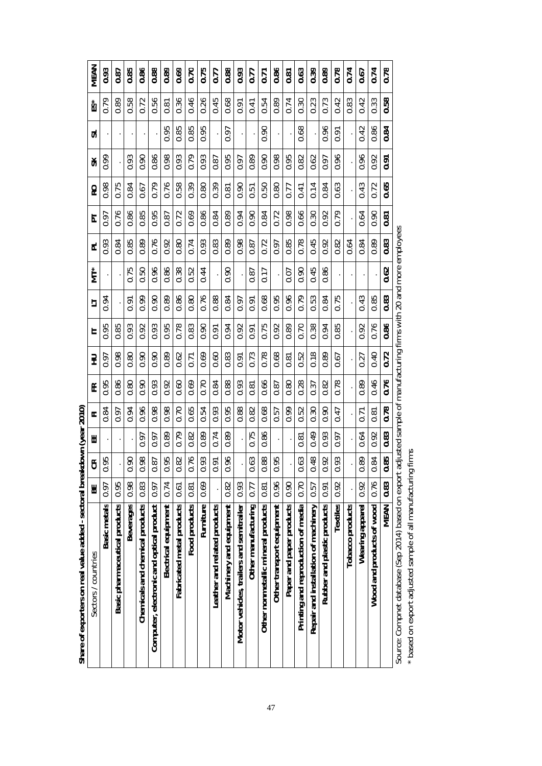**Share of exporters on real value added - sectoral breakdown (year 2010)**

| Sectors / countries | BE | CR | EE | FI | FR | HU | IT | LT | MT* | PL | PT | RO | SK | SI | ES* | MEAN |
|---|---|---|---|---|---|---|---|---|---|---|---|---|---|---|---|---|
| Basic metals | 0.97 | 0.95 | . | 0.84 | 0.95 | 0.97 | 0.95 | 0.94 | . | 0.93 | 0.97 | 0.98 | 0.99 | . | 0.79 | **0.93** |
| Basic pharmaceutical products | 0.95 | . | . | 0.97 | 0.86 | 0.98 | 0.85 | . | . | 0.84 | 0.76 | 0.75 | . | . | 0.89 | **0.87** |
| Beverages | 0.98 | 0.90 | . | 0.94 | 0.80 | 0.80 | 0.93 | 0.91 | 0.75 | 0.85 | 0.86 | 0.84 | 0.93 | . | 0.58 | **0.85** |
| Chemicals and chemical products | 0.83 | 0.98 | 0.97 | 0.96 | 0.90 | 0.90 | 0.92 | 0.99 | 0.50 | 0.89 | 0.85 | 0.67 | 0.90 | . | 0.72 | **0.86** |
| Computer, electronic and optical product | 0.97 | 0.87 | 0.97 | 0.98 | 0.93 | 0.90 | 0.93 | 0.90 | 0.96 | 0.76 | 0.95 | 0.79 | 0.86 | . | 0.56 | **0.88** |
| Electrical equipment | 0.74 | 0.95 | 0.89 | 0.98 | 0.92 | 0.89 | 0.95 | 0.89 | 0.86 | 0.92 | 0.87 | 0.76 | 0.98 | 0.95 | 0.81 | **0.89** |
| Fabricated metal products | 0.61 | 0.82 | 0.79 | 0.70 | 0.60 | 0.62 | 0.78 | 0.86 | 0.38 | 0.80 | 0.72 | 0.58 | 0.93 | 0.85 | 0.36 | **0.69** |
| Food products | 0.81 | 0.76 | 0.82 | 0.65 | 0.69 | 0.71 | 0.83 | 0.80 | 0.52 | 0.74 | 0.69 | 0.39 | 0.79 | 0.85 | 0.46 | **0.70** |
| Furniture | 0.69 | 0.93 | 0.89 | 0.54 | 0.70 | 0.69 | 0.90 | 0.76 | 0.44 | 0.93 | 0.86 | 0.80 | 0.93 | 0.95 | 0.26 | **0.75** |
| Leather and related products | . | 0.91 | 0.74 | 0.93 | 0.84 | 0.60 | 0.91 | 0.88 | . | 0.83 | 0.84 | 0.39 | 0.87 | . | 0.45 | **0.77** |
| Machinery and equipment | 0.82 | 0.96 | 0.89 | 0.95 | 0.88 | 0.83 | 0.94 | 0.84 | 0.90 | 0.89 | 0.89 | 0.81 | 0.95 | 0.97 | 0.68 | **0.88** |
| Motor vehicles, trailers and semitrailer | 0.93 | . | . | 0.88 | 0.93 | 0.91 | 0.92 | 0.97 | . | 0.98 | 0.94 | 0.90 | 0.97 | . | 0.91 | **0.93** |
| Other manufacturing | 0.77 | 0.63 | 0.75 | 0.82 | 0.81 | 0.73 | 0.91 | 0.91 | 0.87 | 0.87 | 0.90 | 0.51 | 0.89 | . | 0.41 | **0.77** |
| Other nonmetallic mineral products | 0.81 | 0.88 | 0.86 | 0.68 | 0.66 | 0.78 | 0.75 | 0.68 | 0.17 | 0.72 | 0.84 | 0.50 | 0.90 | 0.90 | 0.54 | **0.71** |
| Other transport equipment | 0.96 | 0.95 | . | 0.57 | 0.87 | 0.68 | 0.92 | 0.95 | . | 0.97 | 0.72 | 0.80 | 0.98 | . | 0.89 | **0.86** |
| Paper and paper products | 0.90 | . | . | 0.99 | 0.80 | 0.81 | 0.89 | 0.96 | 0.07 | 0.85 | 0.98 | 0.77 | 0.95 | . | 0.74 | **0.81** |
| Printing and reproduction of media | 0.70 | 0.63 | 0.81 | 0.52 | 0.28 | 0.52 | 0.70 | 0.79 | 0.90 | 0.78 | 0.66 | 0.41 | 0.82 | 0.68 | 0.30 | **0.63** |
| Repair and installation of machinery | 0.57 | 0.48 | 0.49 | 0.30 | 0.37 | 0.18 | 0.38 | 0.53 | 0.45 | 0.45 | 0.30 | 0.14 | 0.62 | . | 0.23 | **0.39** |
| Rubber and plastic products | 0.91 | 0.92 | 0.93 | 0.90 | 0.82 | 0.89 | 0.94 | 0.84 | 0.86 | 0.92 | 0.92 | 0.84 | 0.97 | 0.96 | 0.73 | **0.89** |
| Textiles | 0.92 | 0.93 | 0.97 | 0.47 | 0.78 | 0.67 | 0.85 | 0.75 | . | 0.82 | 0.79 | 0.63 | 0.96 | 0.91 | 0.42 | **0.78** |
| Tobacco products | . | . | . | . | . | . | . | . | . | 0.64 | . | . | . | . | 0.83 | **0.74** |
| Wearing apparel | 0.92 | 0.89 | 0.64 | 0.71 | 0.89 | 0.27 | 0.92 | 0.43 | . | 0.84 | 0.64 | 0.43 | 0.96 | 0.42 | 0.42 | **0.67** |
| Wood and products of wood | 0.76 | 0.84 | 0.92 | 0.81 | 0.46 | 0.40 | 0.76 | 0.85 | . | 0.89 | 0.90 | 0.72 | 0.92 | 0.86 | 0.33 | **0.74** |
| **MEAN** | **0.83** | **0.85** | **0.83** | **0.78** | **0.76** | **0.72** | **0.86** | **0.83** | **0.62** | **0.83** | **0.81** | **0.65** | **0.91** | **0.84** | **0.58** | **0.78** |

Source: Compnet database (Sep 2014) based on export adjusted sample of manufacturing firms with 20 and more employees

* based on export adjusted sample of all manufacturing firms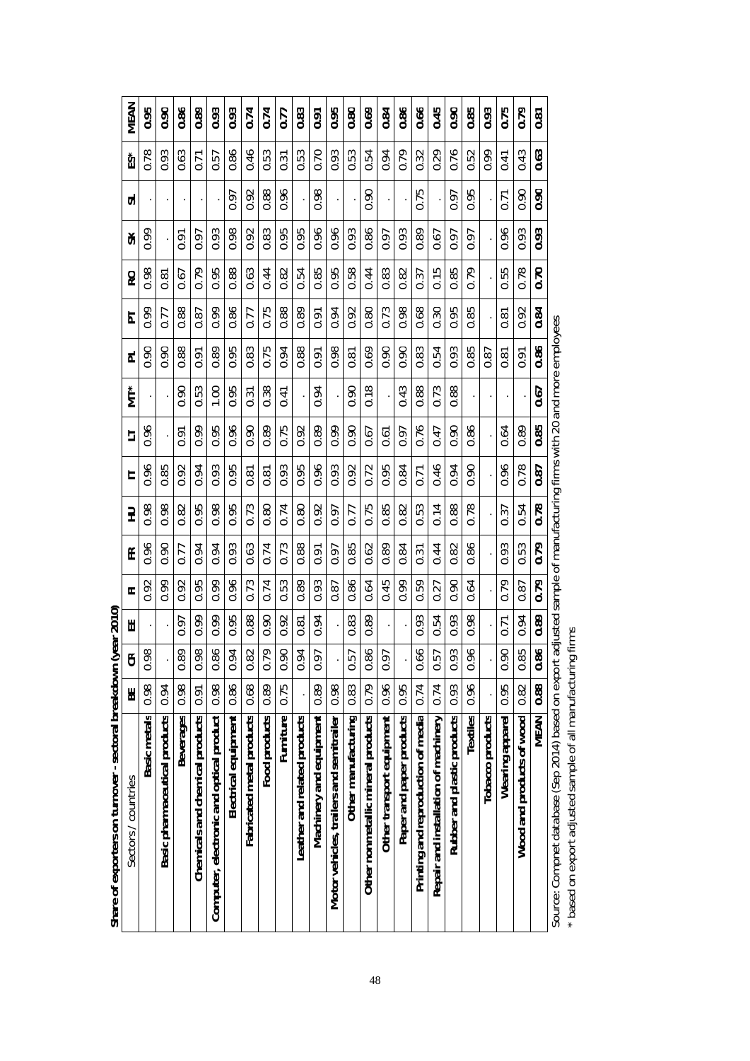**Share of exporters on turnover - sectoral breakdown (year 2010)**

| Sectors / countries | BE | CR | EE | FI | FR | HU | IT | LT | MT* | PL | PT | RO | SK | SL | ES* | MEAN |
|---|---|---|---|---|---|---|---|---|---|---|---|---|---|---|---|---|
| **Basic metals** | 0.98 | 0.98 | . | 0.92 | 0.96 | 0.98 | 0.96 | 0.96 | . | 0.90 | 0.99 | 0.98 | 0.99 | . | 0.78 | **0.95** |
| **Basic pharmaceutical products** | 0.94 | . | . | 0.99 | 0.90 | 0.98 | 0.85 | . | . | 0.90 | 0.77 | 0.81 | . | . | 0.93 | **0.90** |
| **Beverages** | 0.98 | 0.89 | 0.97 | 0.92 | 0.77 | 0.82 | 0.92 | 0.91 | 0.90 | 0.88 | 0.88 | 0.67 | 0.91 | . | 0.63 | **0.86** |
| **Chemicals and chemical products** | 0.91 | 0.98 | 0.99 | 0.95 | 0.94 | 0.95 | 0.94 | 0.99 | 0.53 | 0.91 | 0.87 | 0.79 | 0.97 | . | 0.71 | **0.89** |
| **Computer, electronic and optical product** | 0.98 | 0.86 | 0.99 | 0.99 | 0.94 | 0.98 | 0.93 | 0.95 | 1.00 | 0.89 | 0.99 | 0.95 | 0.93 | . | 0.57 | **0.93** |
| **Electrical equipment** | 0.86 | 0.94 | 0.95 | 0.96 | 0.93 | 0.95 | 0.95 | 0.96 | 0.95 | 0.95 | 0.86 | 0.88 | 0.98 | 0.97 | 0.86 | **0.93** |
| **Fabricated metal products** | 0.68 | 0.82 | 0.88 | 0.73 | 0.63 | 0.73 | 0.81 | 0.90 | 0.31 | 0.83 | 0.77 | 0.63 | 0.92 | 0.92 | 0.46 | **0.74** |
| **Food products** | 0.89 | 0.79 | 0.90 | 0.74 | 0.74 | 0.80 | 0.81 | 0.89 | 0.38 | 0.75 | 0.75 | 0.44 | 0.83 | 0.88 | 0.53 | **0.74** |
| **Furniture** | 0.75 | 0.90 | 0.92 | 0.53 | 0.73 | 0.74 | 0.93 | 0.75 | 0.41 | 0.94 | 0.88 | 0.82 | 0.95 | 0.96 | 0.31 | **0.77** |
| **Leather and related products** | . | 0.94 | 0.81 | 0.89 | 0.88 | 0.80 | 0.95 | 0.92 | . | 0.88 | 0.89 | 0.54 | 0.95 | . | 0.53 | **0.83** |
| **Machinery and equipment** | 0.89 | 0.97 | 0.94 | 0.93 | 0.91 | 0.92 | 0.96 | 0.89 | 0.94 | 0.91 | 0.91 | 0.85 | 0.96 | 0.98 | 0.70 | **0.91** |
| **Motor vehicles, trailers and semitrailer** | 0.98 | . | . | 0.87 | 0.97 | 0.97 | 0.93 | 0.99 | . | 0.98 | 0.94 | 0.95 | 0.96 | . | 0.93 | **0.95** |
| **Other manufacturing** | 0.83 | 0.57 | 0.83 | 0.86 | 0.85 | 0.77 | 0.92 | 0.90 | 0.90 | 0.81 | 0.92 | 0.58 | 0.93 | . | 0.53 | **0.80** |
| **Other nonmetallic mineral products** | 0.79 | 0.86 | 0.89 | 0.64 | 0.62 | 0.75 | 0.72 | 0.67 | 0.18 | 0.69 | 0.80 | 0.44 | 0.86 | 0.90 | 0.54 | **0.69** |
| **Other transport equipment** | 0.96 | 0.97 | . | 0.45 | 0.89 | 0.85 | 0.95 | 0.61 | . | 0.90 | 0.73 | 0.83 | 0.97 | . | 0.94 | **0.84** |
| **Paper and paper products** | 0.95 | . | . | 0.99 | 0.84 | 0.82 | 0.84 | 0.97 | 0.43 | 0.90 | 0.98 | 0.82 | 0.93 | . | 0.79 | **0.86** |
| **Printing and reproduction of media** | 0.74 | 0.66 | 0.93 | 0.59 | 0.31 | 0.53 | 0.71 | 0.76 | 0.88 | 0.83 | 0.68 | 0.37 | 0.89 | 0.75 | 0.32 | **0.66** |
| **Repair and installation of machinery** | 0.74 | 0.57 | 0.54 | 0.27 | 0.44 | 0.14 | 0.46 | 0.47 | 0.73 | 0.54 | 0.30 | 0.15 | 0.67 | . | 0.29 | **0.45** |
| **Rubber and plastic products** | 0.93 | 0.93 | 0.93 | 0.90 | 0.82 | 0.88 | 0.94 | 0.90 | 0.88 | 0.93 | 0.95 | 0.85 | 0.97 | 0.97 | 0.76 | **0.90** |
| **Textiles** | 0.96 | 0.96 | 0.98 | 0.64 | 0.86 | 0.78 | 0.90 | 0.86 | . | 0.85 | 0.85 | 0.79 | 0.97 | 0.95 | 0.52 | **0.85** |
| **Tobacco products** | . | . | . | . | . | . | . | . | . | 0.87 | . | . | . | . | 0.99 | **0.93** |
| **Wearing apparel** | 0.95 | 0.90 | 0.71 | 0.79 | 0.93 | 0.37 | 0.96 | 0.64 | . | 0.81 | 0.81 | 0.55 | 0.96 | 0.71 | 0.41 | **0.75** |
| **Wood and products of wood** | 0.82 | 0.85 | 0.94 | 0.87 | 0.53 | 0.54 | 0.78 | 0.89 | . | 0.91 | 0.92 | 0.78 | 0.93 | 0.90 | 0.43 | **0.79** |
| **MEAN** | **0.88** | **0.86** | **0.89** | **0.79** | **0.79** | **0.78** | **0.87** | **0.85** | **0.67** | **0.86** | **0.84** | **0.70** | **0.93** | **0.90** | **0.63** | **0.81** |

Source: Compnet database (Sep 2014) based on export adjusted sample of manufacturing firms with 20 and more employees

* based on export adjusted sample of all manufacturing firms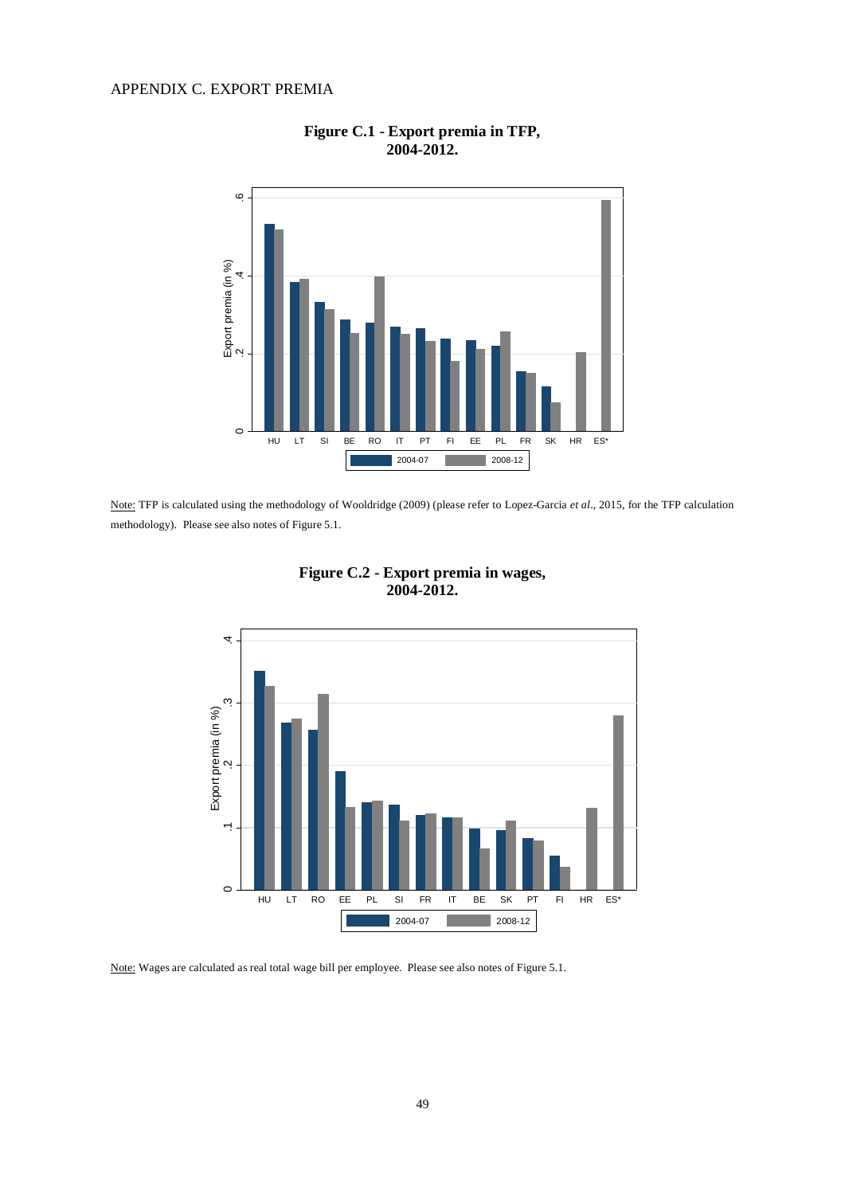APPENDIX C. EXPORT PREMIA

**Figure C.1 - Export premia in TFP, 2004-2012.**

Note: TFP is calculated using the methodology of Wooldridge (2009) (please refer to Lopez-Garcia *et al*., 2015, for the TFP calculation methodology). Please see also notes of Figure 5.1.

**Figure C.2 - Export premia in wages, 2004-2012.**

Note: Wages are calculated as real total wage bill per employee. Please see also notes of Figure 5.1.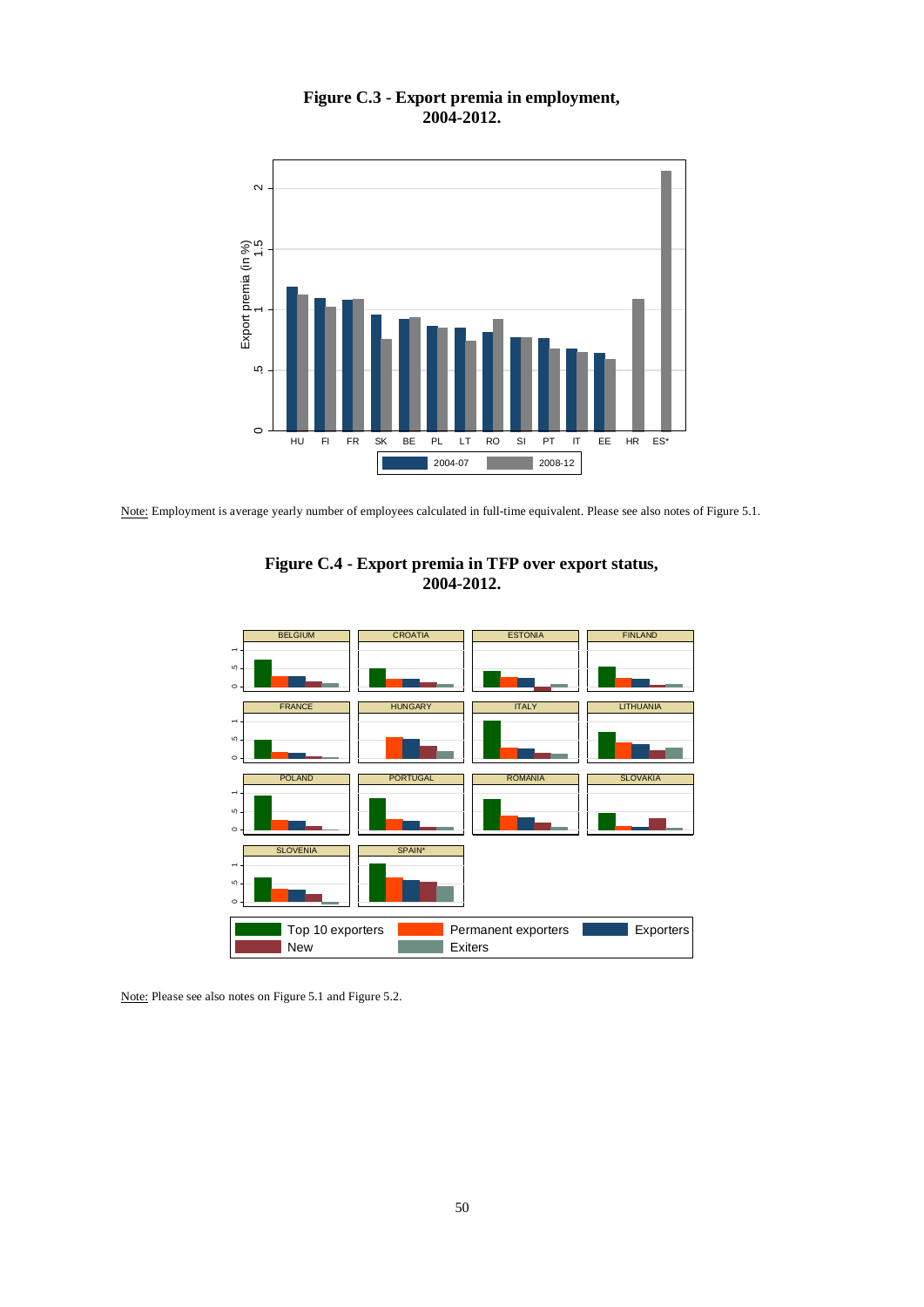**Figure C.3 - Export premia in employment, 2004-2012.**

Note: Employment is average yearly number of employees calculated in full-time equivalent. Please see also notes of Figure 5.1.

**Figure C.4 - Export premia in TFP over export status, 2004-2012.**

Note: Please see also notes on Figure 5.1 and Figure 5.2.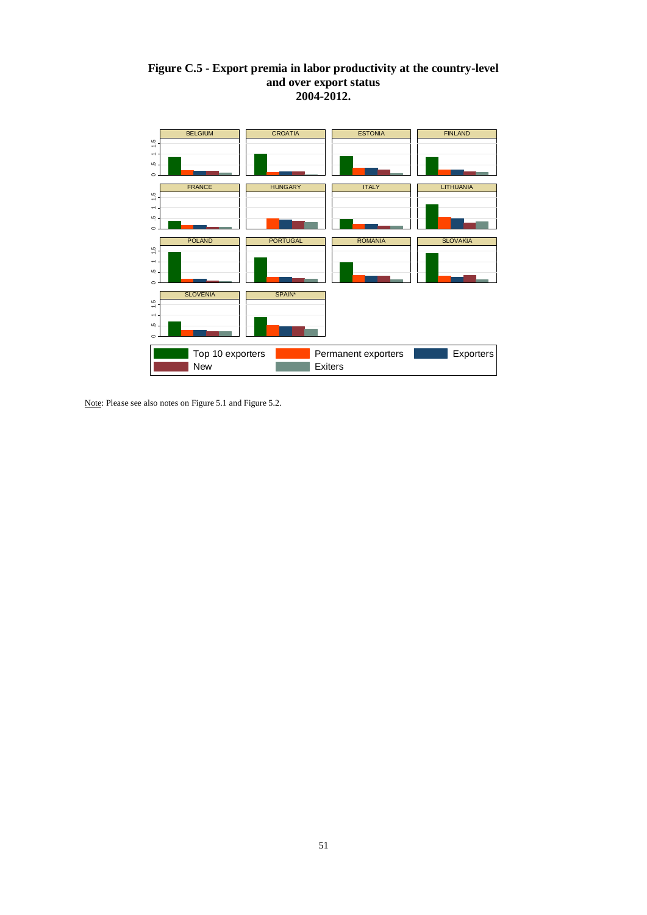**Figure C.5 - Export premia in labor productivity at the country-level and over export status 2004-2012.**

Note: Please see also notes on Figure 5.1 and Figure 5.2.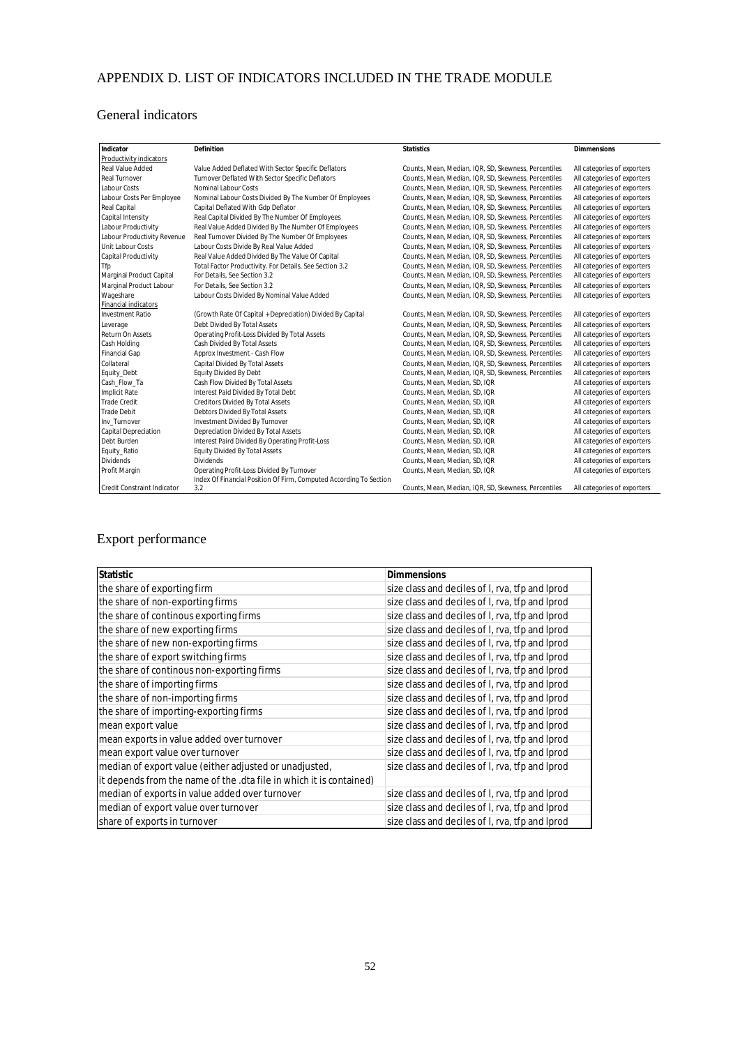# APPENDIX D. LIST OF INDICATORS INCLUDED IN THE TRADE MODULE

## General indicators

| Indicator | Definition | Statistics | Dimmensions |
|---|---|---|---|
| Productivity indicators | | | |
| Real Value Added | Value Added Deflated With Sector Specific Deflators | Counts, Mean, Median, IQR, SD, Skewness, Percentiles | All categories of exporters |
| Real Turnover | Turnover Deflated With Sector Specific Deflators | Counts, Mean, Median, IQR, SD, Skewness, Percentiles | All categories of exporters |
| Labour Costs | Nominal Labour Costs | Counts, Mean, Median, IQR, SD, Skewness, Percentiles | All categories of exporters |
| Labour Costs Per Employee | Nominal Labour Costs Divided By The Number Of Employees | Counts, Mean, Median, IQR, SD, Skewness, Percentiles | All categories of exporters |
| Real Capital | Capital Deflated With Gdp Deflator | Counts, Mean, Median, IQR, SD, Skewness, Percentiles | All categories of exporters |
| Capital Intensity | Real Capital Divided By The Number Of Employees | Counts, Mean, Median, IQR, SD, Skewness, Percentiles | All categories of exporters |
| Labour Productivity | Real Value Added Divided By The Number Of Employees | Counts, Mean, Median, IQR, SD, Skewness, Percentiles | All categories of exporters |
| Labour Productivity Revenue | Real Turnover Divided By The Number Of Employees | Counts, Mean, Median, IQR, SD, Skewness, Percentiles | All categories of exporters |
| Unit Labour Costs | Labour Costs Divide By Real Value Added | Counts, Mean, Median, IQR, SD, Skewness, Percentiles | All categories of exporters |
| Capital Productivity | Real Value Added Divided By The Value Of Capital | Counts, Mean, Median, IQR, SD, Skewness, Percentiles | All categories of exporters |
| Tfp | Total Factor Productivity. For Details, See Section 3.2 | Counts, Mean, Median, IQR, SD, Skewness, Percentiles | All categories of exporters |
| Marginal Product Capital | For Details, See Section 3.2 | Counts, Mean, Median, IQR, SD, Skewness, Percentiles | All categories of exporters |
| Marginal Product Labour | For Details, See Section 3.2 | Counts, Mean, Median, IQR, SD, Skewness, Percentiles | All categories of exporters |
| Wageshare | Labour Costs Divided By Nominal Value Added | Counts, Mean, Median, IQR, SD, Skewness, Percentiles | All categories of exporters |
| Financial indicators | | | |
| Investment Ratio | (Growth Rate Of Capital + Depreciation) Divided By Capital | Counts, Mean, Median, IQR, SD, Skewness, Percentiles | All categories of exporters |
| Leverage | Debt Divided By Total Assets | Counts, Mean, Median, IQR, SD, Skewness, Percentiles | All categories of exporters |
| Return On Assets | Operating Profit-Loss Divided By Total Assets | Counts, Mean, Median, IQR, SD, Skewness, Percentiles | All categories of exporters |
| Cash Holding | Cash Divided By Total Assets | Counts, Mean, Median, IQR, SD, Skewness, Percentiles | All categories of exporters |
| Financial Gap | Approx Investment - Cash Flow | Counts, Mean, Median, IQR, SD, Skewness, Percentiles | All categories of exporters |
| Collateral | Capital Divided By Total Assets | Counts, Mean, Median, IQR, SD, Skewness, Percentiles | All categories of exporters |
| Equity_Debt | Equity Divided By Debt | Counts, Mean, Median, IQR, SD, Skewness, Percentiles | All categories of exporters |
| Cash_Flow_Ta | Cash Flow Divided By Total Assets | Counts, Mean, Median, SD, IQR | All categories of exporters |
| Implicit Rate | Interest Paid Divided By Total Debt | Counts, Mean, Median, SD, IQR | All categories of exporters |
| Trade Credit | Creditors Divided By Total Assets | Counts, Mean, Median, SD, IQR | All categories of exporters |
| Trade Debit | Debtors Divided By Total Assets | Counts, Mean, Median, SD, IQR | All categories of exporters |
| Inv_Turnover | Investment Divided By Turnover | Counts, Mean, Median, SD, IQR | All categories of exporters |
| Capital Depreciation | Depreciation Divided By Total Assets | Counts, Mean, Median, SD, IQR | All categories of exporters |
| Debt Burden | Interest Paird Divided By Operating Profit-Loss | Counts, Mean, Median, SD, IQR | All categories of exporters |
| Equity_Ratio | Equity Divided By Total Assets | Counts, Mean, Median, SD, IQR | All categories of exporters |
| Dividends | Dividends | Counts, Mean, Median, SD, IQR | All categories of exporters |
| Profit Margin | Operating Profit-Loss Divided By Turnover | Counts, Mean, Median, SD, IQR | All categories of exporters |
| Credit Constraint Indicator | Index Of Financial Position Of Firm, Computed According To Section 3.2 | Counts, Mean, Median, IQR, SD, Skewness, Percentiles | All categories of exporters |

## Export performance

| Statistic | Dimmensions |
|---|---|
| the share of exporting firm | size class and deciles of l, rva, tfp and lprod |
| the share of non-exporting firms | size class and deciles of l, rva, tfp and lprod |
| the share of continous exporting firms | size class and deciles of l, rva, tfp and lprod |
| the share of new exporting firms | size class and deciles of l, rva, tfp and lprod |
| the share of new non-exporting firms | size class and deciles of l, rva, tfp and lprod |
| the share of export switching firms | size class and deciles of l, rva, tfp and lprod |
| the share of continous non-exporting firms | size class and deciles of l, rva, tfp and lprod |
| the share of importing firms | size class and deciles of l, rva, tfp and lprod |
| the share of non-importing firms | size class and deciles of l, rva, tfp and lprod |
| the share of importing-exporting firms | size class and deciles of l, rva, tfp and lprod |
| mean export value | size class and deciles of l, rva, tfp and lprod |
| mean exports in value added over turnover | size class and deciles of l, rva, tfp and lprod |
| mean export value over turnover | size class and deciles of l, rva, tfp and lprod |
| median of export value (either adjusted or unadjusted, it depends from the name of the .dta file in which it is contained) | size class and deciles of l, rva, tfp and lprod |
| median of exports in value added over turnover | size class and deciles of l, rva, tfp and lprod |
| median of export value over turnover | size class and deciles of l, rva, tfp and lprod |
| share of exports in turnover | size class and deciles of l, rva, tfp and lprod |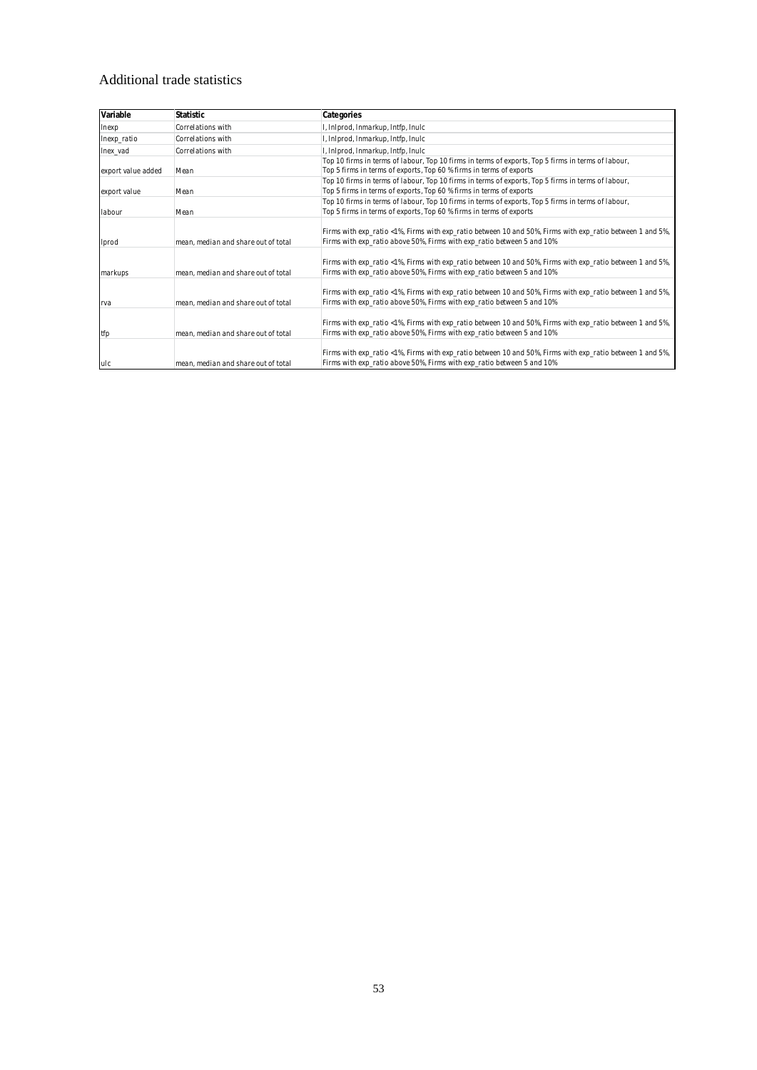# Additional trade statistics

| Variable | Statistic | Categories |
|---|---|---|
| lnexp | Correlations with | l, lnlprod, lnmarkup, lntfp, lnulc |
| lnexp_ratio | Correlations with | l, lnlprod, lnmarkup, lntfp, lnulc |
| lnex_vad | Correlations with | l, lnlprod, lnmarkup, lntfp, lnulc |
| export value added | Mean | Top 10 firms in terms of labour, Top 10 firms in terms of exports, Top 5 firms in terms of labour, Top 5 firms in terms of exports, Top 60 % firms in terms of exports |
| export value | Mean | Top 10 firms in terms of labour, Top 10 firms in terms of exports, Top 5 firms in terms of labour, Top 5 firms in terms of exports, Top 60 % firms in terms of exports |
| labour | Mean | Top 10 firms in terms of labour, Top 10 firms in terms of exports, Top 5 firms in terms of labour, Top 5 firms in terms of exports, Top 60 % firms in terms of exports |
| lprod | mean, median and share out of total | Firms with exp_ratio <1%, Firms with exp_ratio between 10 and 50%, Firms with exp_ratio between 1 and 5%, Firms with exp_ratio above 50%, Firms with exp_ratio between 5 and 10% |
| markups | mean, median and share out of total | Firms with exp_ratio <1%, Firms with exp_ratio between 10 and 50%, Firms with exp_ratio between 1 and 5%, Firms with exp_ratio above 50%, Firms with exp_ratio between 5 and 10% |
| rva | mean, median and share out of total | Firms with exp_ratio <1%, Firms with exp_ratio between 10 and 50%, Firms with exp_ratio between 1 and 5%, Firms with exp_ratio above 50%, Firms with exp_ratio between 5 and 10% |
| tfp | mean, median and share out of total | Firms with exp_ratio <1%, Firms with exp_ratio between 10 and 50%, Firms with exp_ratio between 1 and 5%, Firms with exp_ratio above 50%, Firms with exp_ratio between 5 and 10% |
| ulc | mean, median and share out of total | Firms with exp_ratio <1%, Firms with exp_ratio between 10 and 50%, Firms with exp_ratio between 1 and 5%, Firms with exp_ratio above 50%, Firms with exp_ratio between 5 and 10% |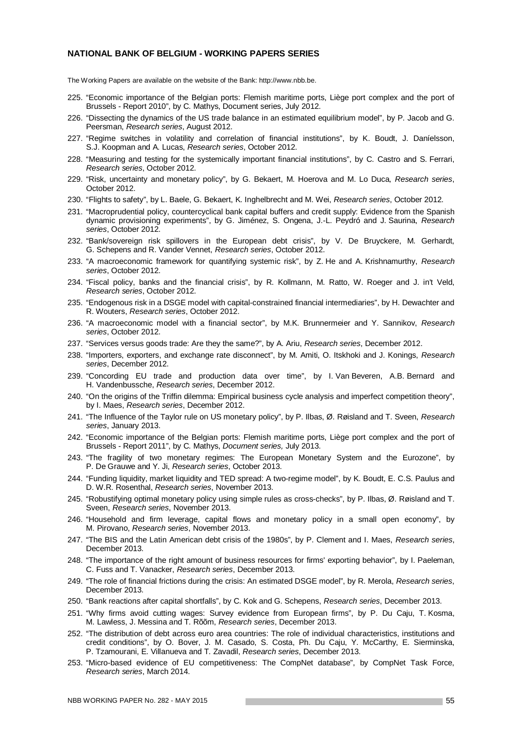### NATIONAL BANK OF BELGIUM - WORKING PAPERS SERIES

The Working Papers are available on the website of the Bank: http://www.nbb.be.

225. "Economic importance of the Belgian ports: Flemish maritime ports, Liège port complex and the port of Brussels - Report 2010", by C. Mathys, Document series, July 2012.
226. "Dissecting the dynamics of the US trade balance in an estimated equilibrium model", by P. Jacob and G. Peersman, *Research series*, August 2012.
227. "Regime switches in volatility and correlation of financial institutions", by K. Boudt, J. Daníelsson, S.J. Koopman and A. Lucas, *Research series*, October 2012.
228. "Measuring and testing for the systemically important financial institutions", by C. Castro and S. Ferrari, *Research series*, October 2012.
229. "Risk, uncertainty and monetary policy", by G. Bekaert, M. Hoerova and M. Lo Duca, *Research series*, October 2012.
230. "Flights to safety", by L. Baele, G. Bekaert, K. Inghelbrecht and M. Wei, *Research series*, October 2012.
231. "Macroprudential policy, countercyclical bank capital buffers and credit supply: Evidence from the Spanish dynamic provisioning experiments", by G. Jiménez, S. Ongena, J.-L. Peydró and J. Saurina, *Research series*, October 2012.
232. "Bank/sovereign risk spillovers in the European debt crisis", by V. De Bruyckere, M. Gerhardt, G. Schepens and R. Vander Vennet, *Research series*, October 2012.
233. "A macroeconomic framework for quantifying systemic risk", by Z. He and A. Krishnamurthy, *Research series*, October 2012.
234. "Fiscal policy, banks and the financial crisis", by R. Kollmann, M. Ratto, W. Roeger and J. in't Veld, *Research series*, October 2012.
235. "Endogenous risk in a DSGE model with capital-constrained financial intermediaries", by H. Dewachter and R. Wouters, *Research series*, October 2012.
236. "A macroeconomic model with a financial sector", by M.K. Brunnermeier and Y. Sannikov, *Research series*, October 2012.
237. "Services versus goods trade: Are they the same?", by A. Ariu, *Research series*, December 2012.
238. "Importers, exporters, and exchange rate disconnect", by M. Amiti, O. Itskhoki and J. Konings, *Research series*, December 2012.
239. "Concording EU trade and production data over time", by I. Van Beveren, A.B. Bernard and H. Vandenbussche, *Research series*, December 2012.
240. "On the origins of the Triffin dilemma: Empirical business cycle analysis and imperfect competition theory", by I. Maes, *Research series*, December 2012.
241. "The Influence of the Taylor rule on US monetary policy", by P. Ilbas, Ø. Røisland and T. Sveen, *Research series*, January 2013.
242. "Economic importance of the Belgian ports: Flemish maritime ports, Liège port complex and the port of Brussels - Report 2011", by C. Mathys, *Document series,* July 2013.
243. "The fragility of two monetary regimes: The European Monetary System and the Eurozone", by P. De Grauwe and Y. Ji, *Research series*, October 2013.
244. "Funding liquidity, market liquidity and TED spread: A two-regime model", by K. Boudt, E. C.S. Paulus and D. W.R. Rosenthal, *Research series*, November 2013.
245. "Robustifying optimal monetary policy using simple rules as cross-checks", by P. Ilbas, Ø. Røisland and T. Sveen, *Research series*, November 2013.
246. "Household and firm leverage, capital flows and monetary policy in a small open economy", by M. Pirovano, *Research series*, November 2013.
247. "The BIS and the Latin American debt crisis of the 1980s", by P. Clement and I. Maes, *Research series*, December 2013.
248. "The importance of the right amount of business resources for firms' exporting behavior", by I. Paeleman, C. Fuss and T. Vanacker, *Research series*, December 2013.
249. "The role of financial frictions during the crisis: An estimated DSGE model", by R. Merola, *Research series*, December 2013.
250. "Bank reactions after capital shortfalls", by C. Kok and G. Schepens, *Research series*, December 2013.
251. "Why firms avoid cutting wages: Survey evidence from European firms", by P. Du Caju, T. Kosma, M. Lawless, J. Messina and T. Rõõm, *Research series*, December 2013.
252. "The distribution of debt across euro area countries: The role of individual characteristics, institutions and credit conditions", by O. Bover, J. M. Casado, S. Costa, Ph. Du Caju, Y. McCarthy, E. Sierminska, P. Tzamourani, E. Villanueva and T. Zavadil, *Research series*, December 2013.
253. "Micro-based evidence of EU competitiveness: The CompNet database", by CompNet Task Force, *Research series*, March 2014.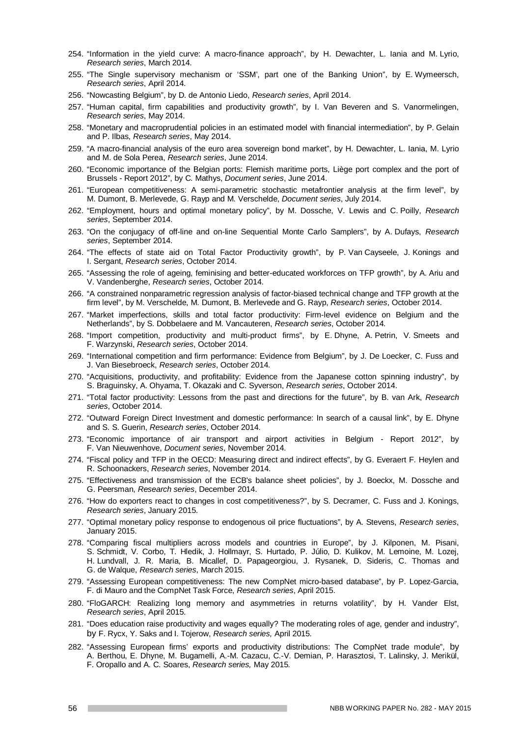254. “Information in the yield curve: A macro-finance approach”, by H. Dewachter, L. Iania and M. Lyrio, *Research series*, March 2014.
255. “The Single supervisory mechanism or ‘SSM’, part one of the Banking Union”, by E. Wymeersch, *Research series*, April 2014.
256. “Nowcasting Belgium”, by D. de Antonio Liedo, *Research series*, April 2014.
257. “Human capital, firm capabilities and productivity growth”, by I. Van Beveren and S. Vanormelingen, *Research series*, May 2014.
258. “Monetary and macroprudential policies in an estimated model with financial intermediation”, by P. Gelain and P. Ilbas, *Research series*, May 2014.
259. “A macro-financial analysis of the euro area sovereign bond market”, by H. Dewachter, L. Iania, M. Lyrio and M. de Sola Perea, *Research series*, June 2014.
260. “Economic importance of the Belgian ports: Flemish maritime ports, Liège port complex and the port of Brussels - Report 2012”, by C. Mathys, *Document series*, June 2014.
261. “European competitiveness: A semi-parametric stochastic metafrontier analysis at the firm level”, by M. Dumont, B. Merlevede, G. Rayp and M. Verschelde, *Document series*, July 2014.
262. “Employment, hours and optimal monetary policy”, by M. Dossche, V. Lewis and C. Poilly, *Research series*, September 2014.
263. “On the conjugacy of off-line and on-line Sequential Monte Carlo Samplers”, by A. Dufays, *Research series*, September 2014.
264. “The effects of state aid on Total Factor Productivity growth”, by P. Van Cayseele, J. Konings and I. Sergant, *Research series*, October 2014.
265. “Assessing the role of ageing, feminising and better-educated workforces on TFP growth”, by A. Ariu and V. Vandenberghe, *Research series*, October 2014.
266. “A constrained nonparametric regression analysis of factor-biased technical change and TFP growth at the firm level”, by M. Verschelde, M. Dumont, B. Merlevede and G. Rayp, *Research series*, October 2014.
267. “Market imperfections, skills and total factor productivity: Firm-level evidence on Belgium and the Netherlands”, by S. Dobbelaere and M. Vancauteren, *Research series*, October 2014.
268. “Import competition, productivity and multi-product firms”, by E. Dhyne, A. Petrin, V. Smeets and F. Warzynski, *Research series*, October 2014.
269. “International competition and firm performance: Evidence from Belgium”, by J. De Loecker, C. Fuss and J. Van Biesebroeck, *Research series*, October 2014.
270. “Acquisitions, productivity, and profitability: Evidence from the Japanese cotton spinning industry”, by S. Braguinsky, A. Ohyama, T. Okazaki and C. Syverson, *Research series*, October 2014.
271. “Total factor productivity: Lessons from the past and directions for the future”, by B. van Ark, *Research series*, October 2014.
272. “Outward Foreign Direct Investment and domestic performance: In search of a causal link”, by E. Dhyne and S. S. Guerin, *Research series*, October 2014.
273. “Economic importance of air transport and airport activities in Belgium - Report 2012”, by F. Van Nieuwenhove, *Document series*, November 2014.
274. “Fiscal policy and TFP in the OECD: Measuring direct and indirect effects”, by G. Everaert F. Heylen and R. Schoonackers, *Research series*, November 2014.
275. “Effectiveness and transmission of the ECB's balance sheet policies”, by J. Boeckx, M. Dossche and G. Peersman, *Research series*, December 2014.
276. “How do exporters react to changes in cost competitiveness?”, by S. Decramer, C. Fuss and J. Konings, *Research series*, January 2015.
277. “Optimal monetary policy response to endogenous oil price fluctuations”, by A. Stevens, *Research series*, January 2015.
278. “Comparing fiscal multipliers across models and countries in Europe”, by J. Kilponen, M. Pisani, S. Schmidt, V. Corbo, T. Hledik, J. Hollmayr, S. Hurtado, P. Júlio, D. Kulikov, M. Lemoine, M. Lozej, H. Lundvall, J. R. Maria, B. Micallef, D. Papageorgiou, J. Rysanek, D. Sideris, C. Thomas and G. de Walque, *Research series*, March 2015.
279. “Assessing European competitiveness: The new CompNet micro-based database”, by P. Lopez-Garcia, F. di Mauro and the CompNet Task Force, *Research series*, April 2015.
280. “FloGARCH: Realizing long memory and asymmetries in returns volatility”, by H. Vander Elst, *Research series*, April 2015.
281. “Does education raise productivity and wages equally? The moderating roles of age, gender and industry”, by F. Rycx, Y. Saks and I. Tojerow, *Research series,* April 2015.
282. “Assessing European firms’ exports and productivity distributions: The CompNet trade module”, by A. Berthou, E. Dhyne, M. Bugamelli, A.-M. Cazacu, C.-V. Demian, P. Harasztosi, T. Lalinsky, J. Meriküll, F. Oropallo and A. C. Soares, *Research series,* May 2015.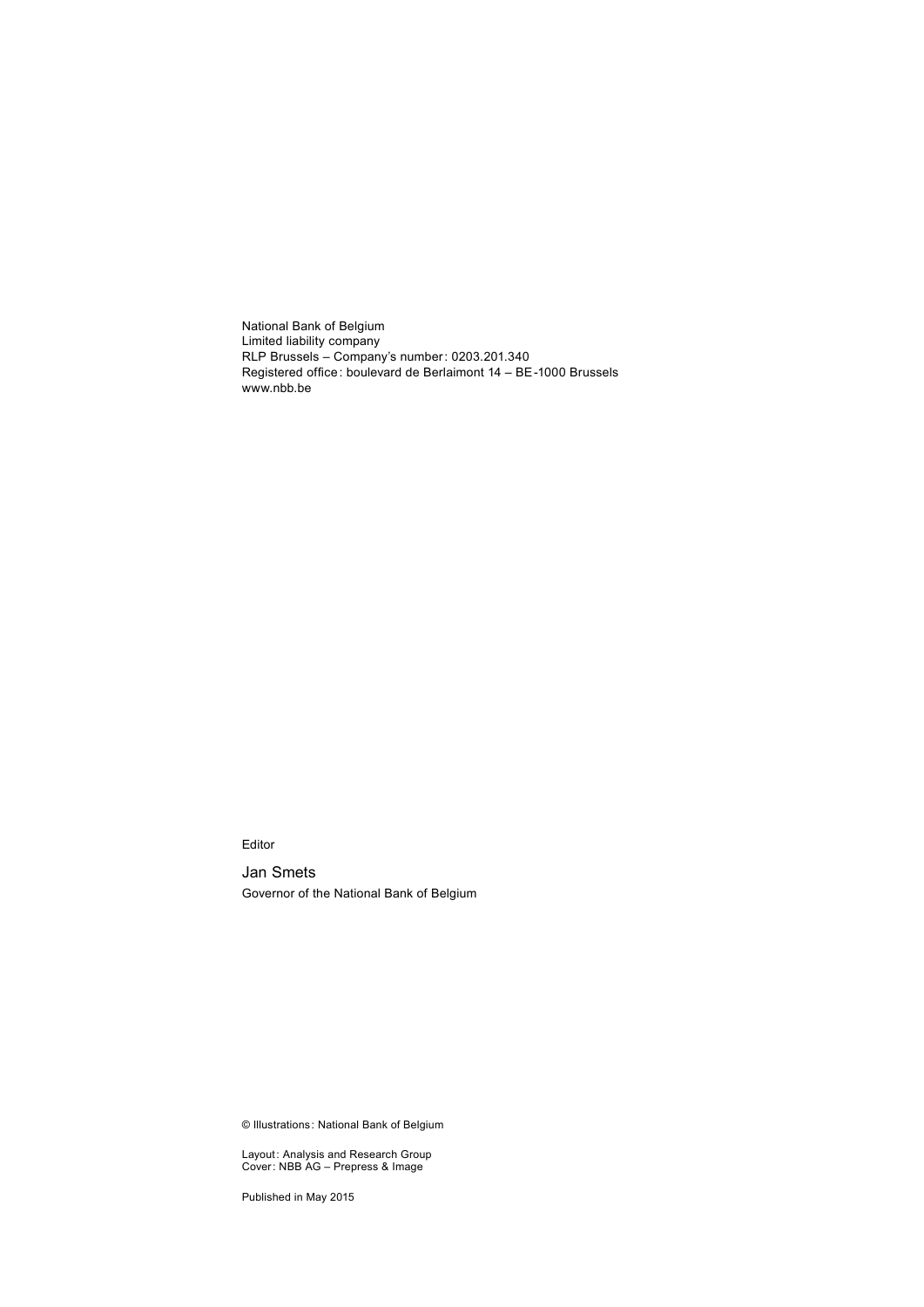National Bank of Belgium
Limited liability company
RLP Brussels – Company's number: 0203.201.340
Registered office: boulevard de Berlaimont 14 – BE-1000 Brussels
www.nbb.be

Editor

Jan Smets
Governor of the National Bank of Belgium

© Illustrations: National Bank of Belgium

Layout: Analysis and Research Group
Cover: NBB AG – Prepress & Image

Published in May 2015